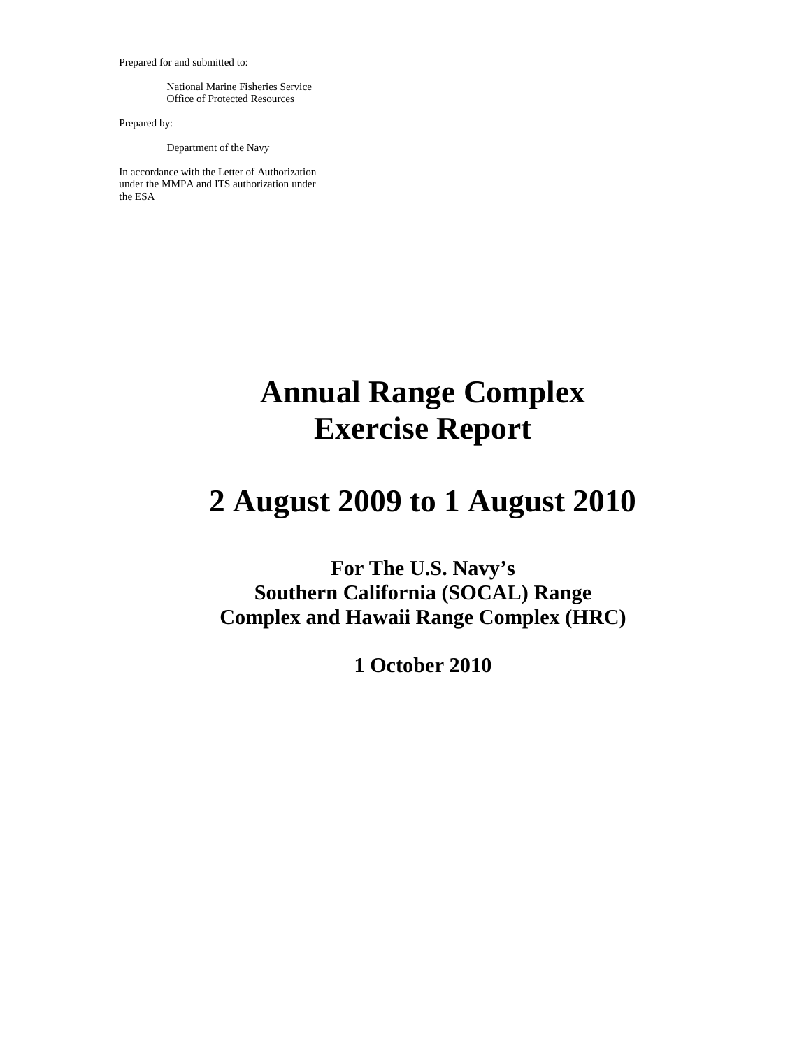Prepared for and submitted to:

National Marine Fisheries Service
Office of Protected Resources

Prepared by:

Department of the Navy

In accordance with the Letter of Authorization under the MMPA and ITS authorization under the ESA

# Annual Range Complex Exercise Report

# 2 August 2009 to 1 August 2010

## For The U.S. Navy's Southern California (SOCAL) Range Complex and Hawaii Range Complex (HRC)

## 1 October 2010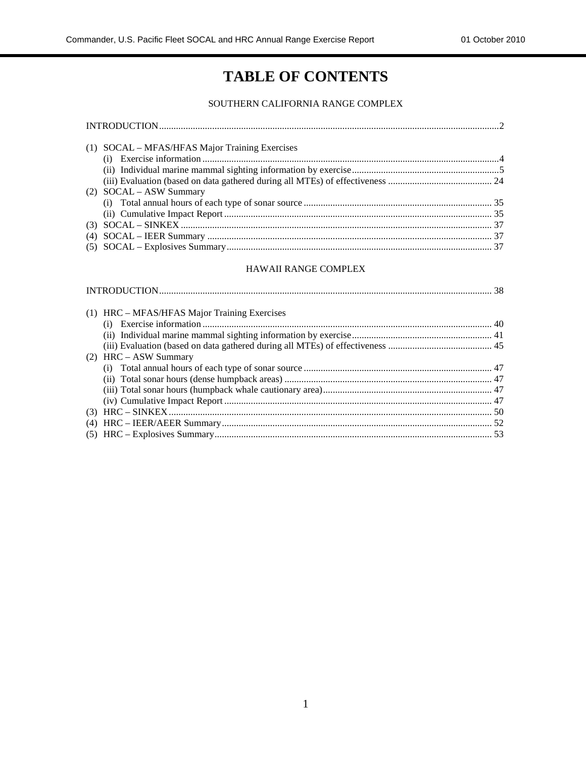# TABLE OF CONTENTS

## SOUTHERN CALIFORNIA RANGE COMPLEX

INTRODUCTION........................................................................................................2

(1) SOCAL – MFAS/HFAS Major Training Exercises
- (i) Exercise information........................................................................................4
- (ii) Individual marine mammal sighting information by exercise..............................5
- (iii) Evaluation (based on data gathered during all MTEs) of effectiveness .............. 24

(2) SOCAL – ASW Summary
- (i) Total annual hours of each type of sonar source ................................................ 35
- (ii) Cumulative Impact Report ............................................................................... 35

(3) SOCAL – SINKEX ............................................................................................... 37

(4) SOCAL – IEER Summary ...................................................................................... 37

(5) SOCAL – Explosives Summary.............................................................................. 37

## HAWAII RANGE COMPLEX

INTRODUCTION........................................................................................................ 38

(1) HRC – MFAS/HFAS Major Training Exercises
- (i) Exercise information....................................................................................... 40
- (ii) Individual marine mammal sighting information by exercise............................ 41
- (iii) Evaluation (based on data gathered during all MTEs) of effectiveness .............. 45

(2) HRC – ASW Summary
- (i) Total annual hours of each type of sonar source ................................................ 47
- (ii) Total sonar hours (dense humpback areas) ........................................................ 47
- (iii) Total sonar hours (humpback whale cautionary area)........................................ 47
- (iv) Cumulative Impact Report ............................................................................... 47

(3) HRC – SINKEX..................................................................................................... 50

(4) HRC – IEER/AEER Summary................................................................................ 52

(5) HRC – Explosives Summary.................................................................................. 53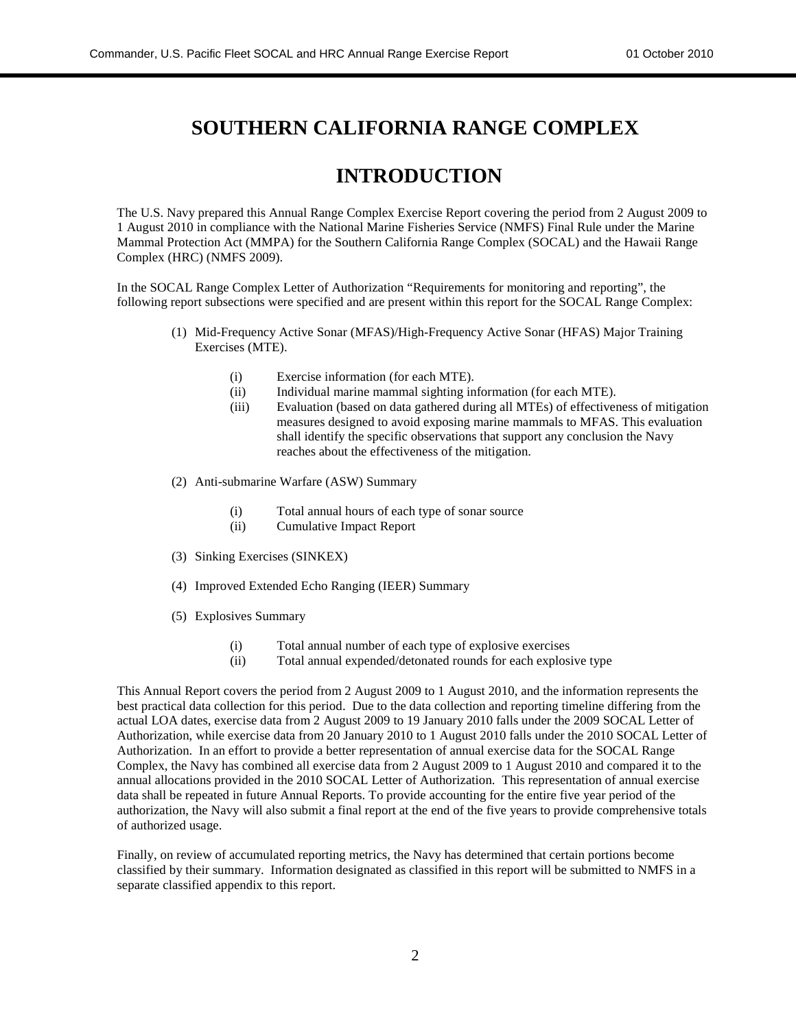# SOUTHERN CALIFORNIA RANGE COMPLEX

# INTRODUCTION

The U.S. Navy prepared this Annual Range Complex Exercise Report covering the period from 2 August 2009 to 1 August 2010 in compliance with the National Marine Fisheries Service (NMFS) Final Rule under the Marine Mammal Protection Act (MMPA) for the Southern California Range Complex (SOCAL) and the Hawaii Range Complex (HRC) (NMFS 2009).

In the SOCAL Range Complex Letter of Authorization "Requirements for monitoring and reporting", the following report subsections were specified and are present within this report for the SOCAL Range Complex:

(1) Mid-Frequency Active Sonar (MFAS)/High-Frequency Active Sonar (HFAS) Major Training Exercises (MTE).

- (i) Exercise information (for each MTE).
- (ii) Individual marine mammal sighting information (for each MTE).
- (iii) Evaluation (based on data gathered during all MTEs) of effectiveness of mitigation measures designed to avoid exposing marine mammals to MFAS. This evaluation shall identify the specific observations that support any conclusion the Navy reaches about the effectiveness of the mitigation.

(2) Anti-submarine Warfare (ASW) Summary

- (i) Total annual hours of each type of sonar source
- (ii) Cumulative Impact Report

(3) Sinking Exercises (SINKEX)

(4) Improved Extended Echo Ranging (IEER) Summary

(5) Explosives Summary

- (i) Total annual number of each type of explosive exercises
- (ii) Total annual expended/detonated rounds for each explosive type

This Annual Report covers the period from 2 August 2009 to 1 August 2010, and the information represents the best practical data collection for this period. Due to the data collection and reporting timeline differing from the actual LOA dates, exercise data from 2 August 2009 to 19 January 2010 falls under the 2009 SOCAL Letter of Authorization, while exercise data from 20 January 2010 to 1 August 2010 falls under the 2010 SOCAL Letter of Authorization. In an effort to provide a better representation of annual exercise data for the SOCAL Range Complex, the Navy has combined all exercise data from 2 August 2009 to 1 August 2010 and compared it to the annual allocations provided in the 2010 SOCAL Letter of Authorization. This representation of annual exercise data shall be repeated in future Annual Reports. To provide accounting for the entire five year period of the authorization, the Navy will also submit a final report at the end of the five years to provide comprehensive totals of authorized usage.

Finally, on review of accumulated reporting metrics, the Navy has determined that certain portions become classified by their summary. Information designated as classified in this report will be submitted to NMFS in a separate classified appendix to this report.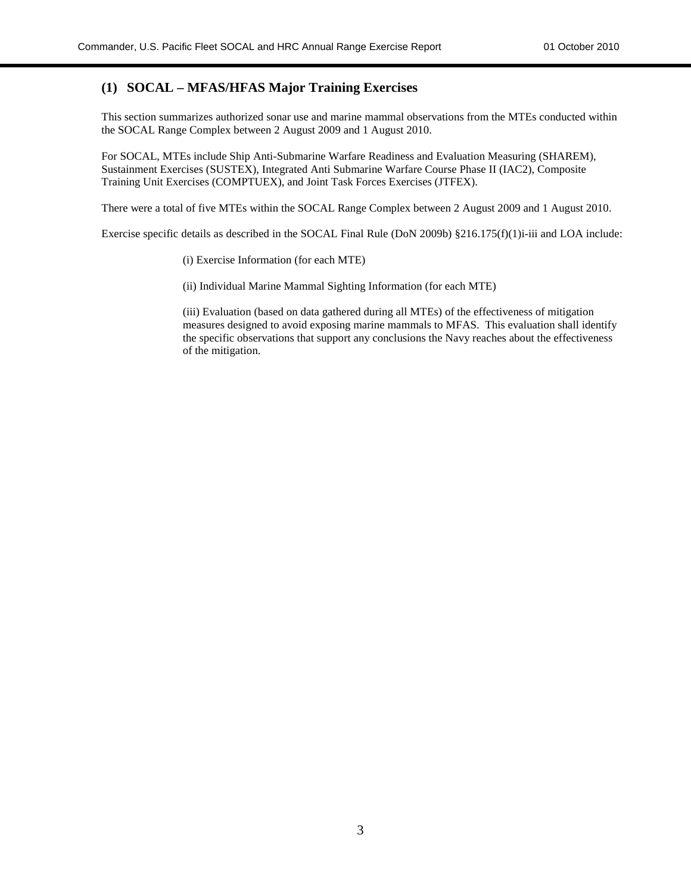## (1) SOCAL – MFAS/HFAS Major Training Exercises

This section summarizes authorized sonar use and marine mammal observations from the MTEs conducted within the SOCAL Range Complex between 2 August 2009 and 1 August 2010.

For SOCAL, MTEs include Ship Anti-Submarine Warfare Readiness and Evaluation Measuring (SHAREM), Sustainment Exercises (SUSTEX), Integrated Anti Submarine Warfare Course Phase II (IAC2), Composite Training Unit Exercises (COMPTUEX), and Joint Task Forces Exercises (JTFEX).

There were a total of five MTEs within the SOCAL Range Complex between 2 August 2009 and 1 August 2010.

Exercise specific details as described in the SOCAL Final Rule (DoN 2009b) §216.175(f)(1)i-iii and LOA include:

(i) Exercise Information (for each MTE)

(ii) Individual Marine Mammal Sighting Information (for each MTE)

(iii) Evaluation (based on data gathered during all MTEs) of the effectiveness of mitigation measures designed to avoid exposing marine mammals to MFAS. This evaluation shall identify the specific observations that support any conclusions the Navy reaches about the effectiveness of the mitigation.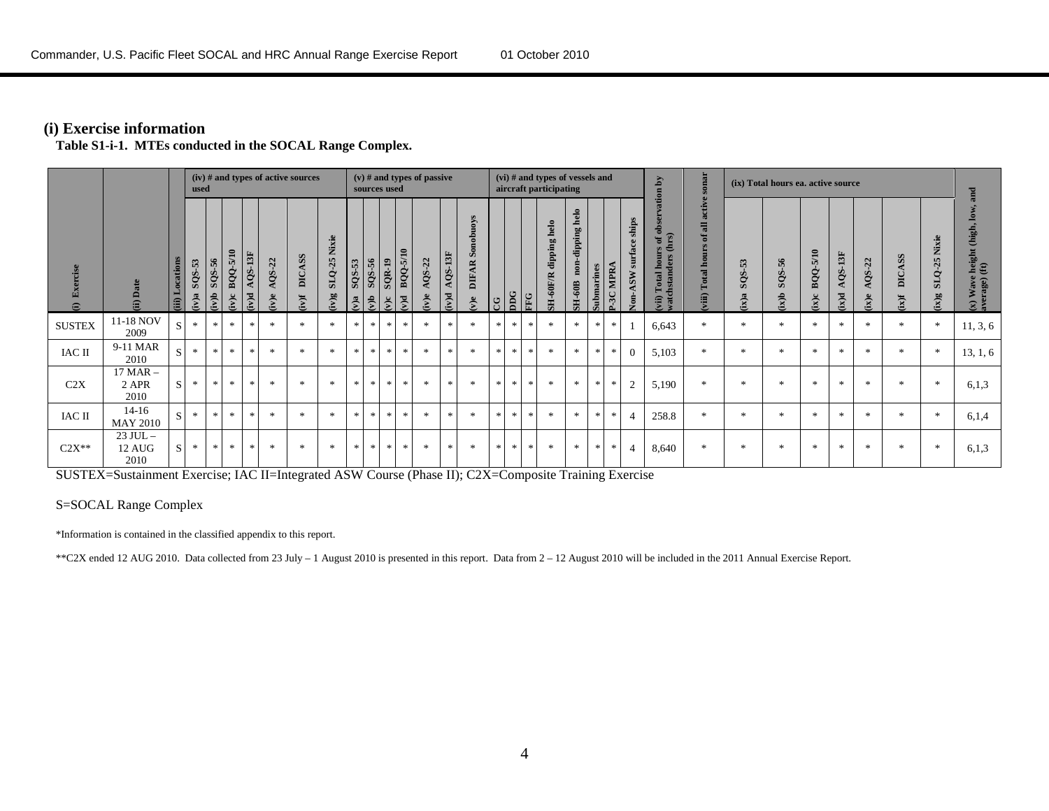## (i) Exercise information

**Table S1-i-1. MTEs conducted in the SOCAL Range Complex.**

| (i) Exercise | (ii) Date | (iii) Locations | (iv) # and types of active sources used | | | | | | | (v) # and types of passive sources used | | | | | | | (vi) # and types of vessels and aircraft participating | | | | | | | | (vii) Total hours of observation by watchstanders (hrs) | (viii) Total hours of all active sonar | (ix) Total hours ea. active source | | | | | | | (x) Wave height (high, low, and average) (ft) |
|---|---|---|---|---|---|---|---|---|---|---|---|---|---|---|---|---|---|---|---|---|---|---|---|---|---|---|---|---|---|---|---|---|---|---|
| | | | (iv)a SQS-53 | (iv)b SQS-56 | (iv)c BQQ-5/10 | (iv)d AQS-13F | (iv)e AQS-22 | (iv)f DICASS | (iv)g SLQ-25 Nixie | (v)a SQS-53 | (v)b SQS-56 | (v)c SQR-19 | (v)d BQQ-5/10 | (v)e AQS-22 | (v)d AQS-13F | (v)e DIFAR Sonobuoys | CG | DDG | FFG | SH-60F/R dipping helo | SH-60B non-dipping helo | Submarines | P-3C MPRA | Non-ASW surface ships | | | (ix)a SQS-53 | (ix)b SQS-56 | (ix)c BQQ-5/10 | (ix)d AQS-13F | (ix)e AQS-22 | (ix)f DICASS | (ix)g SLQ-25 Nixie | |
| SUSTEX | 11-18 NOV 2009 | S | * | * | * | * | * | * | * | * | * | * | * | * | * | * | * | * | * | * | * | * | * | 1 | 6,643 | * | * | * | * | * | * | * | * | 11, 3, 6 |
| IAC II | 9-11 MAR 2010 | S | * | * | * | * | * | * | * | * | * | * | * | * | * | * | * | * | * | * | * | * | * | 0 | 5,103 | * | * | * | * | * | * | * | * | 13, 1, 6 |
| C2X | 17 MAR – 2 APR 2010 | S | * | * | * | * | * | * | * | * | * | * | * | * | * | * | * | * | * | * | * | * | * | 2 | 5,190 | * | * | * | * | * | * | * | * | 6,1,3 |
| IAC II | 14-16 MAY 2010 | S | * | * | * | * | * | * | * | * | * | * | * | * | * | * | * | * | * | * | * | * | * | 4 | 258.8 | * | * | * | * | * | * | * | * | 6,1,4 |
| C2X** | 23 JUL – 12 AUG 2010 | S | * | * | * | * | * | * | * | * | * | * | * | * | * | * | * | * | * | * | * | * | * | 4 | 8,640 | * | * | * | * | * | * | * | * | 6,1,3 |

SUSTEX=Sustainment Exercise; IAC II=Integrated ASW Course (Phase II); C2X=Composite Training Exercise

S=SOCAL Range Complex

*Information is contained in the classified appendix to this report.

**C2X ended 12 AUG 2010. Data collected from 23 July – 1 August 2010 is presented in this report. Data from 2 – 12 August 2010 will be included in the 2011 Annual Exercise Report.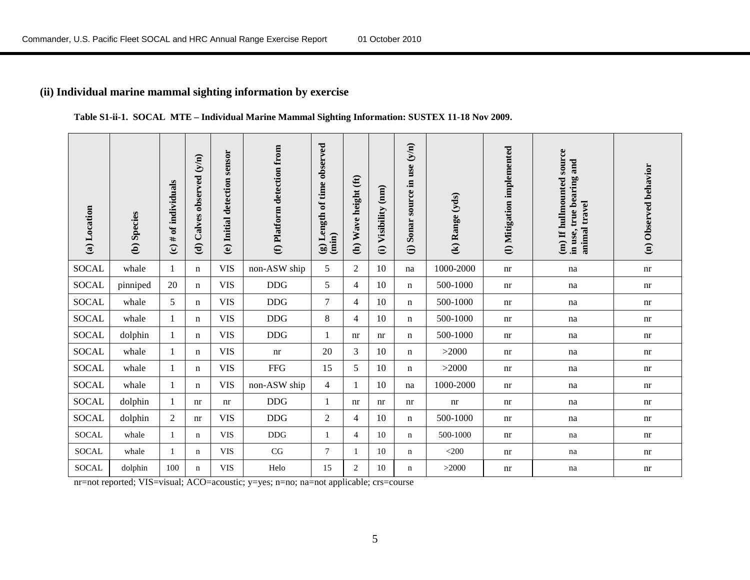### (ii) Individual marine mammal sighting information by exercise

**Table S1-ii-1. SOCAL MTE – Individual Marine Mammal Sighting Information: SUSTEX 11-18 Nov 2009.**

| (a) Location | (b) Species | (c) # of individuals | (d) Calves observed (y/n) | (e) Initial detection sensor | (f) Platform detection from | (g) Length of time observed (min) | (h) Wave height (ft) | (i) Visibility (nm) | (j) Sonar source in use (y/n) | (k) Range (yds) | (l) Mitigation implemented | (m) If hullmounted source in use, true bearing and animal travel | (n) Observed behavior |
|---|---|---|---|---|---|---|---|---|---|---|---|---|---|
| SOCAL | whale | 1 | n | VIS | non-ASW ship | 5 | 2 | 10 | na | 1000-2000 | nr | na | nr |
| SOCAL | pinniped | 20 | n | VIS | DDG | 5 | 4 | 10 | n | 500-1000 | nr | na | nr |
| SOCAL | whale | 5 | n | VIS | DDG | 7 | 4 | 10 | n | 500-1000 | nr | na | nr |
| SOCAL | whale | 1 | n | VIS | DDG | 8 | 4 | 10 | n | 500-1000 | nr | na | nr |
| SOCAL | dolphin | 1 | n | VIS | DDG | 1 | nr | nr | n | 500-1000 | nr | na | nr |
| SOCAL | whale | 1 | n | VIS | nr | 20 | 3 | 10 | n | >2000 | nr | na | nr |
| SOCAL | whale | 1 | n | VIS | FFG | 15 | 5 | 10 | n | >2000 | nr | na | nr |
| SOCAL | whale | 1 | n | VIS | non-ASW ship | 4 | 1 | 10 | na | 1000-2000 | nr | na | nr |
| SOCAL | dolphin | 1 | nr | nr | DDG | 1 | nr | nr | nr | nr | nr | na | nr |
| SOCAL | dolphin | 2 | nr | VIS | DDG | 2 | 4 | 10 | n | 500-1000 | nr | na | nr |
| SOCAL | whale | 1 | n | VIS | DDG | 1 | 4 | 10 | n | 500-1000 | nr | na | nr |
| SOCAL | whale | 1 | n | VIS | CG | 7 | 1 | 10 | n | <200 | nr | na | nr |
| SOCAL | dolphin | 100 | n | VIS | Helo | 15 | 2 | 10 | n | >2000 | nr | na | nr |

nr=not reported; VIS=visual; ACO=acoustic; y=yes; n=no; na=not applicable; crs=course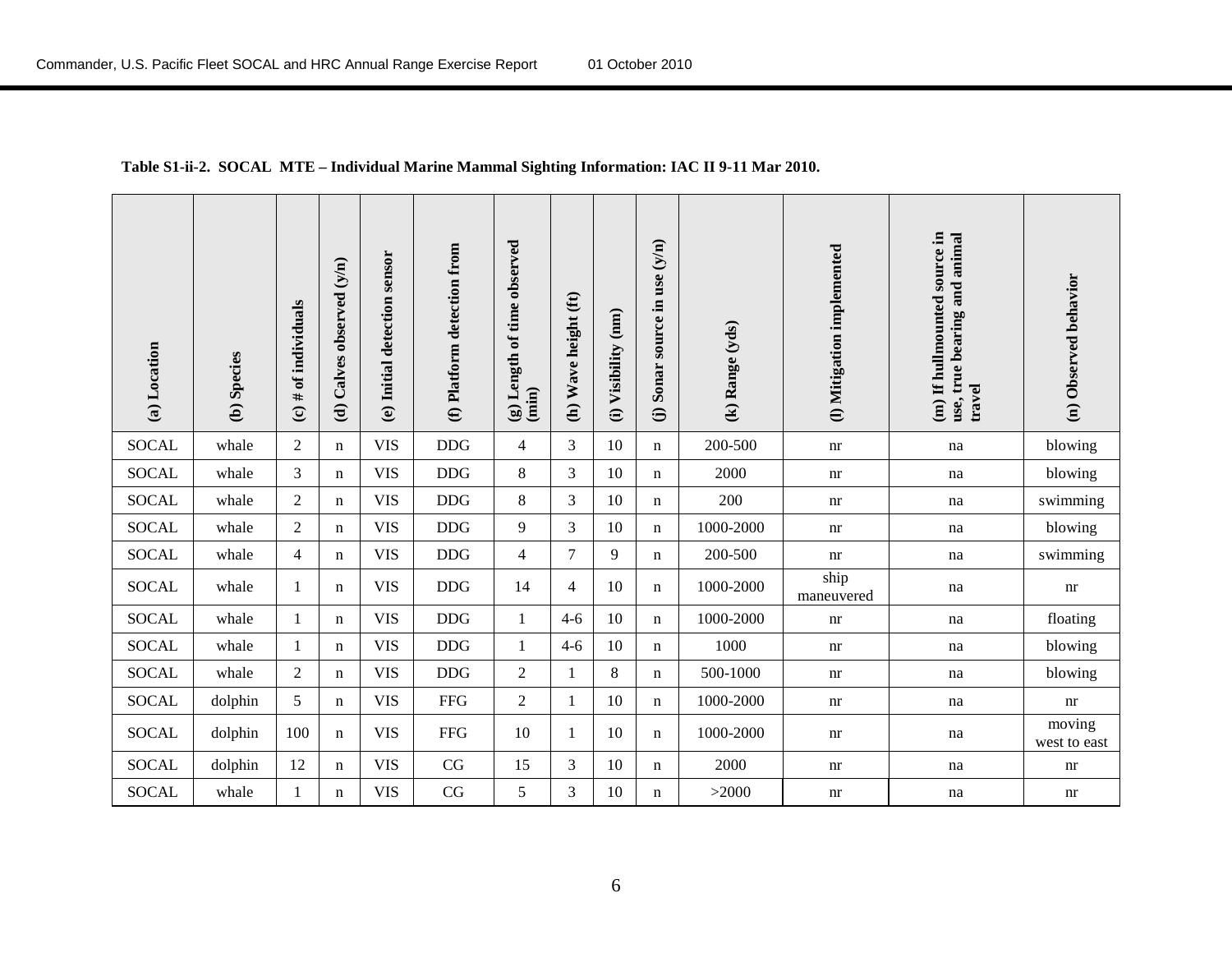**Table S1-ii-2. SOCAL MTE – Individual Marine Mammal Sighting Information: IAC II 9-11 Mar 2010.**

| (a) Location | (b) Species | (c) # of individuals | (d) Calves observed (y/n) | (e) Initial detection sensor | (f) Platform detection from | (g) Length of time observed (min) | (h) Wave height (ft) | (i) Visibility (nm) | (j) Sonar source in use (y/n) | (k) Range (yds) | (l) Mitigation implemented | (m) If hullmounted source in use, true bearing and animal travel | (n) Observed behavior |
|---|---|---|---|---|---|---|---|---|---|---|---|---|---|
| SOCAL | whale | 2 | n | VIS | DDG | 4 | 3 | 10 | n | 200-500 | nr | na | blowing |
| SOCAL | whale | 3 | n | VIS | DDG | 8 | 3 | 10 | n | 2000 | nr | na | blowing |
| SOCAL | whale | 2 | n | VIS | DDG | 8 | 3 | 10 | n | 200 | nr | na | swimming |
| SOCAL | whale | 2 | n | VIS | DDG | 9 | 3 | 10 | n | 1000-2000 | nr | na | blowing |
| SOCAL | whale | 4 | n | VIS | DDG | 4 | 7 | 9 | n | 200-500 | nr | na | swimming |
| SOCAL | whale | 1 | n | VIS | DDG | 14 | 4 | 10 | n | 1000-2000 | ship maneuvered | na | nr |
| SOCAL | whale | 1 | n | VIS | DDG | 1 | 4-6 | 10 | n | 1000-2000 | nr | na | floating |
| SOCAL | whale | 1 | n | VIS | DDG | 1 | 4-6 | 10 | n | 1000 | nr | na | blowing |
| SOCAL | whale | 2 | n | VIS | DDG | 2 | 1 | 8 | n | 500-1000 | nr | na | blowing |
| SOCAL | dolphin | 5 | n | VIS | FFG | 2 | 1 | 10 | n | 1000-2000 | nr | na | nr |
| SOCAL | dolphin | 100 | n | VIS | FFG | 10 | 1 | 10 | n | 1000-2000 | nr | na | moving west to east |
| SOCAL | dolphin | 12 | n | VIS | CG | 15 | 3 | 10 | n | 2000 | nr | na | nr |
| SOCAL | whale | 1 | n | VIS | CG | 5 | 3 | 10 | n | >2000 | nr | na | nr |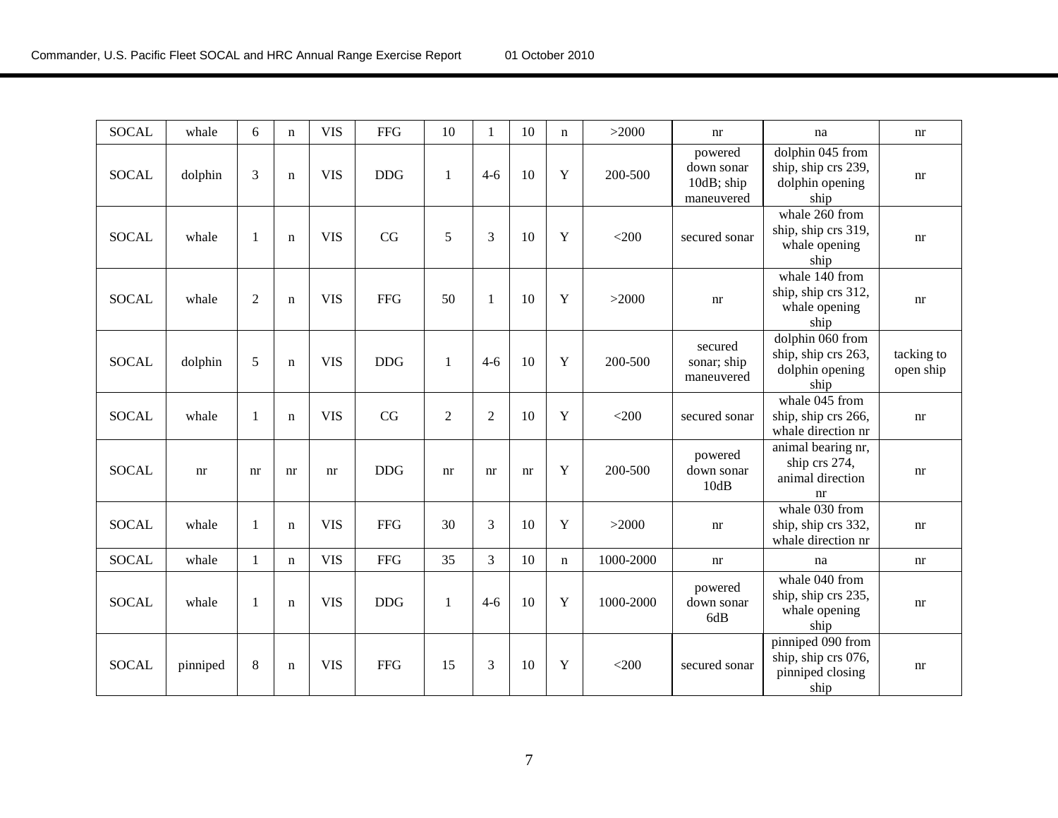| | | | | | | | | | | | | | |
|---|---|---|---|---|---|---|---|---|---|---|---|---|---|
| SOCAL | whale | 6 | n | VIS | FFG | 10 | 1 | 10 | n | >2000 | nr | na | nr |
| SOCAL | dolphin | 3 | n | VIS | DDG | 1 | 4-6 | 10 | Y | 200-500 | powered down sonar 10dB; ship maneuvered | dolphin 045 from ship, ship crs 239, dolphin opening ship | nr |
| SOCAL | whale | 1 | n | VIS | CG | 5 | 3 | 10 | Y | <200 | secured sonar | whale 260 from ship, ship crs 319, whale opening ship | nr |
| SOCAL | whale | 2 | n | VIS | FFG | 50 | 1 | 10 | Y | >2000 | nr | whale 140 from ship, ship crs 312, whale opening ship | nr |
| SOCAL | dolphin | 5 | n | VIS | DDG | 1 | 4-6 | 10 | Y | 200-500 | secured sonar; ship maneuvered | dolphin 060 from ship, ship crs 263, dolphin opening ship | tacking to open ship |
| SOCAL | whale | 1 | n | VIS | CG | 2 | 2 | 10 | Y | <200 | secured sonar | whale 045 from ship, ship crs 266, whale direction nr | nr |
| SOCAL | nr | nr | nr | nr | DDG | nr | nr | nr | Y | 200-500 | powered down sonar 10dB | animal bearing nr, ship crs 274, animal direction nr | nr |
| SOCAL | whale | 1 | n | VIS | FFG | 30 | 3 | 10 | Y | >2000 | nr | whale 030 from ship, ship crs 332, whale direction nr | nr |
| SOCAL | whale | 1 | n | VIS | FFG | 35 | 3 | 10 | n | 1000-2000 | nr | na | nr |
| SOCAL | whale | 1 | n | VIS | DDG | 1 | 4-6 | 10 | Y | 1000-2000 | powered down sonar 6dB | whale 040 from ship, ship crs 235, whale opening ship | nr |
| SOCAL | pinniped | 8 | n | VIS | FFG | 15 | 3 | 10 | Y | <200 | secured sonar | pinniped 090 from ship, ship crs 076, pinniped closing ship | nr |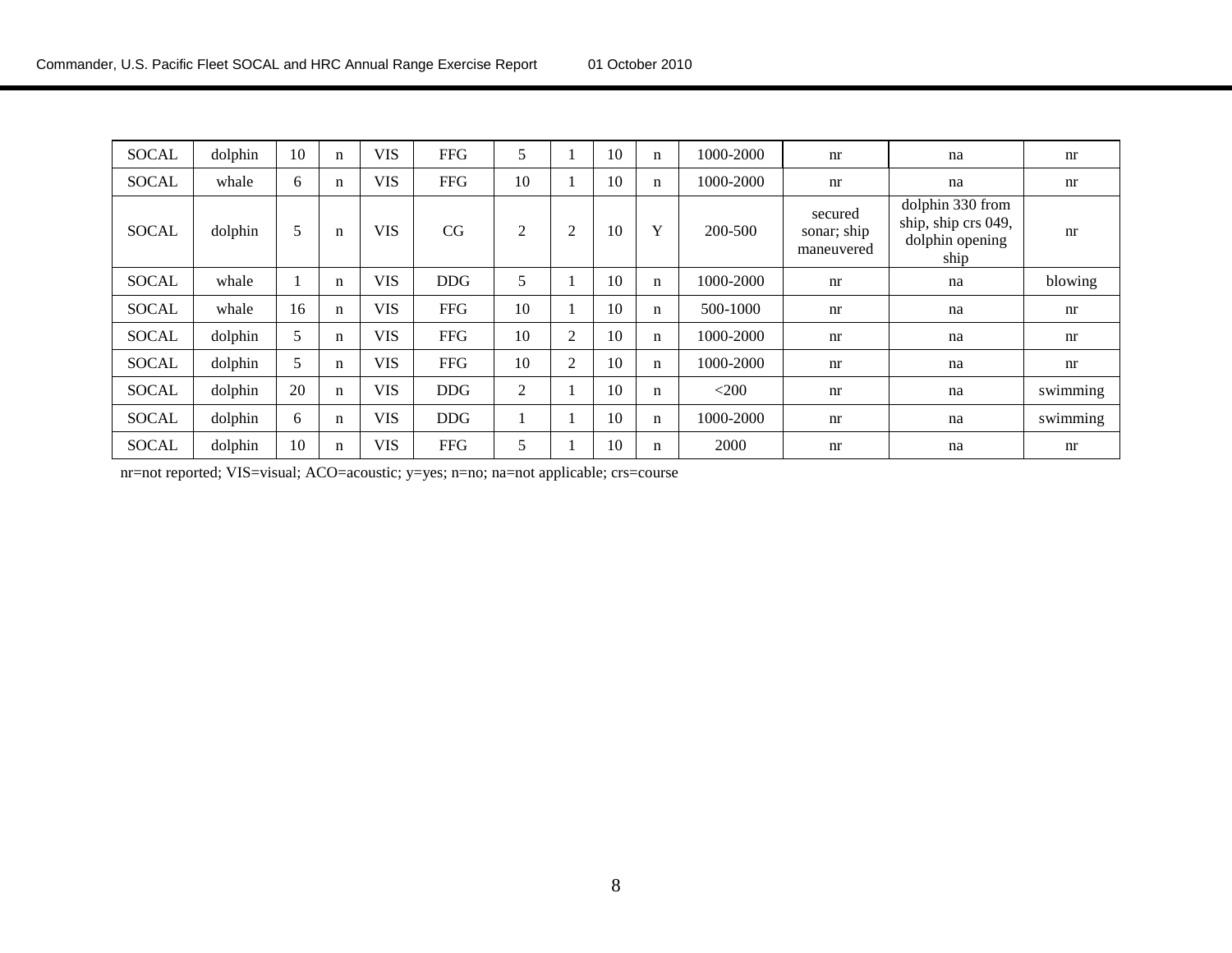| | | | | | | | | | | | | | |
|---|---|---|---|---|---|---|---|---|---|---|---|---|---|
| SOCAL | dolphin | 10 | n | VIS | FFG | 5 | 1 | 10 | n | 1000-2000 | nr | na | nr |
| SOCAL | whale | 6 | n | VIS | FFG | 10 | 1 | 10 | n | 1000-2000 | nr | na | nr |
| SOCAL | dolphin | 5 | n | VIS | CG | 2 | 2 | 10 | Y | 200-500 | secured sonar; ship maneuvered | dolphin 330 from ship, ship crs 049, dolphin opening ship | nr |
| SOCAL | whale | 1 | n | VIS | DDG | 5 | 1 | 10 | n | 1000-2000 | nr | na | blowing |
| SOCAL | whale | 16 | n | VIS | FFG | 10 | 1 | 10 | n | 500-1000 | nr | na | nr |
| SOCAL | dolphin | 5 | n | VIS | FFG | 10 | 2 | 10 | n | 1000-2000 | nr | na | nr |
| SOCAL | dolphin | 5 | n | VIS | FFG | 10 | 2 | 10 | n | 1000-2000 | nr | na | nr |
| SOCAL | dolphin | 20 | n | VIS | DDG | 2 | 1 | 10 | n | <200 | nr | na | swimming |
| SOCAL | dolphin | 6 | n | VIS | DDG | 1 | 1 | 10 | n | 1000-2000 | nr | na | swimming |
| SOCAL | dolphin | 10 | n | VIS | FFG | 5 | 1 | 10 | n | 2000 | nr | na | nr |

nr=not reported; VIS=visual; ACO=acoustic; y=yes; n=no; na=not applicable; crs=course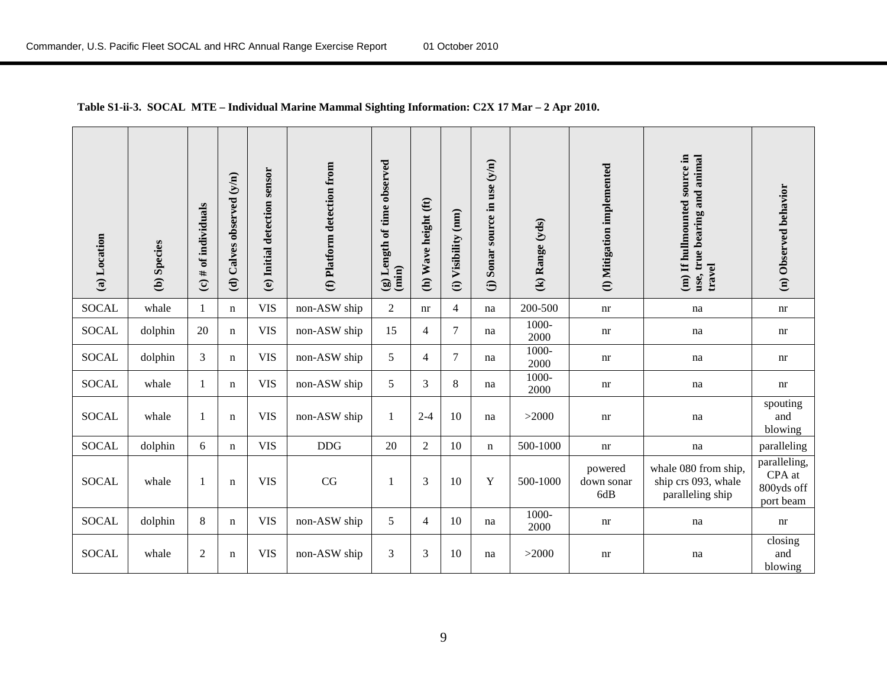**Table S1-ii-3. SOCAL MTE – Individual Marine Mammal Sighting Information: C2X 17 Mar – 2 Apr 2010.**

| (a) Location | (b) Species | (c) # of individuals | (d) Calves observed (y/n) | (e) Initial detection sensor | (f) Platform detection from | (g) Length of time observed (min) | (h) Wave height (ft) | (i) Visibility (nm) | (j) Sonar source in use (y/n) | (k) Range (yds) | (l) Mitigation implemented | (m) If hullmounted source in use, true bearing and animal travel | (n) Observed behavior |
|---|---|---|---|---|---|---|---|---|---|---|---|---|---|
| SOCAL | whale | 1 | n | VIS | non-ASW ship | 2 | nr | 4 | na | 200-500 | nr | na | nr |
| SOCAL | dolphin | 20 | n | VIS | non-ASW ship | 15 | 4 | 7 | na | 1000-2000 | nr | na | nr |
| SOCAL | dolphin | 3 | n | VIS | non-ASW ship | 5 | 4 | 7 | na | 1000-2000 | nr | na | nr |
| SOCAL | whale | 1 | n | VIS | non-ASW ship | 5 | 3 | 8 | na | 1000-2000 | nr | na | nr |
| SOCAL | whale | 1 | n | VIS | non-ASW ship | 1 | 2-4 | 10 | na | >2000 | nr | na | spouting and blowing |
| SOCAL | dolphin | 6 | n | VIS | DDG | 20 | 2 | 10 | n | 500-1000 | nr | na | paralleling |
| SOCAL | whale | 1 | n | VIS | CG | 1 | 3 | 10 | Y | 500-1000 | powered down sonar 6dB | whale 080 from ship, ship crs 093, whale paralleling ship | paralleling, CPA at 800yds off port beam |
| SOCAL | dolphin | 8 | n | VIS | non-ASW ship | 5 | 4 | 10 | na | 1000-2000 | nr | na | nr |
| SOCAL | whale | 2 | n | VIS | non-ASW ship | 3 | 3 | 10 | na | >2000 | nr | na | closing and blowing |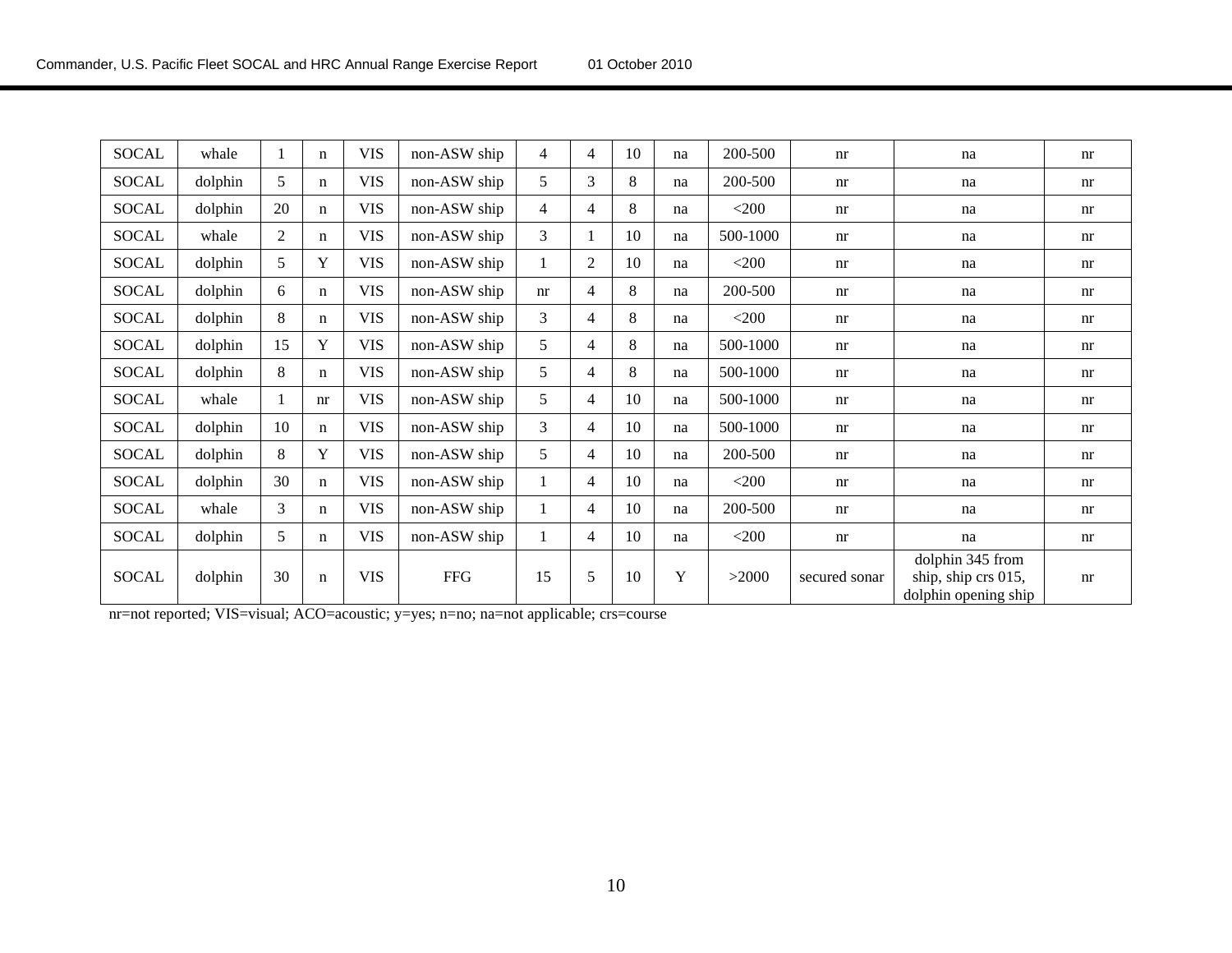| | | | | | | | | | | | | | |
|---|---|---|---|---|---|---|---|---|---|---|---|---|---|
| SOCAL | whale | 1 | n | VIS | non-ASW ship | 4 | 4 | 10 | na | 200-500 | nr | na | nr |
| SOCAL | dolphin | 5 | n | VIS | non-ASW ship | 5 | 3 | 8 | na | 200-500 | nr | na | nr |
| SOCAL | dolphin | 20 | n | VIS | non-ASW ship | 4 | 4 | 8 | na | <200 | nr | na | nr |
| SOCAL | whale | 2 | n | VIS | non-ASW ship | 3 | 1 | 10 | na | 500-1000 | nr | na | nr |
| SOCAL | dolphin | 5 | Y | VIS | non-ASW ship | 1 | 2 | 10 | na | <200 | nr | na | nr |
| SOCAL | dolphin | 6 | n | VIS | non-ASW ship | nr | 4 | 8 | na | 200-500 | nr | na | nr |
| SOCAL | dolphin | 8 | n | VIS | non-ASW ship | 3 | 4 | 8 | na | <200 | nr | na | nr |
| SOCAL | dolphin | 15 | Y | VIS | non-ASW ship | 5 | 4 | 8 | na | 500-1000 | nr | na | nr |
| SOCAL | dolphin | 8 | n | VIS | non-ASW ship | 5 | 4 | 8 | na | 500-1000 | nr | na | nr |
| SOCAL | whale | 1 | nr | VIS | non-ASW ship | 5 | 4 | 10 | na | 500-1000 | nr | na | nr |
| SOCAL | dolphin | 10 | n | VIS | non-ASW ship | 3 | 4 | 10 | na | 500-1000 | nr | na | nr |
| SOCAL | dolphin | 8 | Y | VIS | non-ASW ship | 5 | 4 | 10 | na | 200-500 | nr | na | nr |
| SOCAL | dolphin | 30 | n | VIS | non-ASW ship | 1 | 4 | 10 | na | <200 | nr | na | nr |
| SOCAL | whale | 3 | n | VIS | non-ASW ship | 1 | 4 | 10 | na | 200-500 | nr | na | nr |
| SOCAL | dolphin | 5 | n | VIS | non-ASW ship | 1 | 4 | 10 | na | <200 | nr | na | nr |
| SOCAL | dolphin | 30 | n | VIS | FFG | 15 | 5 | 10 | Y | >2000 | secured sonar | dolphin 345 from ship, ship crs 015, dolphin opening ship | nr |

nr=not reported; VIS=visual; ACO=acoustic; y=yes; n=no; na=not applicable; crs=course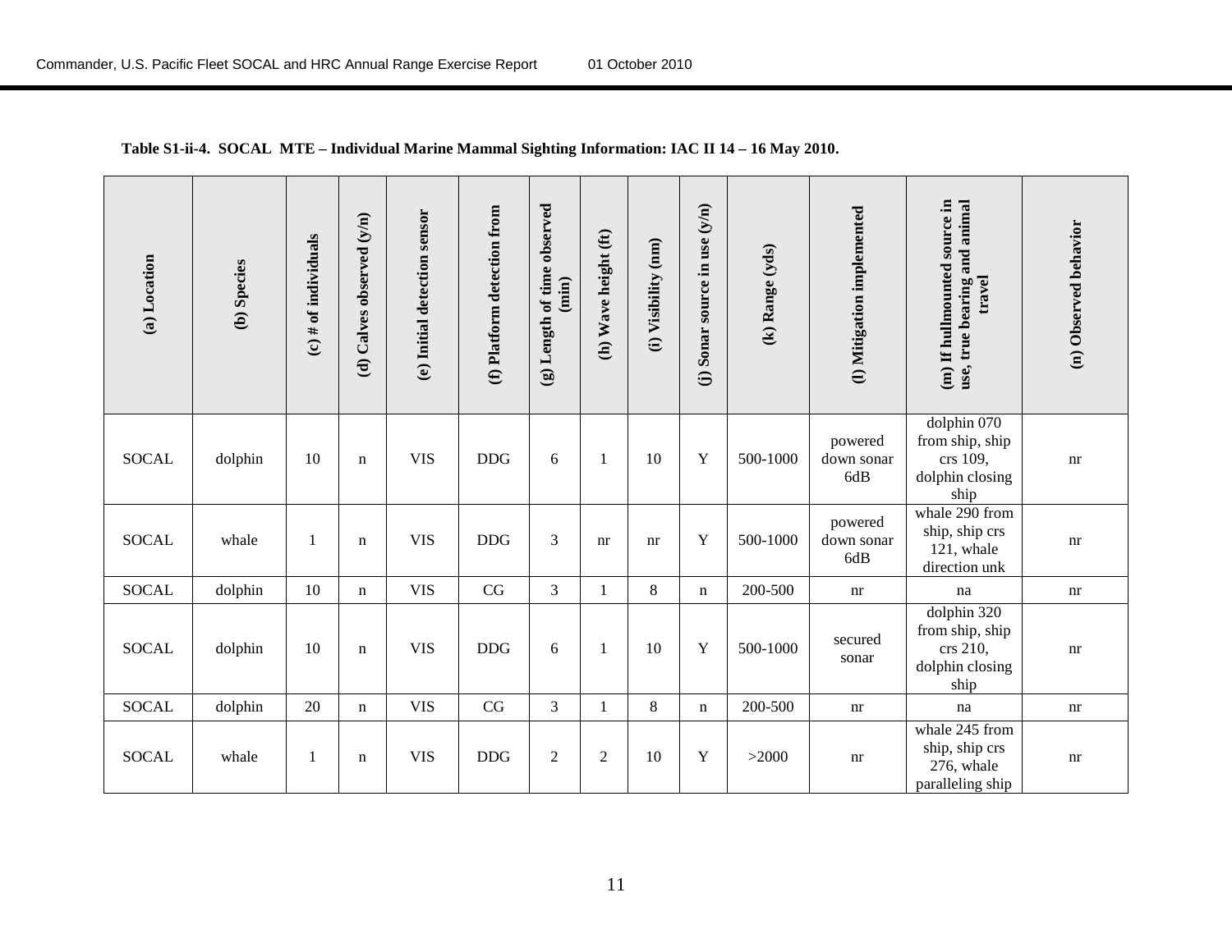**Table S1-ii-4. SOCAL MTE – Individual Marine Mammal Sighting Information: IAC II 14 – 16 May 2010.**

| (a) Location | (b) Species | (c) # of individuals | (d) Calves observed (y/n) | (e) Initial detection sensor | (f) Platform detection from | (g) Length of time observed (min) | (h) Wave height (ft) | (i) Visibility (nm) | (j) Sonar source in use (y/n) | (k) Range (yds) | (l) Mitigation implemented | (m) If hullmounted source in use, true bearing and animal travel | (n) Observed behavior |
|---|---|---|---|---|---|---|---|---|---|---|---|---|---|
| SOCAL | dolphin | 10 | n | VIS | DDG | 6 | 1 | 10 | Y | 500-1000 | powered down sonar 6dB | dolphin 070 from ship, ship crs 109, dolphin closing ship | nr |
| SOCAL | whale | 1 | n | VIS | DDG | 3 | nr | nr | Y | 500-1000 | powered down sonar 6dB | whale 290 from ship, ship crs 121, whale direction unk | nr |
| SOCAL | dolphin | 10 | n | VIS | CG | 3 | 1 | 8 | n | 200-500 | nr | na | nr |
| SOCAL | dolphin | 10 | n | VIS | DDG | 6 | 1 | 10 | Y | 500-1000 | secured sonar | dolphin 320 from ship, ship crs 210, dolphin closing ship | nr |
| SOCAL | dolphin | 20 | n | VIS | CG | 3 | 1 | 8 | n | 200-500 | nr | na | nr |
| SOCAL | whale | 1 | n | VIS | DDG | 2 | 2 | 10 | Y | >2000 | nr | whale 245 from ship, ship crs 276, whale paralleling ship | nr |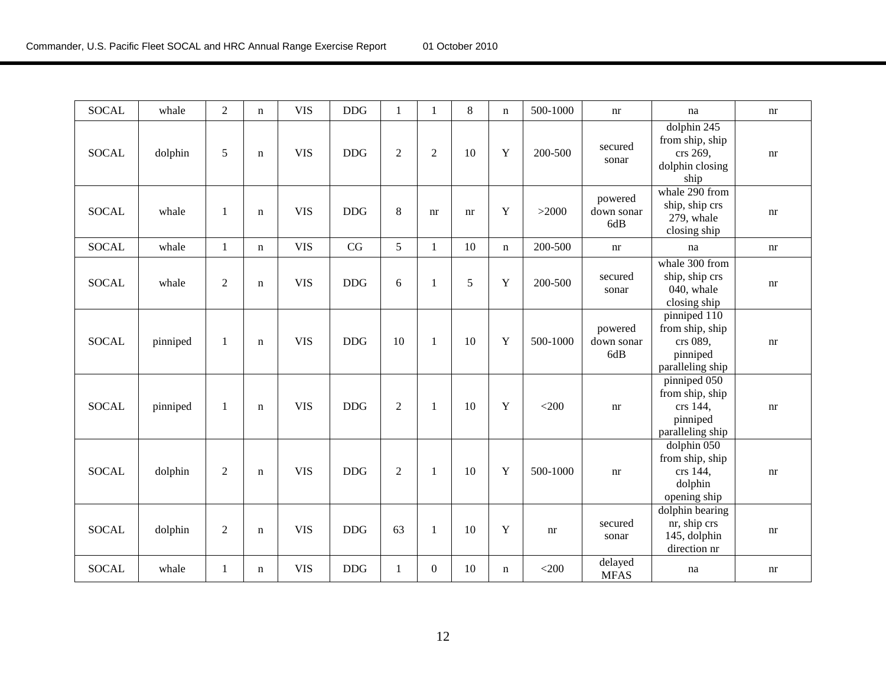| SOCAL | whale | 2 | n | VIS | DDG | 1 | 1 | 8 | n | 500-1000 | nr | na | nr |
|---|---|---|---|---|---|---|---|---|---|---|---|---|---|
| SOCAL | dolphin | 5 | n | VIS | DDG | 2 | 2 | 10 | Y | 200-500 | secured sonar | dolphin 245 from ship, ship crs 269, dolphin closing ship | nr |
| SOCAL | whale | 1 | n | VIS | DDG | 8 | nr | nr | Y | >2000 | powered down sonar 6dB | whale 290 from ship, ship crs 279, whale closing ship | nr |
| SOCAL | whale | 1 | n | VIS | CG | 5 | 1 | 10 | n | 200-500 | nr | na | nr |
| SOCAL | whale | 2 | n | VIS | DDG | 6 | 1 | 5 | Y | 200-500 | secured sonar | whale 300 from ship, ship crs 040, whale closing ship | nr |
| SOCAL | pinniped | 1 | n | VIS | DDG | 10 | 1 | 10 | Y | 500-1000 | powered down sonar 6dB | pinniped 110 from ship, ship crs 089, pinniped paralleling ship | nr |
| SOCAL | pinniped | 1 | n | VIS | DDG | 2 | 1 | 10 | Y | <200 | nr | pinniped 050 from ship, ship crs 144, pinniped paralleling ship | nr |
| SOCAL | dolphin | 2 | n | VIS | DDG | 2 | 1 | 10 | Y | 500-1000 | nr | dolphin 050 from ship, ship crs 144, dolphin opening ship | nr |
| SOCAL | dolphin | 2 | n | VIS | DDG | 63 | 1 | 10 | Y | nr | secured sonar | dolphin bearing nr, ship crs 145, dolphin direction nr | nr |
| SOCAL | whale | 1 | n | VIS | DDG | 1 | 0 | 10 | n | <200 | delayed MFAS | na | nr |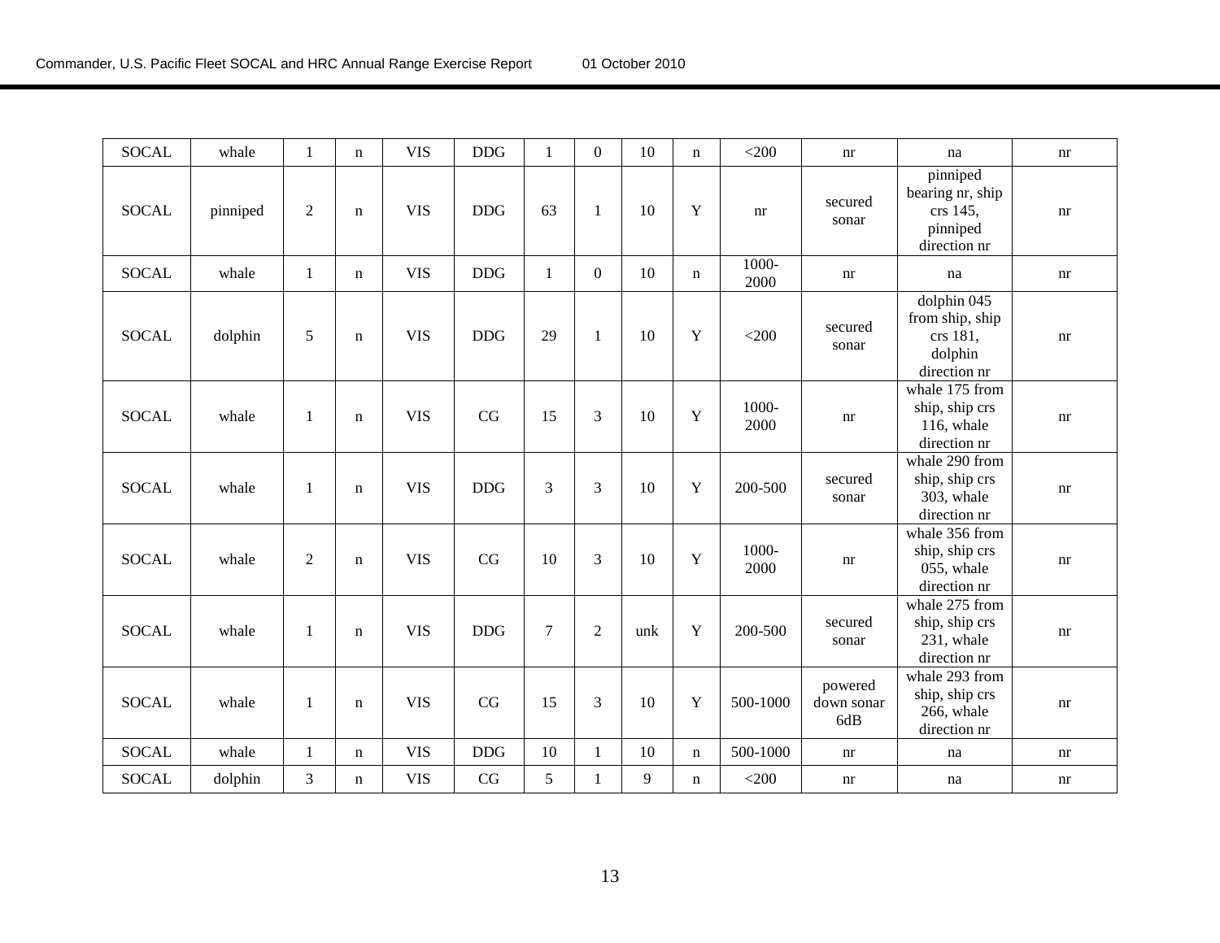| SOCAL | whale | 1 | n | VIS | DDG | 1 | 0 | 10 | n | <200 | nr | na | nr |
|---|---|---|---|---|---|---|---|---|---|---|---|---|---|
| SOCAL | pinniped | 2 | n | VIS | DDG | 63 | 1 | 10 | Y | nr | secured sonar | pinniped bearing nr, ship crs 145, pinniped direction nr | nr |
| SOCAL | whale | 1 | n | VIS | DDG | 1 | 0 | 10 | n | 1000-2000 | nr | na | nr |
| SOCAL | dolphin | 5 | n | VIS | DDG | 29 | 1 | 10 | Y | <200 | secured sonar | dolphin 045 from ship, ship crs 181, dolphin direction nr | nr |
| SOCAL | whale | 1 | n | VIS | CG | 15 | 3 | 10 | Y | 1000-2000 | nr | whale 175 from ship, ship crs 116, whale direction nr | nr |
| SOCAL | whale | 1 | n | VIS | DDG | 3 | 3 | 10 | Y | 200-500 | secured sonar | whale 290 from ship, ship crs 303, whale direction nr | nr |
| SOCAL | whale | 2 | n | VIS | CG | 10 | 3 | 10 | Y | 1000-2000 | nr | whale 356 from ship, ship crs 055, whale direction nr | nr |
| SOCAL | whale | 1 | n | VIS | DDG | 7 | 2 | unk | Y | 200-500 | secured sonar | whale 275 from ship, ship crs 231, whale direction nr | nr |
| SOCAL | whale | 1 | n | VIS | CG | 15 | 3 | 10 | Y | 500-1000 | powered down sonar 6dB | whale 293 from ship, ship crs 266, whale direction nr | nr |
| SOCAL | whale | 1 | n | VIS | DDG | 10 | 1 | 10 | n | 500-1000 | nr | na | nr |
| SOCAL | dolphin | 3 | n | VIS | CG | 5 | 1 | 9 | n | <200 | nr | na | nr |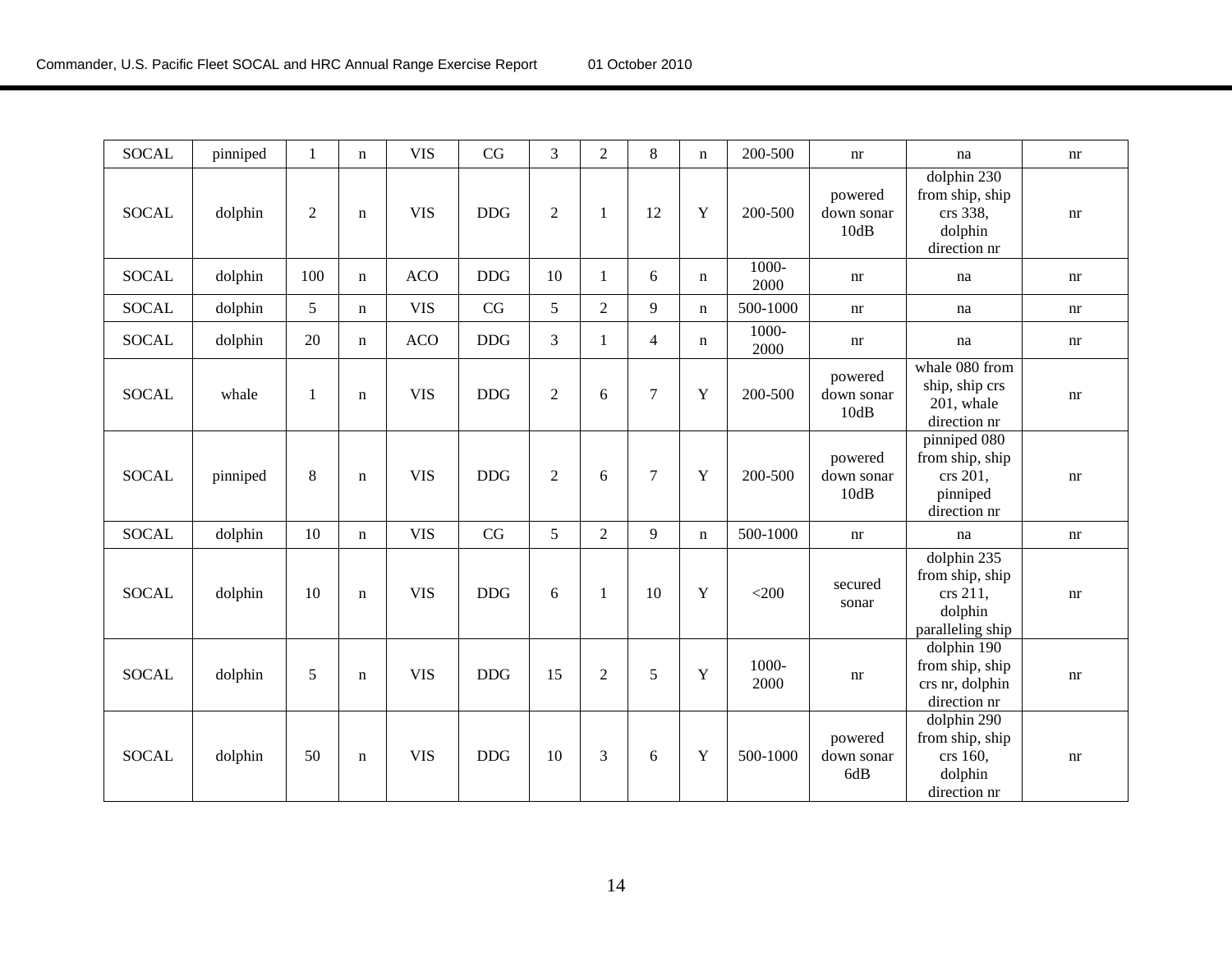| SOCAL | pinniped | 1 | n | VIS | CG | 3 | 2 | 8 | n | 200-500 | nr | na | nr |
|---|---|---|---|---|---|---|---|---|---|---|---|---|---|
| SOCAL | dolphin | 2 | n | VIS | DDG | 2 | 1 | 12 | Y | 200-500 | powered down sonar 10dB | dolphin 230 from ship, ship crs 338, dolphin direction nr | nr |
| SOCAL | dolphin | 100 | n | ACO | DDG | 10 | 1 | 6 | n | 1000-2000 | nr | na | nr |
| SOCAL | dolphin | 5 | n | VIS | CG | 5 | 2 | 9 | n | 500-1000 | nr | na | nr |
| SOCAL | dolphin | 20 | n | ACO | DDG | 3 | 1 | 4 | n | 1000-2000 | nr | na | nr |
| SOCAL | whale | 1 | n | VIS | DDG | 2 | 6 | 7 | Y | 200-500 | powered down sonar 10dB | whale 080 from ship, ship crs 201, whale direction nr | nr |
| SOCAL | pinniped | 8 | n | VIS | DDG | 2 | 6 | 7 | Y | 200-500 | powered down sonar 10dB | pinniped 080 from ship, ship crs 201, pinniped direction nr | nr |
| SOCAL | dolphin | 10 | n | VIS | CG | 5 | 2 | 9 | n | 500-1000 | nr | na | nr |
| SOCAL | dolphin | 10 | n | VIS | DDG | 6 | 1 | 10 | Y | <200 | secured sonar | dolphin 235 from ship, ship crs 211, dolphin paralleling ship | nr |
| SOCAL | dolphin | 5 | n | VIS | DDG | 15 | 2 | 5 | Y | 1000-2000 | nr | dolphin 190 from ship, ship crs nr, dolphin direction nr | nr |
| SOCAL | dolphin | 50 | n | VIS | DDG | 10 | 3 | 6 | Y | 500-1000 | powered down sonar 6dB | dolphin 290 from ship, ship crs 160, dolphin direction nr | nr |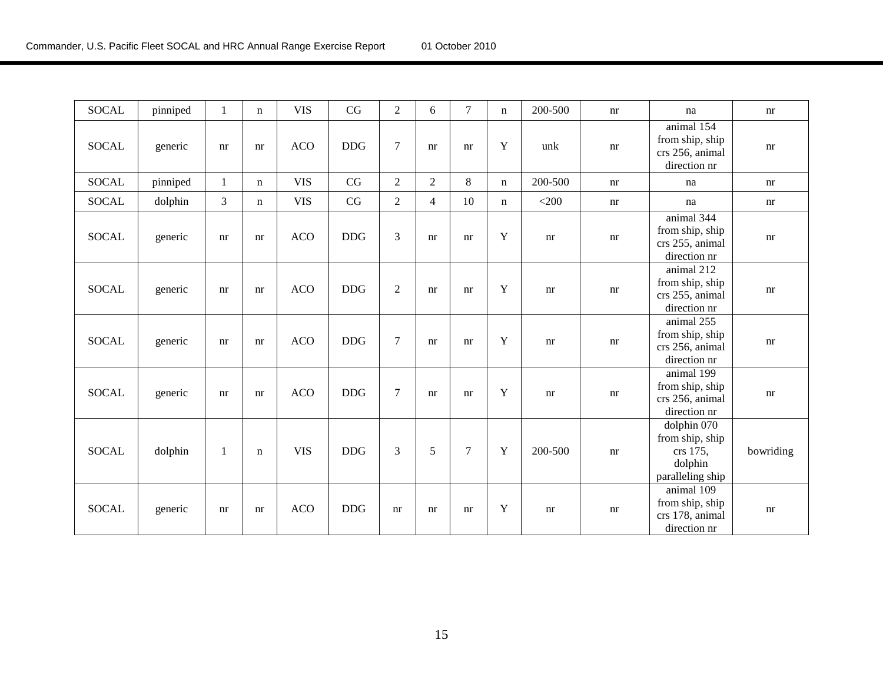| | | | | | | | | | | | | | |
|---|---|---|---|---|---|---|---|---|---|---|---|---|---|
| SOCAL | pinniped | 1 | n | VIS | CG | 2 | 6 | 7 | n | 200-500 | nr | na | nr |
| SOCAL | generic | nr | nr | ACO | DDG | 7 | nr | nr | Y | unk | nr | animal 154 from ship, ship crs 256, animal direction nr | nr |
| SOCAL | pinniped | 1 | n | VIS | CG | 2 | 2 | 8 | n | 200-500 | nr | na | nr |
| SOCAL | dolphin | 3 | n | VIS | CG | 2 | 4 | 10 | n | <200 | nr | na | nr |
| SOCAL | generic | nr | nr | ACO | DDG | 3 | nr | nr | Y | nr | nr | animal 344 from ship, ship crs 255, animal direction nr | nr |
| SOCAL | generic | nr | nr | ACO | DDG | 2 | nr | nr | Y | nr | nr | animal 212 from ship, ship crs 255, animal direction nr | nr |
| SOCAL | generic | nr | nr | ACO | DDG | 7 | nr | nr | Y | nr | nr | animal 255 from ship, ship crs 256, animal direction nr | nr |
| SOCAL | generic | nr | nr | ACO | DDG | 7 | nr | nr | Y | nr | nr | animal 199 from ship, ship crs 256, animal direction nr | nr |
| SOCAL | dolphin | 1 | n | VIS | DDG | 3 | 5 | 7 | Y | 200-500 | nr | dolphin 070 from ship, ship crs 175, dolphin paralleling ship | bowriding |
| SOCAL | generic | nr | nr | ACO | DDG | nr | nr | nr | Y | nr | nr | animal 109 from ship, ship crs 178, animal direction nr | nr |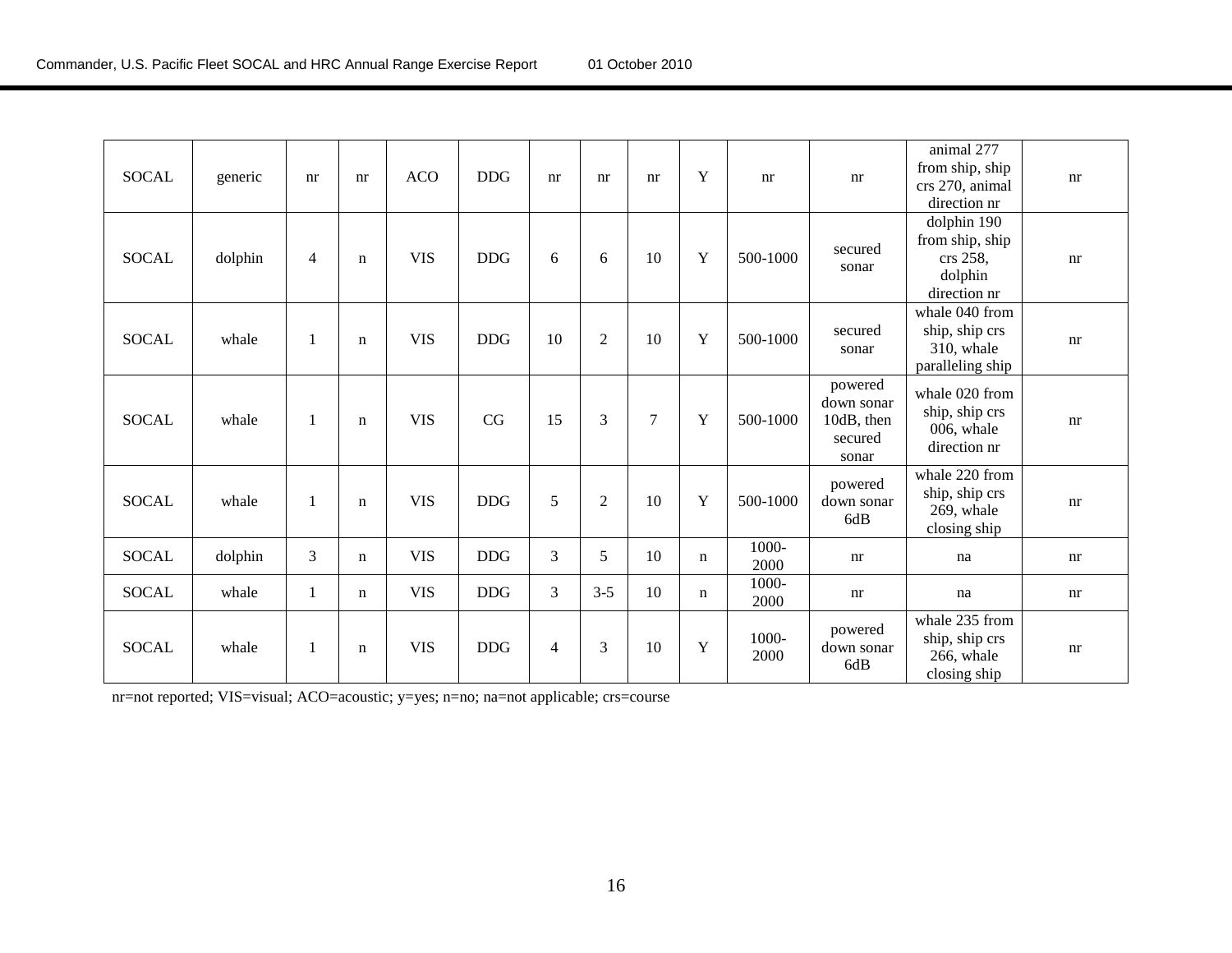| SOCAL | generic | nr | nr | ACO | DDG | nr | nr | nr | Y | nr | nr | animal 277 from ship, ship crs 270, animal direction nr | nr |
|---|---|---|---|---|---|---|---|---|---|---|---|---|---|
| SOCAL | dolphin | 4 | n | VIS | DDG | 6 | 6 | 10 | Y | 500-1000 | secured sonar | dolphin 190 from ship, ship crs 258, dolphin direction nr | nr |
| SOCAL | whale | 1 | n | VIS | DDG | 10 | 2 | 10 | Y | 500-1000 | secured sonar | whale 040 from ship, ship crs 310, whale paralleling ship | nr |
| SOCAL | whale | 1 | n | VIS | CG | 15 | 3 | 7 | Y | 500-1000 | powered down sonar 10dB, then secured sonar | whale 020 from ship, ship crs 006, whale direction nr | nr |
| SOCAL | whale | 1 | n | VIS | DDG | 5 | 2 | 10 | Y | 500-1000 | powered down sonar 6dB | whale 220 from ship, ship crs 269, whale closing ship | nr |
| SOCAL | dolphin | 3 | n | VIS | DDG | 3 | 5 | 10 | n | 1000-2000 | nr | na | nr |
| SOCAL | whale | 1 | n | VIS | DDG | 3 | 3-5 | 10 | n | 1000-2000 | nr | na | nr |
| SOCAL | whale | 1 | n | VIS | DDG | 4 | 3 | 10 | Y | 1000-2000 | powered down sonar 6dB | whale 235 from ship, ship crs 266, whale closing ship | nr |

nr=not reported; VIS=visual; ACO=acoustic; y=yes; n=no; na=not applicable; crs=course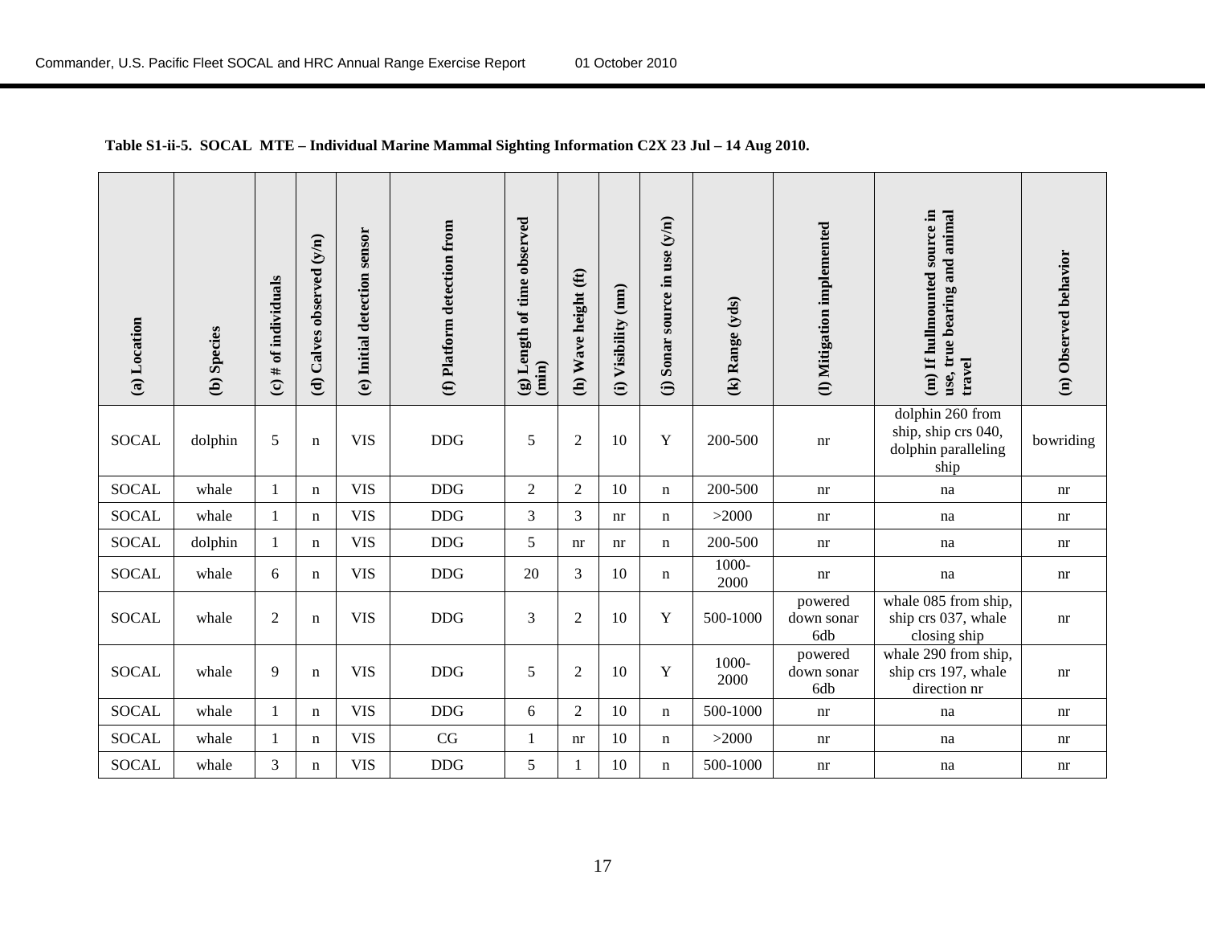**Table S1-ii-5. SOCAL MTE – Individual Marine Mammal Sighting Information C2X 23 Jul – 14 Aug 2010.**

| (a) Location | (b) Species | (c) # of individuals | (d) Calves observed (y/n) | (e) Initial detection sensor | (f) Platform detection from | (g) Length of time observed (min) | (h) Wave height (ft) | (i) Visibility (nm) | (j) Sonar source in use (y/n) | (k) Range (yds) | (l) Mitigation implemented | (m) If hullmounted source in use, true bearing and animal travel | (n) Observed behavior |
|---|---|---|---|---|---|---|---|---|---|---|---|---|---|
| SOCAL | dolphin | 5 | n | VIS | DDG | 5 | 2 | 10 | Y | 200-500 | nr | dolphin 260 from ship, ship crs 040, dolphin paralleling ship | bowriding |
| SOCAL | whale | 1 | n | VIS | DDG | 2 | 2 | 10 | n | 200-500 | nr | na | nr |
| SOCAL | whale | 1 | n | VIS | DDG | 3 | 3 | nr | n | >2000 | nr | na | nr |
| SOCAL | dolphin | 1 | n | VIS | DDG | 5 | nr | nr | n | 200-500 | nr | na | nr |
| SOCAL | whale | 6 | n | VIS | DDG | 20 | 3 | 10 | n | 1000-2000 | nr | na | nr |
| SOCAL | whale | 2 | n | VIS | DDG | 3 | 2 | 10 | Y | 500-1000 | powered down sonar 6db | whale 085 from ship, ship crs 037, whale closing ship | nr |
| SOCAL | whale | 9 | n | VIS | DDG | 5 | 2 | 10 | Y | 1000-2000 | powered down sonar 6db | whale 290 from ship, ship crs 197, whale direction nr | nr |
| SOCAL | whale | 1 | n | VIS | DDG | 6 | 2 | 10 | n | 500-1000 | nr | na | nr |
| SOCAL | whale | 1 | n | VIS | CG | 1 | nr | 10 | n | >2000 | nr | na | nr |
| SOCAL | whale | 3 | n | VIS | DDG | 5 | 1 | 10 | n | 500-1000 | nr | na | nr |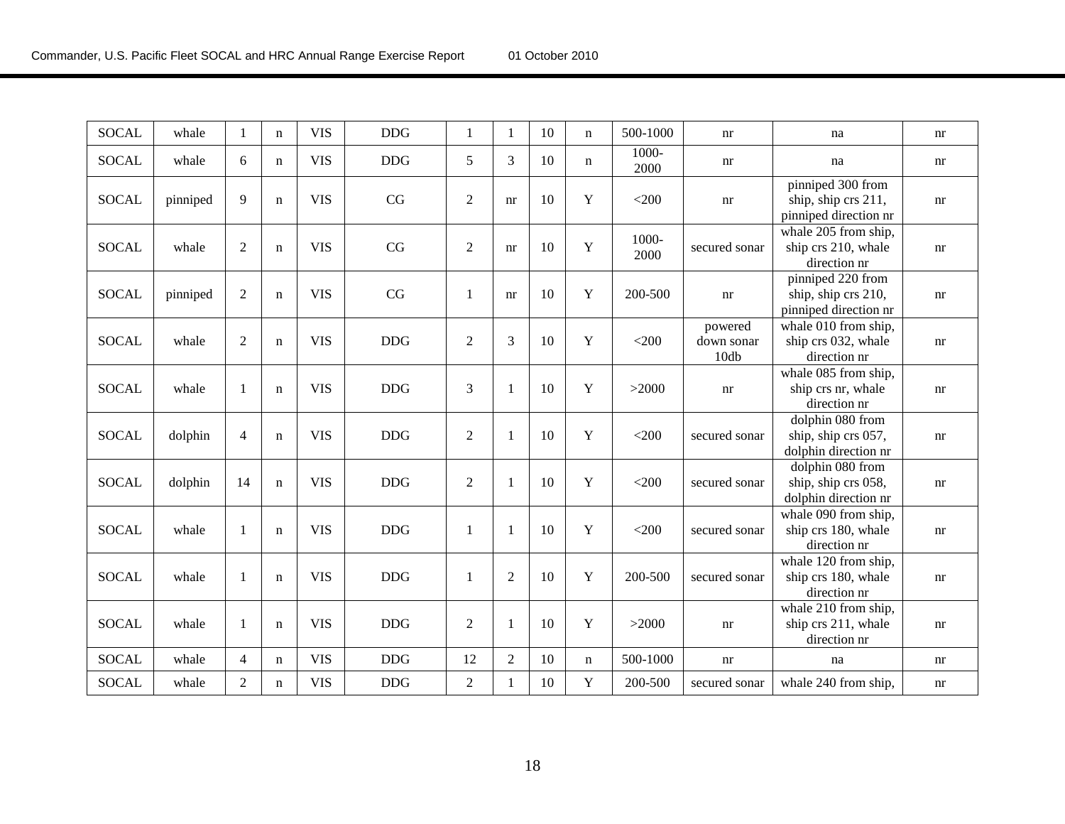| | | | | | | | | | | | | | |
|---|---|---|---|---|---|---|---|---|---|---|---|---|---|
| SOCAL | whale | 1 | n | VIS | DDG | 1 | 1 | 10 | n | 500-1000 | nr | na | nr |
| SOCAL | whale | 6 | n | VIS | DDG | 5 | 3 | 10 | n | 1000-2000 | nr | na | nr |
| SOCAL | pinniped | 9 | n | VIS | CG | 2 | nr | 10 | Y | <200 | nr | pinniped 300 from ship, ship crs 211, pinniped direction nr | nr |
| SOCAL | whale | 2 | n | VIS | CG | 2 | nr | 10 | Y | 1000-2000 | secured sonar | whale 205 from ship, ship crs 210, whale direction nr | nr |
| SOCAL | pinniped | 2 | n | VIS | CG | 1 | nr | 10 | Y | 200-500 | nr | pinniped 220 from ship, ship crs 210, pinniped direction nr | nr |
| SOCAL | whale | 2 | n | VIS | DDG | 2 | 3 | 10 | Y | <200 | powered down sonar 10db | whale 010 from ship, ship crs 032, whale direction nr | nr |
| SOCAL | whale | 1 | n | VIS | DDG | 3 | 1 | 10 | Y | >2000 | nr | whale 085 from ship, ship crs nr, whale direction nr | nr |
| SOCAL | dolphin | 4 | n | VIS | DDG | 2 | 1 | 10 | Y | <200 | secured sonar | dolphin 080 from ship, ship crs 057, dolphin direction nr | nr |
| SOCAL | dolphin | 14 | n | VIS | DDG | 2 | 1 | 10 | Y | <200 | secured sonar | dolphin 080 from ship, ship crs 058, dolphin direction nr | nr |
| SOCAL | whale | 1 | n | VIS | DDG | 1 | 1 | 10 | Y | <200 | secured sonar | whale 090 from ship, ship crs 180, whale direction nr | nr |
| SOCAL | whale | 1 | n | VIS | DDG | 1 | 2 | 10 | Y | 200-500 | secured sonar | whale 120 from ship, ship crs 180, whale direction nr | nr |
| SOCAL | whale | 1 | n | VIS | DDG | 2 | 1 | 10 | Y | >2000 | nr | whale 210 from ship, ship crs 211, whale direction nr | nr |
| SOCAL | whale | 4 | n | VIS | DDG | 12 | 2 | 10 | n | 500-1000 | nr | na | nr |
| SOCAL | whale | 2 | n | VIS | DDG | 2 | 1 | 10 | Y | 200-500 | secured sonar | whale 240 from ship, | nr |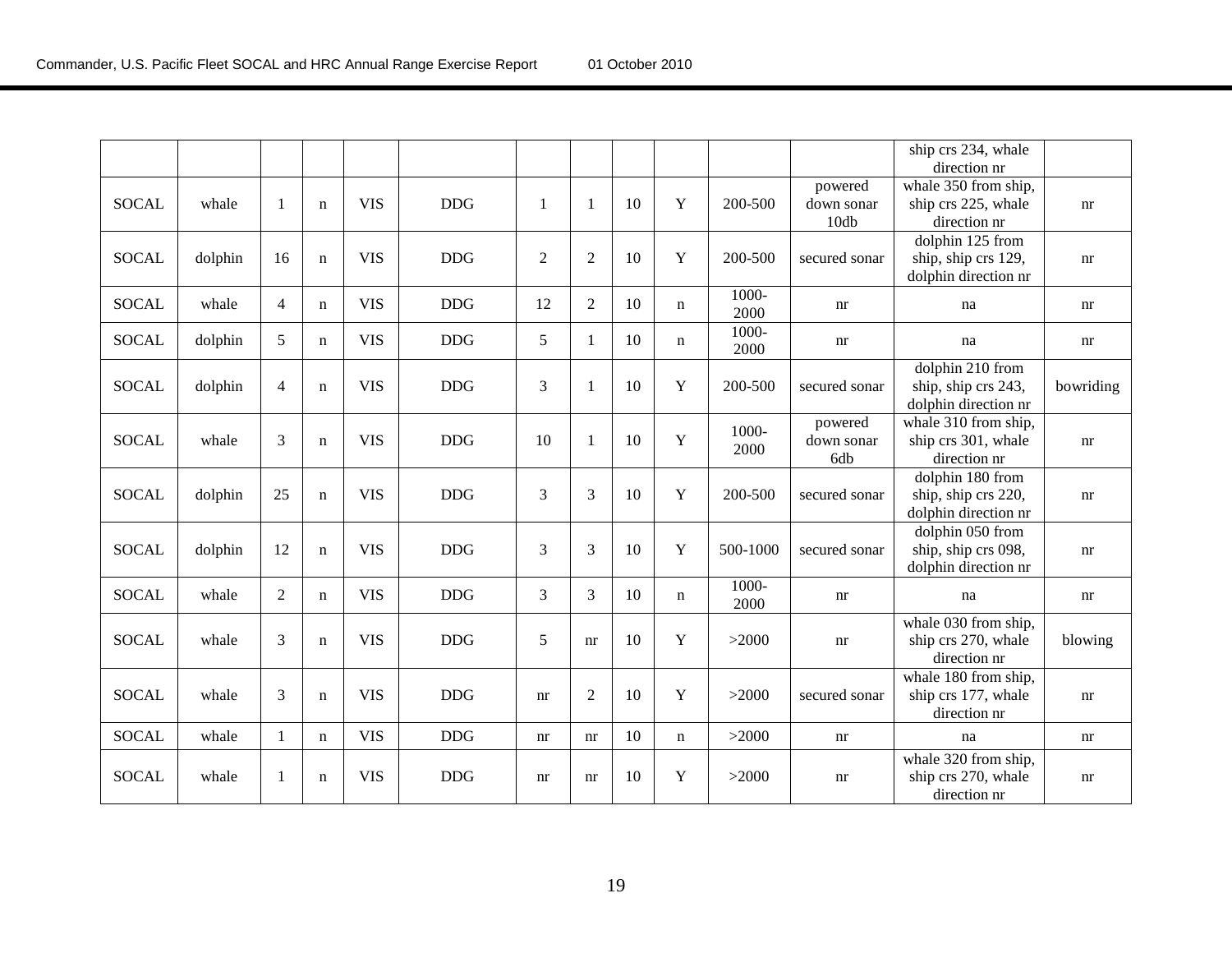| | | | | | | | | | | | | | |
|---|---|---|---|---|---|---|---|---|---|---|---|---|---|
| | | | | | | | | | | | | ship crs 234, whale direction nr | |
| SOCAL | whale | 1 | n | VIS | DDG | 1 | 1 | 10 | Y | 200-500 | powered down sonar 10db | whale 350 from ship, ship crs 225, whale direction nr | nr |
| SOCAL | dolphin | 16 | n | VIS | DDG | 2 | 2 | 10 | Y | 200-500 | secured sonar | dolphin 125 from ship, ship crs 129, dolphin direction nr | nr |
| SOCAL | whale | 4 | n | VIS | DDG | 12 | 2 | 10 | n | 1000-2000 | nr | na | nr |
| SOCAL | dolphin | 5 | n | VIS | DDG | 5 | 1 | 10 | n | 1000-2000 | nr | na | nr |
| SOCAL | dolphin | 4 | n | VIS | DDG | 3 | 1 | 10 | Y | 200-500 | secured sonar | dolphin 210 from ship, ship crs 243, dolphin direction nr | bowriding |
| SOCAL | whale | 3 | n | VIS | DDG | 10 | 1 | 10 | Y | 1000-2000 | powered down sonar 6db | whale 310 from ship, ship crs 301, whale direction nr | nr |
| SOCAL | dolphin | 25 | n | VIS | DDG | 3 | 3 | 10 | Y | 200-500 | secured sonar | dolphin 180 from ship, ship crs 220, dolphin direction nr | nr |
| SOCAL | dolphin | 12 | n | VIS | DDG | 3 | 3 | 10 | Y | 500-1000 | secured sonar | dolphin 050 from ship, ship crs 098, dolphin direction nr | nr |
| SOCAL | whale | 2 | n | VIS | DDG | 3 | 3 | 10 | n | 1000-2000 | nr | na | nr |
| SOCAL | whale | 3 | n | VIS | DDG | 5 | nr | 10 | Y | >2000 | nr | whale 030 from ship, ship crs 270, whale direction nr | blowing |
| SOCAL | whale | 3 | n | VIS | DDG | nr | 2 | 10 | Y | >2000 | secured sonar | whale 180 from ship, ship crs 177, whale direction nr | nr |
| SOCAL | whale | 1 | n | VIS | DDG | nr | nr | 10 | n | >2000 | nr | na | nr |
| SOCAL | whale | 1 | n | VIS | DDG | nr | nr | 10 | Y | >2000 | nr | whale 320 from ship, ship crs 270, whale direction nr | nr |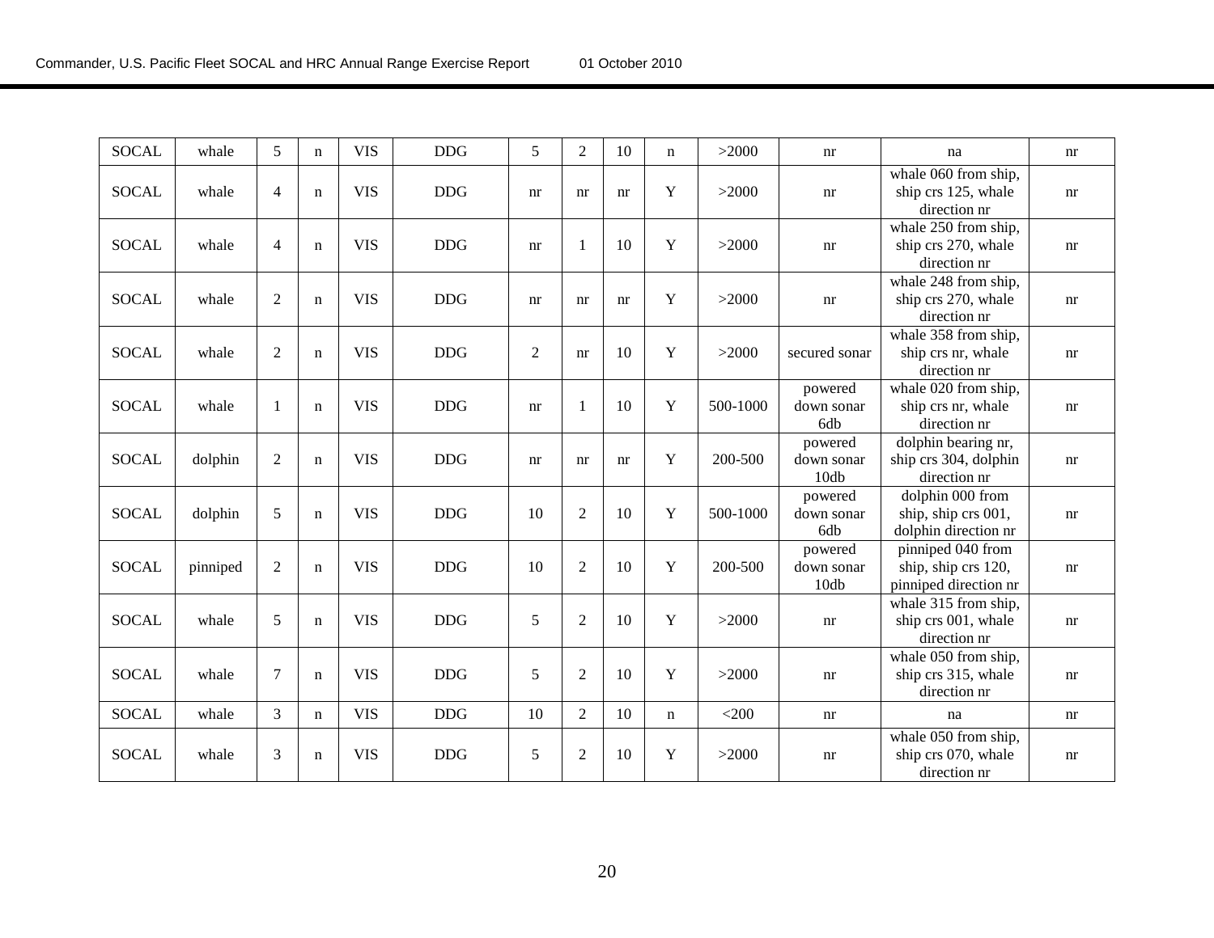| | | | | | | | | | | | | | |
|---|---|---|---|---|---|---|---|---|---|---|---|---|---|
| SOCAL | whale | 5 | n | VIS | DDG | 5 | 2 | 10 | n | >2000 | nr | na | nr |
| SOCAL | whale | 4 | n | VIS | DDG | nr | nr | nr | Y | >2000 | nr | whale 060 from ship, ship crs 125, whale direction nr | nr |
| SOCAL | whale | 4 | n | VIS | DDG | nr | 1 | 10 | Y | >2000 | nr | whale 250 from ship, ship crs 270, whale direction nr | nr |
| SOCAL | whale | 2 | n | VIS | DDG | nr | nr | nr | Y | >2000 | nr | whale 248 from ship, ship crs 270, whale direction nr | nr |
| SOCAL | whale | 2 | n | VIS | DDG | 2 | nr | 10 | Y | >2000 | secured sonar | whale 358 from ship, ship crs nr, whale direction nr | nr |
| SOCAL | whale | 1 | n | VIS | DDG | nr | 1 | 10 | Y | 500-1000 | powered down sonar 6db | whale 020 from ship, ship crs nr, whale direction nr | nr |
| SOCAL | dolphin | 2 | n | VIS | DDG | nr | nr | nr | Y | 200-500 | powered down sonar 10db | dolphin bearing nr, ship crs 304, dolphin direction nr | nr |
| SOCAL | dolphin | 5 | n | VIS | DDG | 10 | 2 | 10 | Y | 500-1000 | powered down sonar 6db | dolphin 000 from ship, ship crs 001, dolphin direction nr | nr |
| SOCAL | pinniped | 2 | n | VIS | DDG | 10 | 2 | 10 | Y | 200-500 | powered down sonar 10db | pinniped 040 from ship, ship crs 120, pinniped direction nr | nr |
| SOCAL | whale | 5 | n | VIS | DDG | 5 | 2 | 10 | Y | >2000 | nr | whale 315 from ship, ship crs 001, whale direction nr | nr |
| SOCAL | whale | 7 | n | VIS | DDG | 5 | 2 | 10 | Y | >2000 | nr | whale 050 from ship, ship crs 315, whale direction nr | nr |
| SOCAL | whale | 3 | n | VIS | DDG | 10 | 2 | 10 | n | <200 | nr | na | nr |
| SOCAL | whale | 3 | n | VIS | DDG | 5 | 2 | 10 | Y | >2000 | nr | whale 050 from ship, ship crs 070, whale direction nr | nr |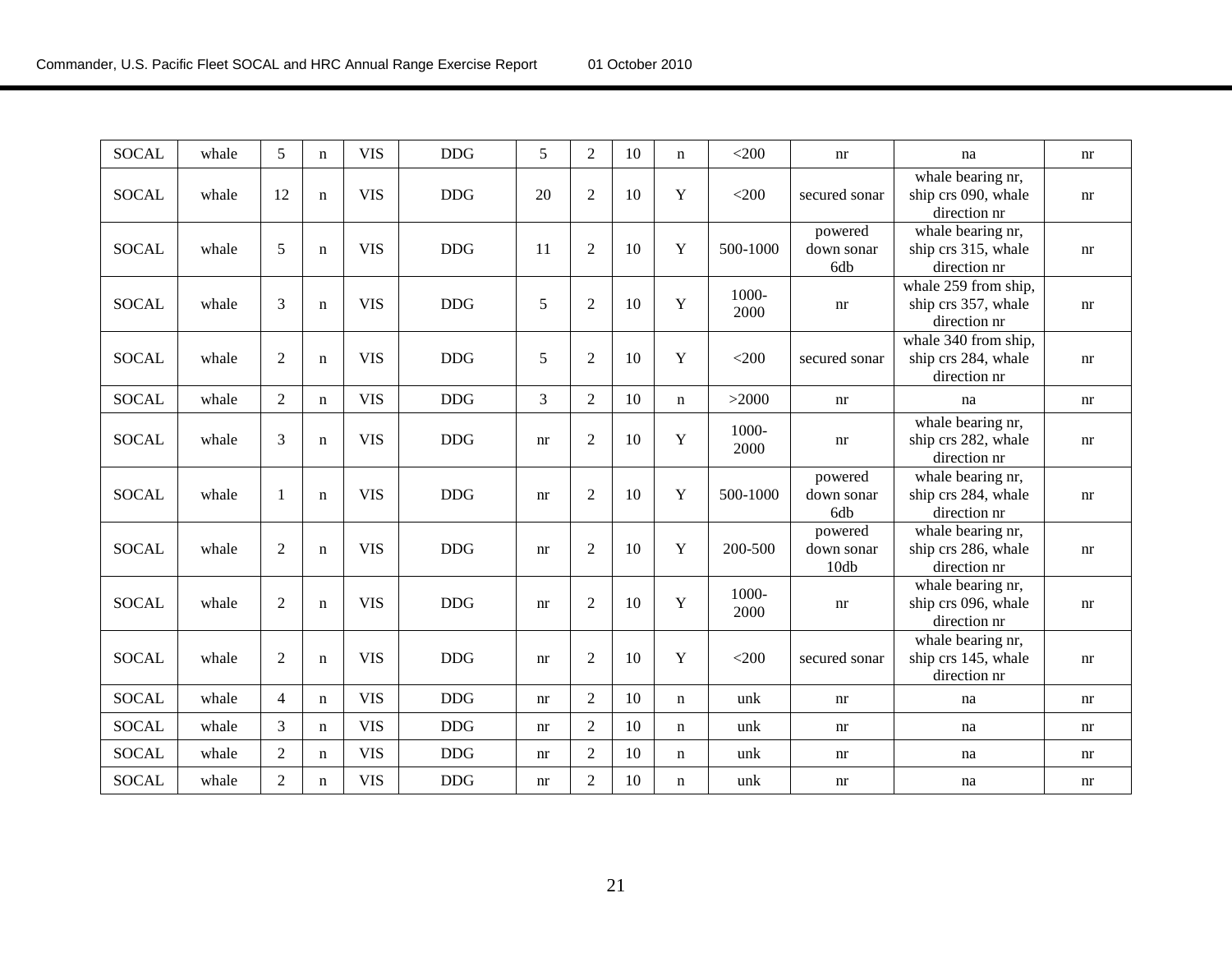| SOCAL | whale | 5 | n | VIS | DDG | 5 | 2 | 10 | n | <200 | nr | na | nr |
|---|---|---|---|---|---|---|---|---|---|---|---|---|---|
| SOCAL | whale | 12 | n | VIS | DDG | 20 | 2 | 10 | Y | <200 | secured sonar | whale bearing nr, ship crs 090, whale direction nr | nr |
| SOCAL | whale | 5 | n | VIS | DDG | 11 | 2 | 10 | Y | 500-1000 | powered down sonar 6db | whale bearing nr, ship crs 315, whale direction nr | nr |
| SOCAL | whale | 3 | n | VIS | DDG | 5 | 2 | 10 | Y | 1000-2000 | nr | whale 259 from ship, ship crs 357, whale direction nr | nr |
| SOCAL | whale | 2 | n | VIS | DDG | 5 | 2 | 10 | Y | <200 | secured sonar | whale 340 from ship, ship crs 284, whale direction nr | nr |
| SOCAL | whale | 2 | n | VIS | DDG | 3 | 2 | 10 | n | >2000 | nr | na | nr |
| SOCAL | whale | 3 | n | VIS | DDG | nr | 2 | 10 | Y | 1000-2000 | nr | whale bearing nr, ship crs 282, whale direction nr | nr |
| SOCAL | whale | 1 | n | VIS | DDG | nr | 2 | 10 | Y | 500-1000 | powered down sonar 6db | whale bearing nr, ship crs 284, whale direction nr | nr |
| SOCAL | whale | 2 | n | VIS | DDG | nr | 2 | 10 | Y | 200-500 | powered down sonar 10db | whale bearing nr, ship crs 286, whale direction nr | nr |
| SOCAL | whale | 2 | n | VIS | DDG | nr | 2 | 10 | Y | 1000-2000 | nr | whale bearing nr, ship crs 096, whale direction nr | nr |
| SOCAL | whale | 2 | n | VIS | DDG | nr | 2 | 10 | Y | <200 | secured sonar | whale bearing nr, ship crs 145, whale direction nr | nr |
| SOCAL | whale | 4 | n | VIS | DDG | nr | 2 | 10 | n | unk | nr | na | nr |
| SOCAL | whale | 3 | n | VIS | DDG | nr | 2 | 10 | n | unk | nr | na | nr |
| SOCAL | whale | 2 | n | VIS | DDG | nr | 2 | 10 | n | unk | nr | na | nr |
| SOCAL | whale | 2 | n | VIS | DDG | nr | 2 | 10 | n | unk | nr | na | nr |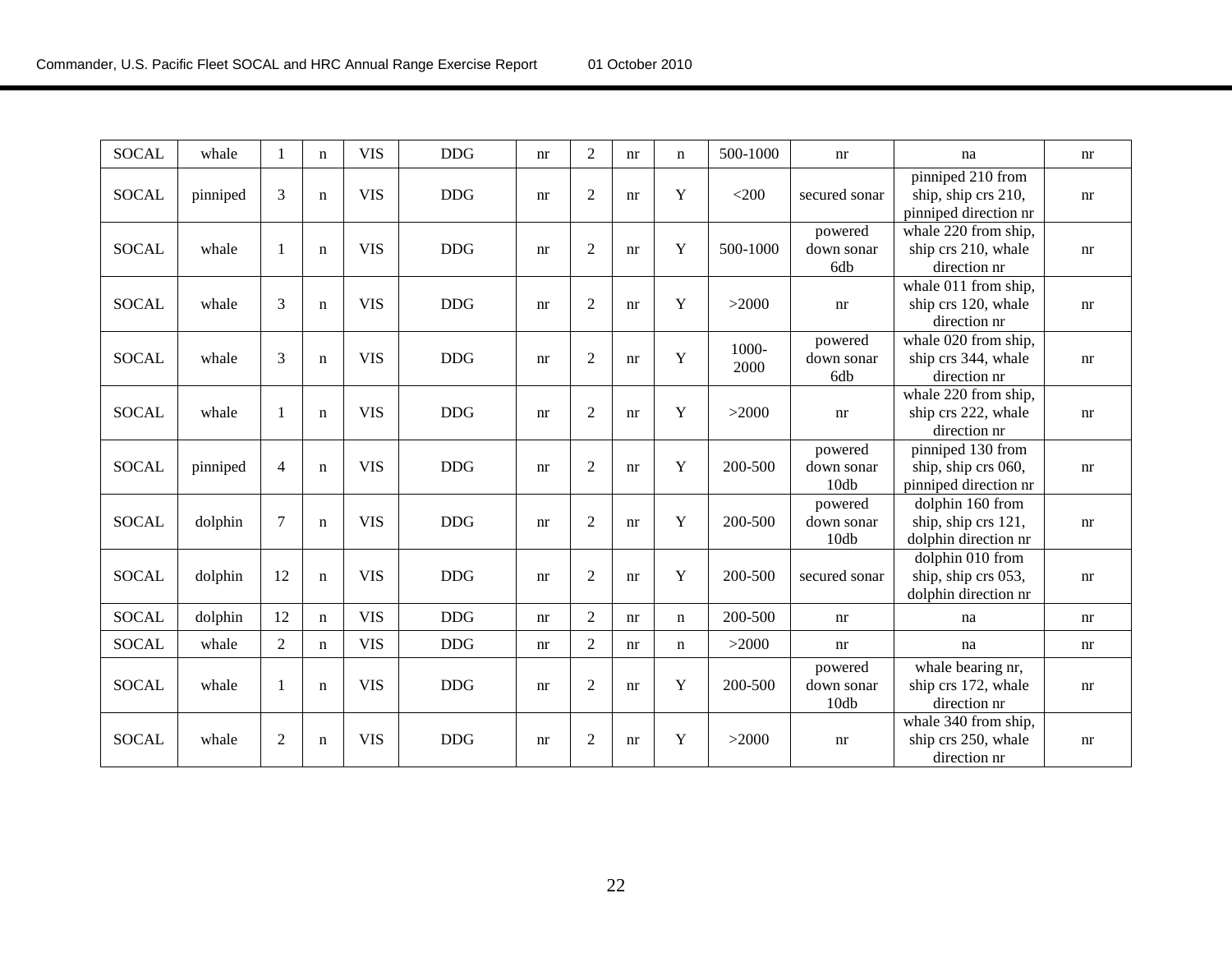| | | | | | | | | | | | | | |
|---|---|---|---|---|---|---|---|---|---|---|---|---|---|
| SOCAL | whale | 1 | n | VIS | DDG | nr | 2 | nr | n | 500-1000 | nr | na | nr |
| SOCAL | pinniped | 3 | n | VIS | DDG | nr | 2 | nr | Y | <200 | secured sonar | pinniped 210 from ship, ship crs 210, pinniped direction nr | nr |
| SOCAL | whale | 1 | n | VIS | DDG | nr | 2 | nr | Y | 500-1000 | powered down sonar 6db | whale 220 from ship, ship crs 210, whale direction nr | nr |
| SOCAL | whale | 3 | n | VIS | DDG | nr | 2 | nr | Y | >2000 | nr | whale 011 from ship, ship crs 120, whale direction nr | nr |
| SOCAL | whale | 3 | n | VIS | DDG | nr | 2 | nr | Y | 1000-2000 | powered down sonar 6db | whale 020 from ship, ship crs 344, whale direction nr | nr |
| SOCAL | whale | 1 | n | VIS | DDG | nr | 2 | nr | Y | >2000 | nr | whale 220 from ship, ship crs 222, whale direction nr | nr |
| SOCAL | pinniped | 4 | n | VIS | DDG | nr | 2 | nr | Y | 200-500 | powered down sonar 10db | pinniped 130 from ship, ship crs 060, pinniped direction nr | nr |
| SOCAL | dolphin | 7 | n | VIS | DDG | nr | 2 | nr | Y | 200-500 | powered down sonar 10db | dolphin 160 from ship, ship crs 121, dolphin direction nr | nr |
| SOCAL | dolphin | 12 | n | VIS | DDG | nr | 2 | nr | Y | 200-500 | secured sonar | dolphin 010 from ship, ship crs 053, dolphin direction nr | nr |
| SOCAL | dolphin | 12 | n | VIS | DDG | nr | 2 | nr | n | 200-500 | nr | na | nr |
| SOCAL | whale | 2 | n | VIS | DDG | nr | 2 | nr | n | >2000 | nr | na | nr |
| SOCAL | whale | 1 | n | VIS | DDG | nr | 2 | nr | Y | 200-500 | powered down sonar 10db | whale bearing nr, ship crs 172, whale direction nr | nr |
| SOCAL | whale | 2 | n | VIS | DDG | nr | 2 | nr | Y | >2000 | nr | whale 340 from ship, ship crs 250, whale direction nr | nr |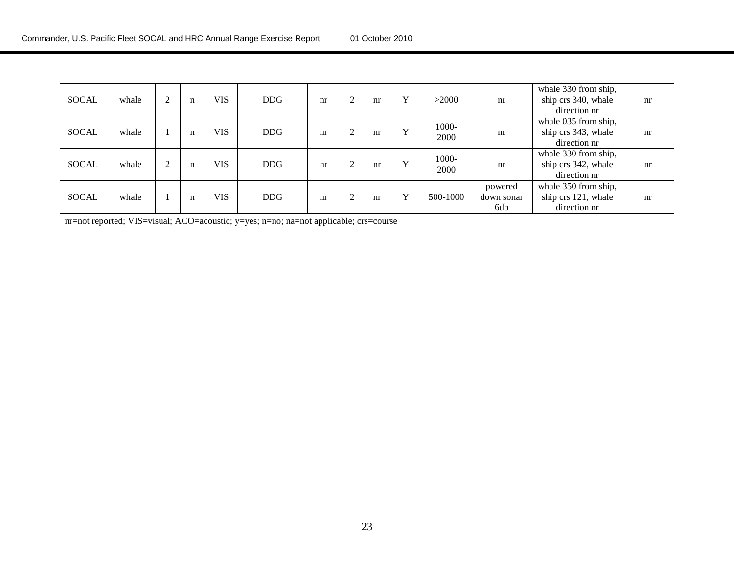| | | | | | | | | | | | | | |
|---|---|---|---|---|---|---|---|---|---|---|---|---|---|
| SOCAL | whale | 2 | n | VIS | DDG | nr | 2 | nr | Y | >2000 | nr | whale 330 from ship, ship crs 340, whale direction nr | nr |
| SOCAL | whale | 1 | n | VIS | DDG | nr | 2 | nr | Y | 1000-2000 | nr | whale 035 from ship, ship crs 343, whale direction nr | nr |
| SOCAL | whale | 2 | n | VIS | DDG | nr | 2 | nr | Y | 1000-2000 | nr | whale 330 from ship, ship crs 342, whale direction nr | nr |
| SOCAL | whale | 1 | n | VIS | DDG | nr | 2 | nr | Y | 500-1000 | powered down sonar 6db | whale 350 from ship, ship crs 121, whale direction nr | nr |

nr=not reported; VIS=visual; ACO=acoustic; y=yes; n=no; na=not applicable; crs=course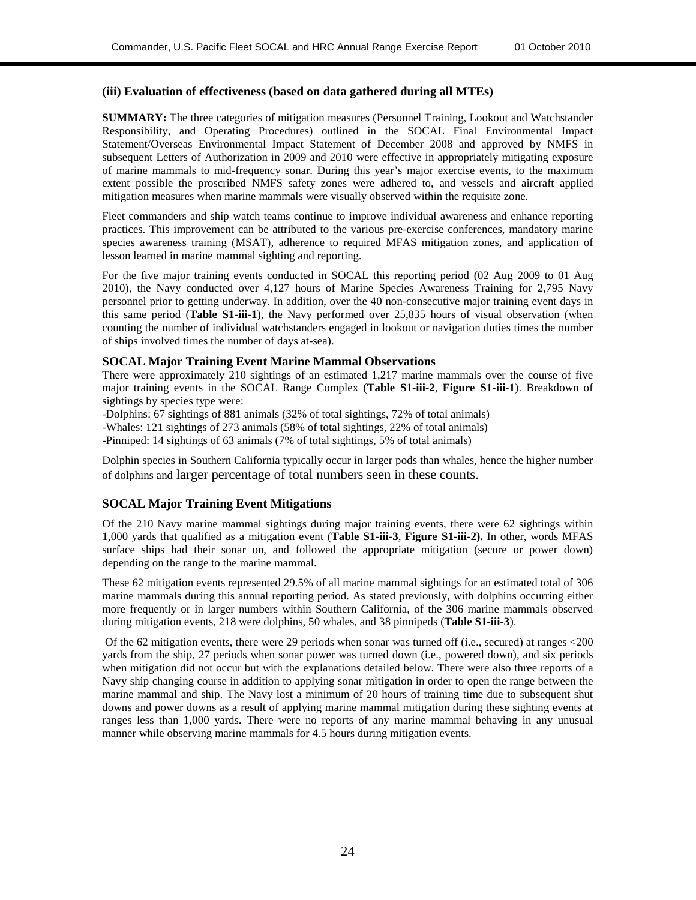### (iii) Evaluation of effectiveness (based on data gathered during all MTEs)

**SUMMARY:** The three categories of mitigation measures (Personnel Training, Lookout and Watchstander Responsibility, and Operating Procedures) outlined in the SOCAL Final Environmental Impact Statement/Overseas Environmental Impact Statement of December 2008 and approved by NMFS in subsequent Letters of Authorization in 2009 and 2010 were effective in appropriately mitigating exposure of marine mammals to mid-frequency sonar. During this year's major exercise events, to the maximum extent possible the proscribed NMFS safety zones were adhered to, and vessels and aircraft applied mitigation measures when marine mammals were visually observed within the requisite zone.

Fleet commanders and ship watch teams continue to improve individual awareness and enhance reporting practices. This improvement can be attributed to the various pre-exercise conferences, mandatory marine species awareness training (MSAT), adherence to required MFAS mitigation zones, and application of lesson learned in marine mammal sighting and reporting.

For the five major training events conducted in SOCAL this reporting period (02 Aug 2009 to 01 Aug 2010), the Navy conducted over 4,127 hours of Marine Species Awareness Training for 2,795 Navy personnel prior to getting underway. In addition, over the 40 non-consecutive major training event days in this same period (**Table S1-iii-1**), the Navy performed over 25,835 hours of visual observation (when counting the number of individual watchstanders engaged in lookout or navigation duties times the number of ships involved times the number of days at-sea).

### SOCAL Major Training Event Marine Mammal Observations

There were approximately 210 sightings of an estimated 1,217 marine mammals over the course of five major training events in the SOCAL Range Complex (**Table S1-iii-2**, **Figure S1-iii-1**). Breakdown of sightings by species type were:

-Dolphins: 67 sightings of 881 animals (32% of total sightings, 72% of total animals)
-Whales: 121 sightings of 273 animals (58% of total sightings, 22% of total animals)
-Pinniped: 14 sightings of 63 animals (7% of total sightings, 5% of total animals)

Dolphin species in Southern California typically occur in larger pods than whales, hence the higher number of dolphins and larger percentage of total numbers seen in these counts.

### SOCAL Major Training Event Mitigations

Of the 210 Navy marine mammal sightings during major training events, there were 62 sightings within 1,000 yards that qualified as a mitigation event (**Table S1-iii-3**, **Figure S1-iii-2).** In other, words MFAS surface ships had their sonar on, and followed the appropriate mitigation (secure or power down) depending on the range to the marine mammal.

These 62 mitigation events represented 29.5% of all marine mammal sightings for an estimated total of 306 marine mammals during this annual reporting period. As stated previously, with dolphins occurring either more frequently or in larger numbers within Southern California, of the 306 marine mammals observed during mitigation events, 218 were dolphins, 50 whales, and 38 pinnipeds (**Table S1-iii-3**).

Of the 62 mitigation events, there were 29 periods when sonar was turned off (i.e., secured) at ranges <200 yards from the ship, 27 periods when sonar power was turned down (i.e., powered down), and six periods when mitigation did not occur but with the explanations detailed below. There were also three reports of a Navy ship changing course in addition to applying sonar mitigation in order to open the range between the marine mammal and ship. The Navy lost a minimum of 20 hours of training time due to subsequent shut downs and power downs as a result of applying marine mammal mitigation during these sighting events at ranges less than 1,000 yards. There were no reports of any marine mammal behaving in any unusual manner while observing marine mammals for 4.5 hours during mitigation events.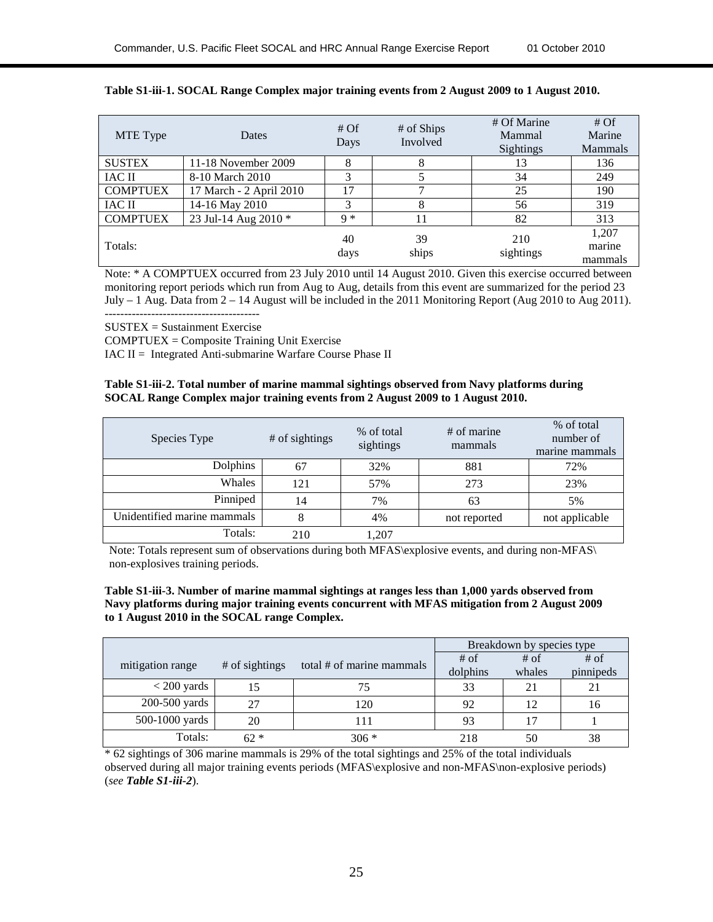**Table S1-iii-1. SOCAL Range Complex major training events from 2 August 2009 to 1 August 2010.**

| MTE Type | Dates | # Of Days | # of Ships Involved | # Of Marine Mammal Sightings | # Of Marine Mammals |
|---|---|---|---|---|---|
| SUSTEX | 11-18 November 2009 | 8 | 8 | 13 | 136 |
| IAC II | 8-10 March 2010 | 3 | 5 | 34 | 249 |
| COMPTUEX | 17 March - 2 April 2010 | 17 | 7 | 25 | 190 |
| IAC II | 14-16 May 2010 | 3 | 8 | 56 | 319 |
| COMPTUEX | 23 Jul-14 Aug 2010 * | 9 * | 11 | 82 | 313 |
| Totals: | | 40 days | 39 ships | 210 sightings | 1,207 marine mammals |

Note: * A COMPTUEX occurred from 23 July 2010 until 14 August 2010. Given this exercise occurred between monitoring report periods which run from Aug to Aug, details from this event are summarized for the period 23 July – 1 Aug. Data from 2 – 14 August will be included in the 2011 Monitoring Report (Aug 2010 to Aug 2011).

----------------------------------------

SUSTEX = Sustainment Exercise

COMPTUEX = Composite Training Unit Exercise

IAC II = Integrated Anti-submarine Warfare Course Phase II

**Table S1-iii-2. Total number of marine mammal sightings observed from Navy platforms during SOCAL Range Complex major training events from 2 August 2009 to 1 August 2010.**

| Species Type | # of sightings | % of total sightings | # of marine mammals | % of total number of marine mammals |
|---|---|---|---|---|
| Dolphins | 67 | 32% | 881 | 72% |
| Whales | 121 | 57% | 273 | 23% |
| Pinniped | 14 | 7% | 63 | 5% |
| Unidentified marine mammals | 8 | 4% | not reported | not applicable |
| Totals: | 210 | 1,207 | | |

Note: Totals represent sum of observations during both MFAS\explosive events, and during non-MFAS\ non-explosives training periods.

**Table S1-iii-3. Number of marine mammal sightings at ranges less than 1,000 yards observed from Navy platforms during major training events concurrent with MFAS mitigation from 2 August 2009 to 1 August 2010 in the SOCAL range Complex.**

| | | | Breakdown by species type | | |
|---|---|---|---|---|---|
| mitigation range | # of sightings | total # of marine mammals | # of dolphins | # of whales | # of pinnipeds |
| < 200 yards | 15 | 75 | 33 | 21 | 21 |
| 200-500 yards | 27 | 120 | 92 | 12 | 16 |
| 500-1000 yards | 20 | 111 | 93 | 17 | 1 |
| Totals: | 62 * | 306 * | 218 | 50 | 38 |

\* 62 sightings of 306 marine mammals is 29% of the total sightings and 25% of the total individuals observed during all major training events periods (MFAS\explosive and non-MFAS\non-explosive periods) (*see **Table S1-iii-2***).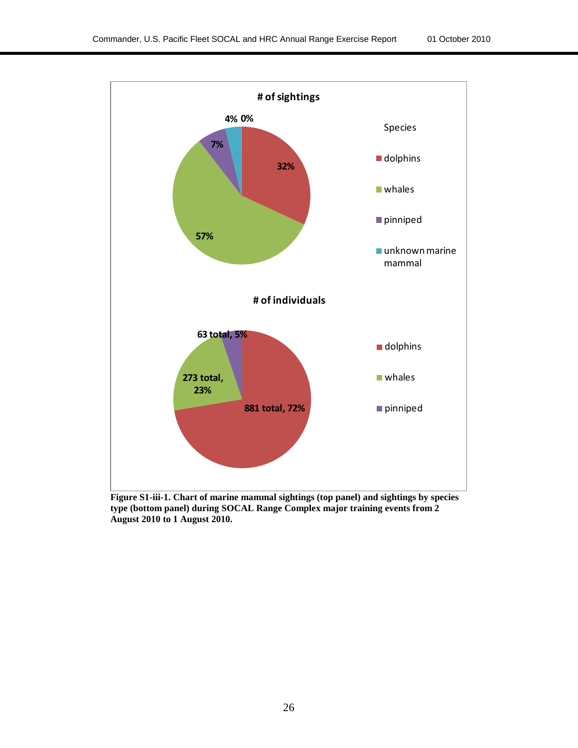**# of sightings**

Species

- dolphins: 32%
- whales: 57%
- pinniped: 7%
- unknown marine mammal: 4%
- 0%

**# of individuals**

- dolphins: 881 total, 72%
- whales: 273 total, 23%
- pinniped: 63 total, 5%

**Figure S1-iii-1. Chart of marine mammal sightings (top panel) and sightings by species type (bottom panel) during SOCAL Range Complex major training events from 2 August 2010 to 1 August 2010.**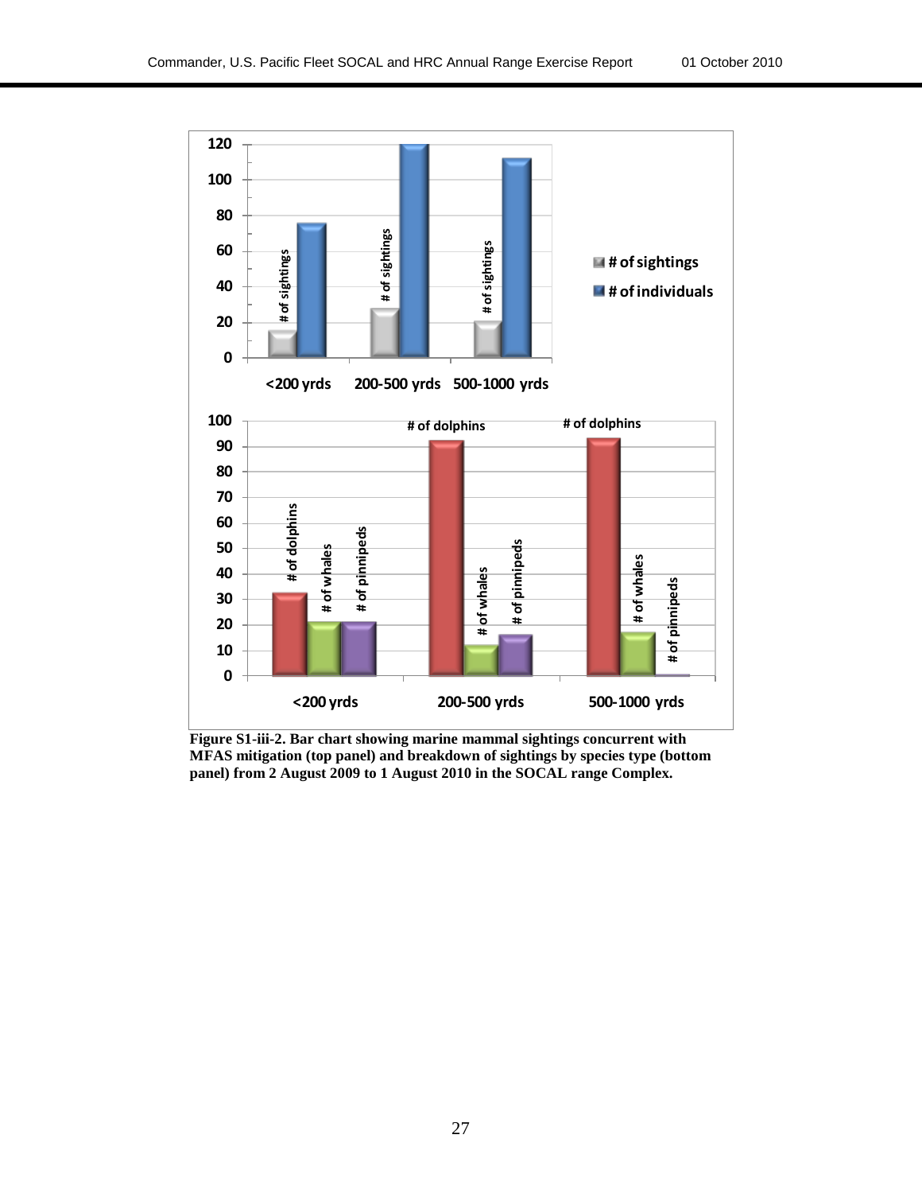**Figure S1-iii-2. Bar chart showing marine mammal sightings concurrent with MFAS mitigation (top panel) and breakdown of sightings by species type (bottom panel) from 2 August 2009 to 1 August 2010 in the SOCAL range Complex.**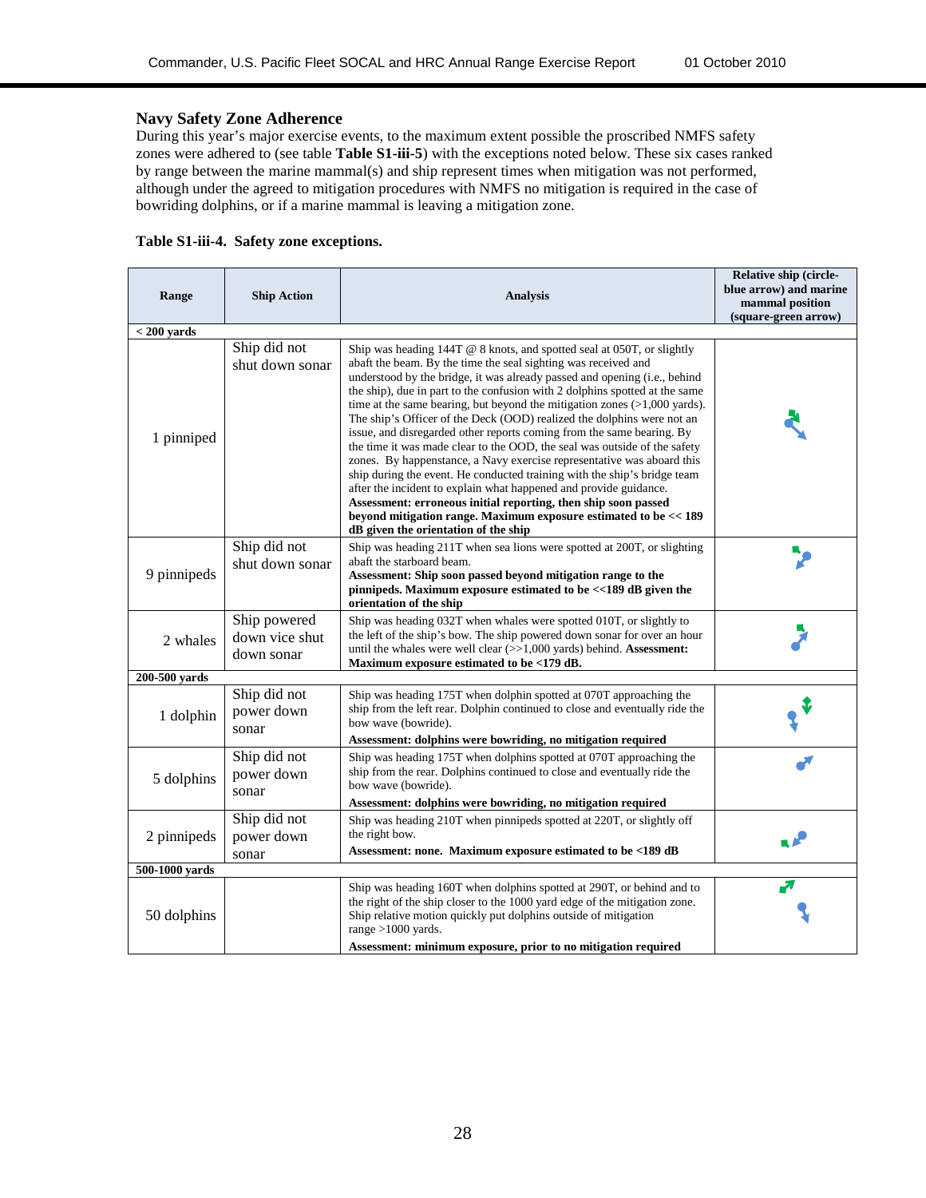## Navy Safety Zone Adherence

During this year's major exercise events, to the maximum extent possible the proscribed NMFS safety zones were adhered to (see table **Table S1-iii-5**) with the exceptions noted below. These six cases ranked by range between the marine mammal(s) and ship represent times when mitigation was not performed, although under the agreed to mitigation procedures with NMFS no mitigation is required in the case of bowriding dolphins, or if a marine mammal is leaving a mitigation zone.

**Table S1-iii-4. Safety zone exceptions.**

| Range | Ship Action | Analysis | Relative ship (circle-blue arrow) and marine mammal position (square-green arrow) |
|---|---|---|---|
| **< 200 yards** | | | |
| 1 pinniped | Ship did not shut down sonar | Ship was heading 144T @ 8 knots, and spotted seal at 050T, or slightly abaft the beam. By the time the seal sighting was received and understood by the bridge, it was already passed and opening (i.e., behind the ship), due in part to the confusion with 2 dolphins spotted at the same time at the same bearing, but beyond the mitigation zones (>1,000 yards). The ship's Officer of the Deck (OOD) realized the dolphins were not an issue, and disregarded other reports coming from the same bearing. By the time it was made clear to the OOD, the seal was outside of the safety zones. By happenstance, a Navy exercise representative was aboard this ship during the event. He conducted training with the ship's bridge team after the incident to explain what happened and provide guidance. **Assessment: erroneous initial reporting, then ship soon passed beyond mitigation range. Maximum exposure estimated to be << 189 dB given the orientation of the ship** | |
| 9 pinnipeds | Ship did not shut down sonar | Ship was heading 211T when sea lions were spotted at 200T, or slighting abaft the starboard beam. **Assessment: Ship soon passed beyond mitigation range to the pinnipeds. Maximum exposure estimated to be <<189 dB given the orientation of the ship** | |
| 2 whales | Ship powered down vice shut down sonar | Ship was heading 032T when whales were spotted 010T, or slightly to the left of the ship's bow. The ship powered down sonar for over an hour until the whales were well clear (>>1,000 yards) behind. **Assessment: Maximum exposure estimated to be <179 dB.** | |
| **200-500 yards** | | | |
| 1 dolphin | Ship did not power down sonar | Ship was heading 175T when dolphin spotted at 070T approaching the ship from the left rear. Dolphin continued to close and eventually ride the bow wave (bowride). **Assessment: dolphins were bowriding, no mitigation required** | |
| 5 dolphins | Ship did not power down sonar | Ship was heading 175T when dolphins spotted at 070T approaching the ship from the rear. Dolphins continued to close and eventually ride the bow wave (bowride). **Assessment: dolphins were bowriding, no mitigation required** | |
| 2 pinnipeds | Ship did not power down sonar | Ship was heading 210T when pinnipeds spotted at 220T, or slightly off the right bow. **Assessment: none. Maximum exposure estimated to be <189 dB** | |
| **500-1000 yards** | | | |
| 50 dolphins | | Ship was heading 160T when dolphins spotted at 290T, or behind and to the right of the ship closer to the 1000 yard edge of the mitigation zone. Ship relative motion quickly put dolphins outside of mitigation range >1000 yards. **Assessment: minimum exposure, prior to no mitigation required** | |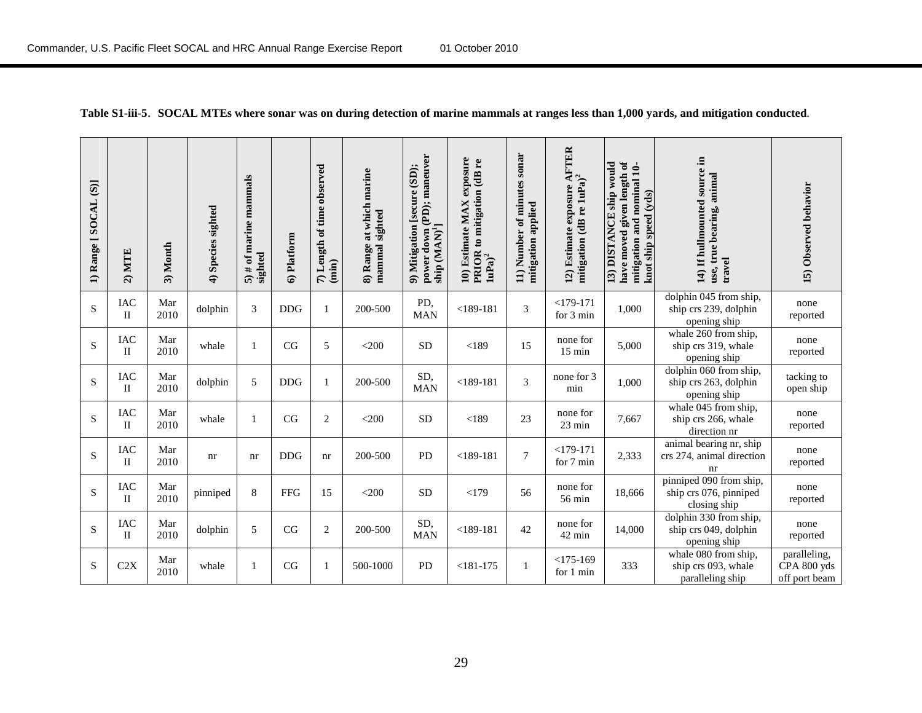**Table S1-iii-5. SOCAL MTEs where sonar was on during detection of marine mammals at ranges less than 1,000 yards, and mitigation conducted.**

| 1) Range [ SOCAL (S)] | 2) MTE | 3) Month | 4) Species sighted | 5) # of marine mammals sighted | 6) Platform | 7) Length of time observed (min) | 8) Range at which marine mammal sighted | 9) Mitigation [secure (SD); power down (PD); maneuver ship (MAN)[1]] | 10) Estimate MAX exposure PRIOR to mitigation (dB re 1uPa)[2] | 11) Number of minutes sonar mitigation applied | 12) Estimate exposure AFTER mitigation (dB re 1uPa)[2] | 13) DISTANCE ship would have moved given length of mitigation and nominal 10-knot ship speed (yds) | 14) If hullmounted source in use, true bearing, animal travel | 15) Observed behavior |
|---|---|---|---|---|---|---|---|---|---|---|---|---|---|---|
| S | IAC II | Mar 2010 | dolphin | 3 | DDG | 1 | 200-500 | PD, MAN | <189-181 | 3 | <179-171 for 3 min | 1,000 | dolphin 045 from ship, ship crs 239, dolphin opening ship | none reported |
| S | IAC II | Mar 2010 | whale | 1 | CG | 5 | <200 | SD | <189 | 15 | none for 15 min | 5,000 | whale 260 from ship, ship crs 319, whale opening ship | none reported |
| S | IAC II | Mar 2010 | dolphin | 5 | DDG | 1 | 200-500 | SD, MAN | <189-181 | 3 | none for 3 min | 1,000 | dolphin 060 from ship, ship crs 263, dolphin opening ship | tacking to open ship |
| S | IAC II | Mar 2010 | whale | 1 | CG | 2 | <200 | SD | <189 | 23 | none for 23 min | 7,667 | whale 045 from ship, ship crs 266, whale direction nr | none reported |
| S | IAC II | Mar 2010 | nr | nr | DDG | nr | 200-500 | PD | <189-181 | 7 | <179-171 for 7 min | 2,333 | animal bearing nr, ship crs 274, animal direction nr | none reported |
| S | IAC II | Mar 2010 | pinniped | 8 | FFG | 15 | <200 | SD | <179 | 56 | none for 56 min | 18,666 | pinniped 090 from ship, ship crs 076, pinniped closing ship | none reported |
| S | IAC II | Mar 2010 | dolphin | 5 | CG | 2 | 200-500 | SD, MAN | <189-181 | 42 | none for 42 min | 14,000 | dolphin 330 from ship, ship crs 049, dolphin opening ship | none reported |
| S | C2X | Mar 2010 | whale | 1 | CG | 1 | 500-1000 | PD | <181-175 | 1 | <175-169 for 1 min | 333 | whale 080 from ship, ship crs 093, whale paralleling ship | paralleling, CPA 800 yds off port beam |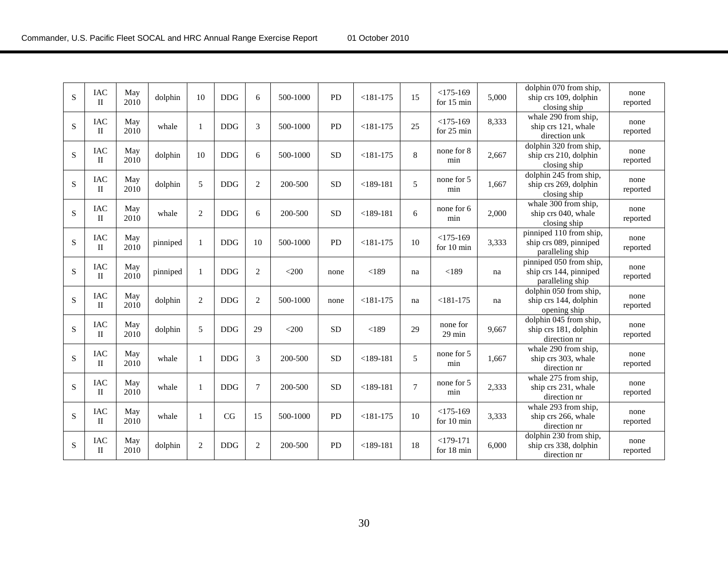| S | IAC II | May 2010 | dolphin | 10 | DDG | 6 | 500-1000 | PD | <181-175 | 15 | <175-169 for 15 min | 5,000 | dolphin 070 from ship, ship crs 109, dolphin closing ship | none reported |
|---|---|---|---|---|---|---|---|---|---|---|---|---|---|---|
| S | IAC II | May 2010 | whale | 1 | DDG | 3 | 500-1000 | PD | <181-175 | 25 | <175-169 for 25 min | 8,333 | whale 290 from ship, ship crs 121, whale direction unk | none reported |
| S | IAC II | May 2010 | dolphin | 10 | DDG | 6 | 500-1000 | SD | <181-175 | 8 | none for 8 min | 2,667 | dolphin 320 from ship, ship crs 210, dolphin closing ship | none reported |
| S | IAC II | May 2010 | dolphin | 5 | DDG | 2 | 200-500 | SD | <189-181 | 5 | none for 5 min | 1,667 | dolphin 245 from ship, ship crs 269, dolphin closing ship | none reported |
| S | IAC II | May 2010 | whale | 2 | DDG | 6 | 200-500 | SD | <189-181 | 6 | none for 6 min | 2,000 | whale 300 from ship, ship crs 040, whale closing ship | none reported |
| S | IAC II | May 2010 | pinniped | 1 | DDG | 10 | 500-1000 | PD | <181-175 | 10 | <175-169 for 10 min | 3,333 | pinniped 110 from ship, ship crs 089, pinniped paralleling ship | none reported |
| S | IAC II | May 2010 | pinniped | 1 | DDG | 2 | <200 | none | <189 | na | <189 | na | pinniped 050 from ship, ship crs 144, pinniped paralleling ship | none reported |
| S | IAC II | May 2010 | dolphin | 2 | DDG | 2 | 500-1000 | none | <181-175 | na | <181-175 | na | dolphin 050 from ship, ship crs 144, dolphin opening ship | none reported |
| S | IAC II | May 2010 | dolphin | 5 | DDG | 29 | <200 | SD | <189 | 29 | none for 29 min | 9,667 | dolphin 045 from ship, ship crs 181, dolphin direction nr | none reported |
| S | IAC II | May 2010 | whale | 1 | DDG | 3 | 200-500 | SD | <189-181 | 5 | none for 5 min | 1,667 | whale 290 from ship, ship crs 303, whale direction nr | none reported |
| S | IAC II | May 2010 | whale | 1 | DDG | 7 | 200-500 | SD | <189-181 | 7 | none for 5 min | 2,333 | whale 275 from ship, ship crs 231, whale direction nr | none reported |
| S | IAC II | May 2010 | whale | 1 | CG | 15 | 500-1000 | PD | <181-175 | 10 | <175-169 for 10 min | 3,333 | whale 293 from ship, ship crs 266, whale direction nr | none reported |
| S | IAC II | May 2010 | dolphin | 2 | DDG | 2 | 200-500 | PD | <189-181 | 18 | <179-171 for 18 min | 6,000 | dolphin 230 from ship, ship crs 338, dolphin direction nr | none reported |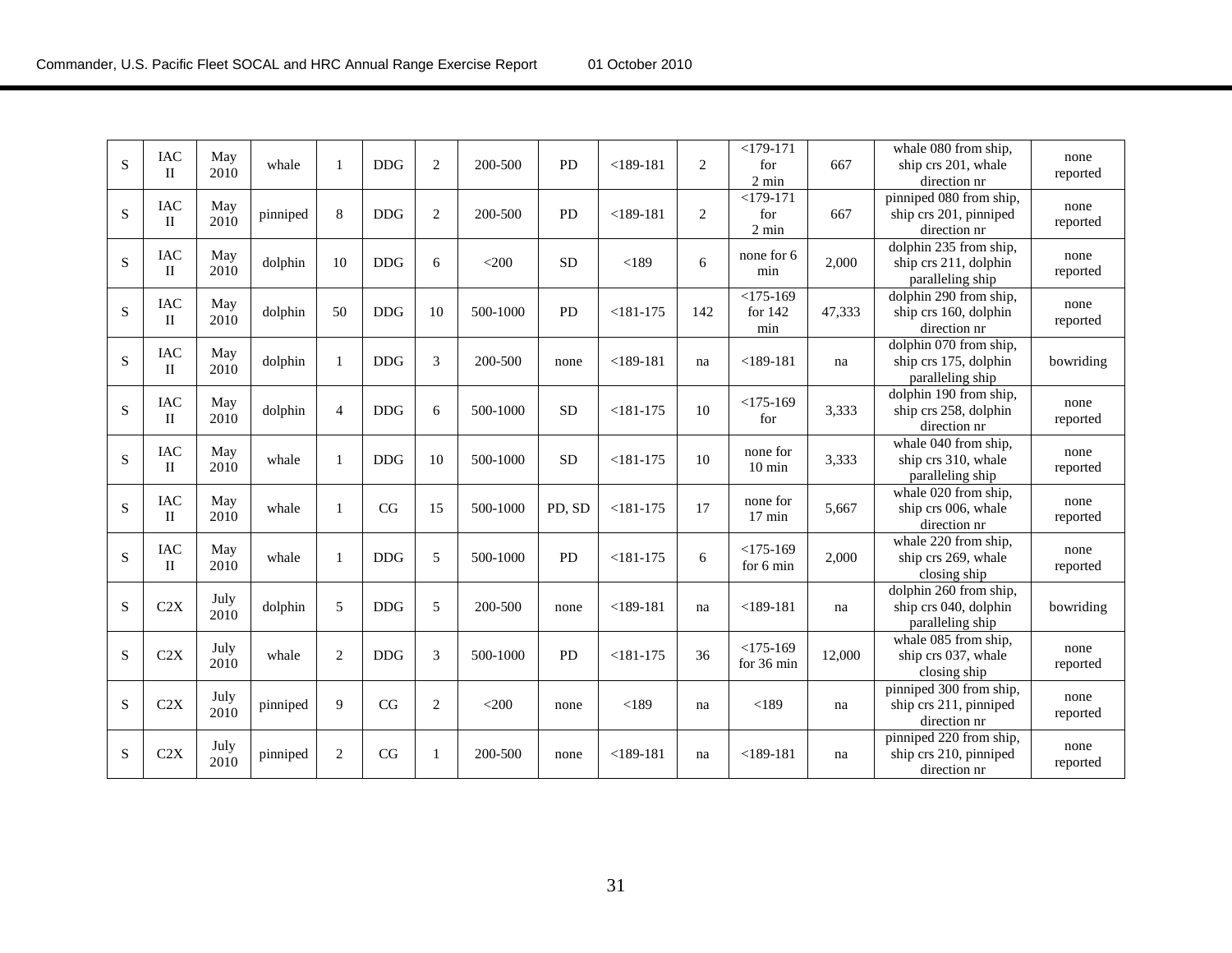| S | IAC II | May 2010 | whale | 1 | DDG | 2 | 200-500 | PD | <189-181 | 2 | <179-171 for 2 min | 667 | whale 080 from ship, ship crs 201, whale direction nr | none reported |
|---|---|---|---|---|---|---|---|---|---|---|---|---|---|---|
| S | IAC II | May 2010 | pinniped | 8 | DDG | 2 | 200-500 | PD | <189-181 | 2 | <179-171 for 2 min | 667 | pinniped 080 from ship, ship crs 201, pinniped direction nr | none reported |
| S | IAC II | May 2010 | dolphin | 10 | DDG | 6 | <200 | SD | <189 | 6 | none for 6 min | 2,000 | dolphin 235 from ship, ship crs 211, dolphin paralleling ship | none reported |
| S | IAC II | May 2010 | dolphin | 50 | DDG | 10 | 500-1000 | PD | <181-175 | 142 | <175-169 for 142 min | 47,333 | dolphin 290 from ship, ship crs 160, dolphin direction nr | none reported |
| S | IAC II | May 2010 | dolphin | 1 | DDG | 3 | 200-500 | none | <189-181 | na | <189-181 | na | dolphin 070 from ship, ship crs 175, dolphin paralleling ship | bowriding |
| S | IAC II | May 2010 | dolphin | 4 | DDG | 6 | 500-1000 | SD | <181-175 | 10 | <175-169 for | 3,333 | dolphin 190 from ship, ship crs 258, dolphin direction nr | none reported |
| S | IAC II | May 2010 | whale | 1 | DDG | 10 | 500-1000 | SD | <181-175 | 10 | none for 10 min | 3,333 | whale 040 from ship, ship crs 310, whale paralleling ship | none reported |
| S | IAC II | May 2010 | whale | 1 | CG | 15 | 500-1000 | PD, SD | <181-175 | 17 | none for 17 min | 5,667 | whale 020 from ship, ship crs 006, whale direction nr | none reported |
| S | IAC II | May 2010 | whale | 1 | DDG | 5 | 500-1000 | PD | <181-175 | 6 | <175-169 for 6 min | 2,000 | whale 220 from ship, ship crs 269, whale closing ship | none reported |
| S | C2X | July 2010 | dolphin | 5 | DDG | 5 | 200-500 | none | <189-181 | na | <189-181 | na | dolphin 260 from ship, ship crs 040, dolphin paralleling ship | bowriding |
| S | C2X | July 2010 | whale | 2 | DDG | 3 | 500-1000 | PD | <181-175 | 36 | <175-169 for 36 min | 12,000 | whale 085 from ship, ship crs 037, whale closing ship | none reported |
| S | C2X | July 2010 | pinniped | 9 | CG | 2 | <200 | none | <189 | na | <189 | na | pinniped 300 from ship, ship crs 211, pinniped direction nr | none reported |
| S | C2X | July 2010 | pinniped | 2 | CG | 1 | 200-500 | none | <189-181 | na | <189-181 | na | pinniped 220 from ship, ship crs 210, pinniped direction nr | none reported |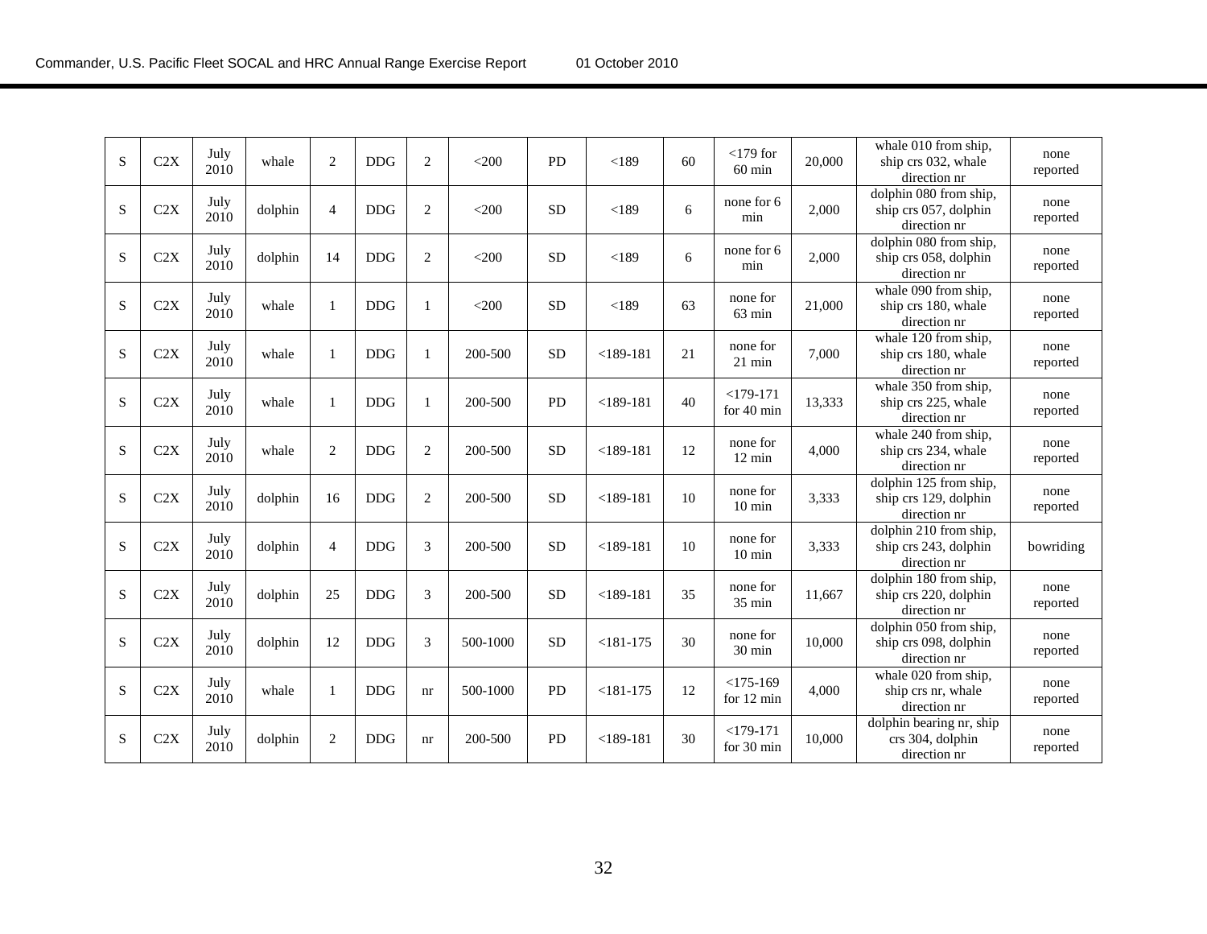| S | C2X | July 2010 | whale | 2 | DDG | 2 | <200 | PD | <189 | 60 | <179 for 60 min | 20,000 | whale 010 from ship, ship crs 032, whale direction nr | none reported |
|---|---|---|---|---|---|---|---|---|---|---|---|---|---|---|
| S | C2X | July 2010 | dolphin | 4 | DDG | 2 | <200 | SD | <189 | 6 | none for 6 min | 2,000 | dolphin 080 from ship, ship crs 057, dolphin direction nr | none reported |
| S | C2X | July 2010 | dolphin | 14 | DDG | 2 | <200 | SD | <189 | 6 | none for 6 min | 2,000 | dolphin 080 from ship, ship crs 058, dolphin direction nr | none reported |
| S | C2X | July 2010 | whale | 1 | DDG | 1 | <200 | SD | <189 | 63 | none for 63 min | 21,000 | whale 090 from ship, ship crs 180, whale direction nr | none reported |
| S | C2X | July 2010 | whale | 1 | DDG | 1 | 200-500 | SD | <189-181 | 21 | none for 21 min | 7,000 | whale 120 from ship, ship crs 180, whale direction nr | none reported |
| S | C2X | July 2010 | whale | 1 | DDG | 1 | 200-500 | PD | <189-181 | 40 | <179-171 for 40 min | 13,333 | whale 350 from ship, ship crs 225, whale direction nr | none reported |
| S | C2X | July 2010 | whale | 2 | DDG | 2 | 200-500 | SD | <189-181 | 12 | none for 12 min | 4,000 | whale 240 from ship, ship crs 234, whale direction nr | none reported |
| S | C2X | July 2010 | dolphin | 16 | DDG | 2 | 200-500 | SD | <189-181 | 10 | none for 10 min | 3,333 | dolphin 125 from ship, ship crs 129, dolphin direction nr | none reported |
| S | C2X | July 2010 | dolphin | 4 | DDG | 3 | 200-500 | SD | <189-181 | 10 | none for 10 min | 3,333 | dolphin 210 from ship, ship crs 243, dolphin direction nr | bowriding |
| S | C2X | July 2010 | dolphin | 25 | DDG | 3 | 200-500 | SD | <189-181 | 35 | none for 35 min | 11,667 | dolphin 180 from ship, ship crs 220, dolphin direction nr | none reported |
| S | C2X | July 2010 | dolphin | 12 | DDG | 3 | 500-1000 | SD | <181-175 | 30 | none for 30 min | 10,000 | dolphin 050 from ship, ship crs 098, dolphin direction nr | none reported |
| S | C2X | July 2010 | whale | 1 | DDG | nr | 500-1000 | PD | <181-175 | 12 | <175-169 for 12 min | 4,000 | whale 020 from ship, ship crs nr, whale direction nr | none reported |
| S | C2X | July 2010 | dolphin | 2 | DDG | nr | 200-500 | PD | <189-181 | 30 | <179-171 for 30 min | 10,000 | dolphin bearing nr, ship crs 304, dolphin direction nr | none reported |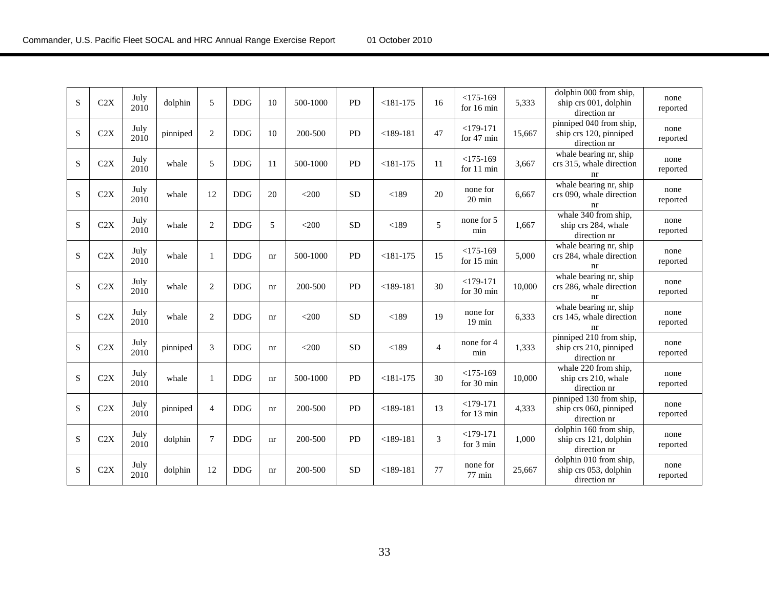| S | C2X | July 2010 | dolphin | 5 | DDG | 10 | 500-1000 | PD | <181-175 | 16 | <175-169 for 16 min | 5,333 | dolphin 000 from ship, ship crs 001, dolphin direction nr | none reported |
|---|---|---|---|---|---|---|---|---|---|---|---|---|---|---|
| S | C2X | July 2010 | pinniped | 2 | DDG | 10 | 200-500 | PD | <189-181 | 47 | <179-171 for 47 min | 15,667 | pinniped 040 from ship, ship crs 120, pinniped direction nr | none reported |
| S | C2X | July 2010 | whale | 5 | DDG | 11 | 500-1000 | PD | <181-175 | 11 | <175-169 for 11 min | 3,667 | whale bearing nr, ship crs 315, whale direction nr | none reported |
| S | C2X | July 2010 | whale | 12 | DDG | 20 | <200 | SD | <189 | 20 | none for 20 min | 6,667 | whale bearing nr, ship crs 090, whale direction nr | none reported |
| S | C2X | July 2010 | whale | 2 | DDG | 5 | <200 | SD | <189 | 5 | none for 5 min | 1,667 | whale 340 from ship, ship crs 284, whale direction nr | none reported |
| S | C2X | July 2010 | whale | 1 | DDG | nr | 500-1000 | PD | <181-175 | 15 | <175-169 for 15 min | 5,000 | whale bearing nr, ship crs 284, whale direction nr | none reported |
| S | C2X | July 2010 | whale | 2 | DDG | nr | 200-500 | PD | <189-181 | 30 | <179-171 for 30 min | 10,000 | whale bearing nr, ship crs 286, whale direction nr | none reported |
| S | C2X | July 2010 | whale | 2 | DDG | nr | <200 | SD | <189 | 19 | none for 19 min | 6,333 | whale bearing nr, ship crs 145, whale direction nr | none reported |
| S | C2X | July 2010 | pinniped | 3 | DDG | nr | <200 | SD | <189 | 4 | none for 4 min | 1,333 | pinniped 210 from ship, ship crs 210, pinniped direction nr | none reported |
| S | C2X | July 2010 | whale | 1 | DDG | nr | 500-1000 | PD | <181-175 | 30 | <175-169 for 30 min | 10,000 | whale 220 from ship, ship crs 210, whale direction nr | none reported |
| S | C2X | July 2010 | pinniped | 4 | DDG | nr | 200-500 | PD | <189-181 | 13 | <179-171 for 13 min | 4,333 | pinniped 130 from ship, ship crs 060, pinniped direction nr | none reported |
| S | C2X | July 2010 | dolphin | 7 | DDG | nr | 200-500 | PD | <189-181 | 3 | <179-171 for 3 min | 1,000 | dolphin 160 from ship, ship crs 121, dolphin direction nr | none reported |
| S | C2X | July 2010 | dolphin | 12 | DDG | nr | 200-500 | SD | <189-181 | 77 | none for 77 min | 25,667 | dolphin 010 from ship, ship crs 053, dolphin direction nr | none reported |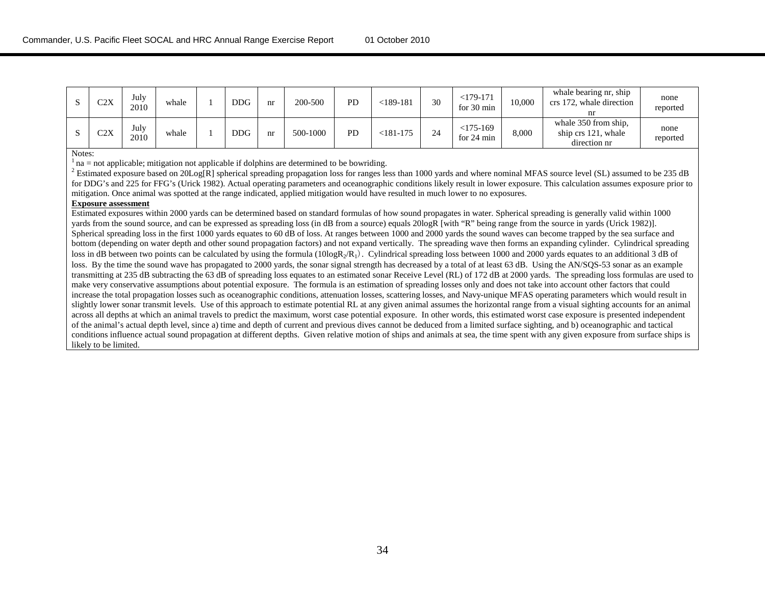| S | C2X | July 2010 | whale | 1 | DDG | nr | 200-500 | PD | <189-181 | 30 | <179-171 for 30 min | 10,000 | whale bearing nr, ship crs 172, whale direction nr | none reported |
|---|---|---|---|---|---|---|---|---|---|---|---|---|---|---|
| S | C2X | July 2010 | whale | 1 | DDG | nr | 500-1000 | PD | <181-175 | 24 | <175-169 for 24 min | 8,000 | whale 350 from ship, ship crs 121, whale direction nr | none reported |

Notes:

[1] na = not applicable; mitigation not applicable if dolphins are determined to be bowriding.

[2] Estimated exposure based on 20Log[R] spherical spreading propagation loss for ranges less than 1000 yards and where nominal MFAS source level (SL) assumed to be 235 dB for DDG's and 225 for FFG's (Urick 1982). Actual operating parameters and oceanographic conditions likely result in lower exposure. This calculation assumes exposure prior to mitigation. Once animal was spotted at the range indicated, applied mitigation would have resulted in much lower to no exposures.

**Exposure assessment**

Estimated exposures within 2000 yards can be determined based on standard formulas of how sound propagates in water. Spherical spreading is generally valid within 1000 yards from the sound source, and can be expressed as spreading loss (in dB from a source) equals 20logR [with "R" being range from the source in yards (Urick 1982)]. Spherical spreading loss in the first 1000 yards equates to 60 dB of loss. At ranges between 1000 and 2000 yards the sound waves can become trapped by the sea surface and bottom (depending on water depth and other sound propagation factors) and not expand vertically. The spreading wave then forms an expanding cylinder. Cylindrical spreading loss in dB between two points can be calculated by using the formula ($10\log R_2/R_1$). Cylindrical spreading loss between 1000 and 2000 yards equates to an additional 3 dB of loss. By the time the sound wave has propagated to 2000 yards, the sonar signal strength has decreased by a total of at least 63 dB. Using the AN/SQS-53 sonar as an example transmitting at 235 dB subtracting the 63 dB of spreading loss equates to an estimated sonar Receive Level (RL) of 172 dB at 2000 yards. The spreading loss formulas are used to make very conservative assumptions about potential exposure. The formula is an estimation of spreading losses only and does not take into account other factors that could increase the total propagation losses such as oceanographic conditions, attenuation losses, scattering losses, and Navy-unique MFAS operating parameters which would result in slightly lower sonar transmit levels. Use of this approach to estimate potential RL at any given animal assumes the horizontal range from a visual sighting accounts for an animal across all depths at which an animal travels to predict the maximum, worst case potential exposure. In other words, this estimated worst case exposure is presented independent of the animal's actual depth level, since a) time and depth of current and previous dives cannot be deduced from a limited surface sighting, and b) oceanographic and tactical conditions influence actual sound propagation at different depths. Given relative motion of ships and animals at sea, the time spent with any given exposure from surface ships is likely to be limited.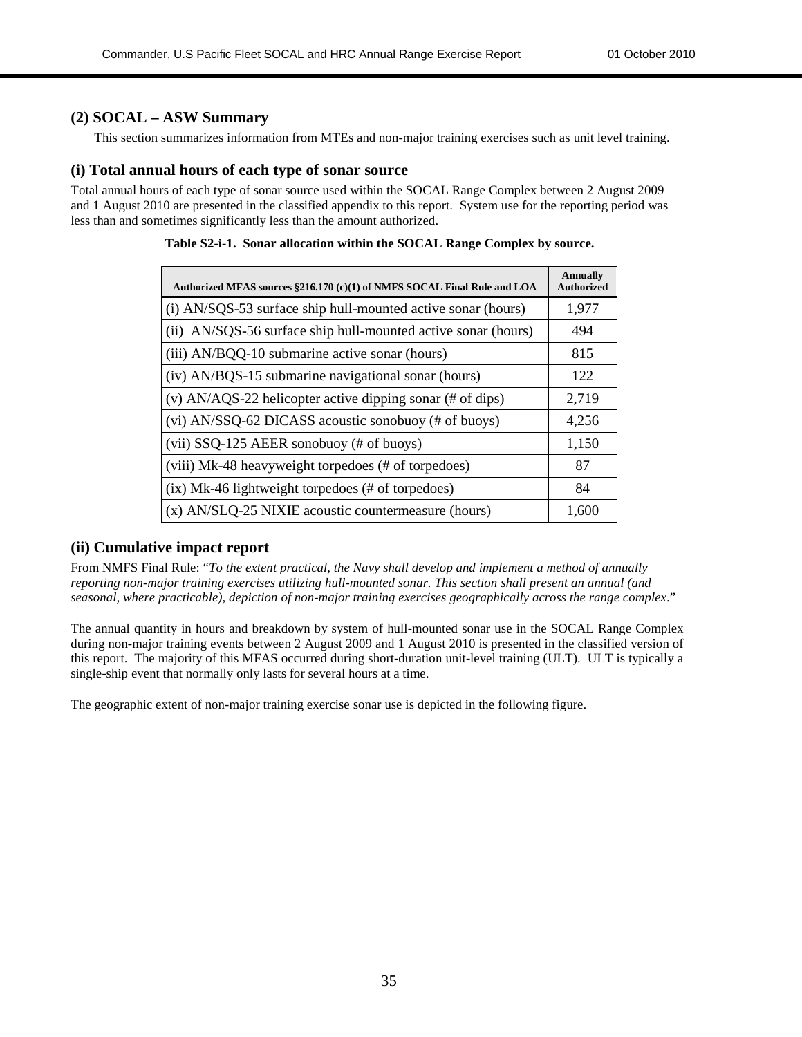## (2) SOCAL – ASW Summary

This section summarizes information from MTEs and non-major training exercises such as unit level training.

### (i) Total annual hours of each type of sonar source

Total annual hours of each type of sonar source used within the SOCAL Range Complex between 2 August 2009 and 1 August 2010 are presented in the classified appendix to this report. System use for the reporting period was less than and sometimes significantly less than the amount authorized.

**Table S2-i-1. Sonar allocation within the SOCAL Range Complex by source.**

| Authorized MFAS sources §216.170 (c)(1) of NMFS SOCAL Final Rule and LOA | Annually Authorized |
|---|---|
| (i) AN/SQS-53 surface ship hull-mounted active sonar (hours) | 1,977 |
| (ii) AN/SQS-56 surface ship hull-mounted active sonar (hours) | 494 |
| (iii) AN/BQQ-10 submarine active sonar (hours) | 815 |
| (iv) AN/BQS-15 submarine navigational sonar (hours) | 122 |
| (v) AN/AQS-22 helicopter active dipping sonar (# of dips) | 2,719 |
| (vi) AN/SSQ-62 DICASS acoustic sonobuoy (# of buoys) | 4,256 |
| (vii) SSQ-125 AEER sonobuoy (# of buoys) | 1,150 |
| (viii) Mk-48 heavyweight torpedoes (# of torpedoes) | 87 |
| (ix) Mk-46 lightweight torpedoes (# of torpedoes) | 84 |
| (x) AN/SLQ-25 NIXIE acoustic countermeasure (hours) | 1,600 |

### (ii) Cumulative impact report

From NMFS Final Rule: "*To the extent practical, the Navy shall develop and implement a method of annually reporting non-major training exercises utilizing hull-mounted sonar. This section shall present an annual (and seasonal, where practicable), depiction of non-major training exercises geographically across the range complex*."

The annual quantity in hours and breakdown by system of hull-mounted sonar use in the SOCAL Range Complex during non-major training events between 2 August 2009 and 1 August 2010 is presented in the classified version of this report. The majority of this MFAS occurred during short-duration unit-level training (ULT). ULT is typically a single-ship event that normally only lasts for several hours at a time.

The geographic extent of non-major training exercise sonar use is depicted in the following figure.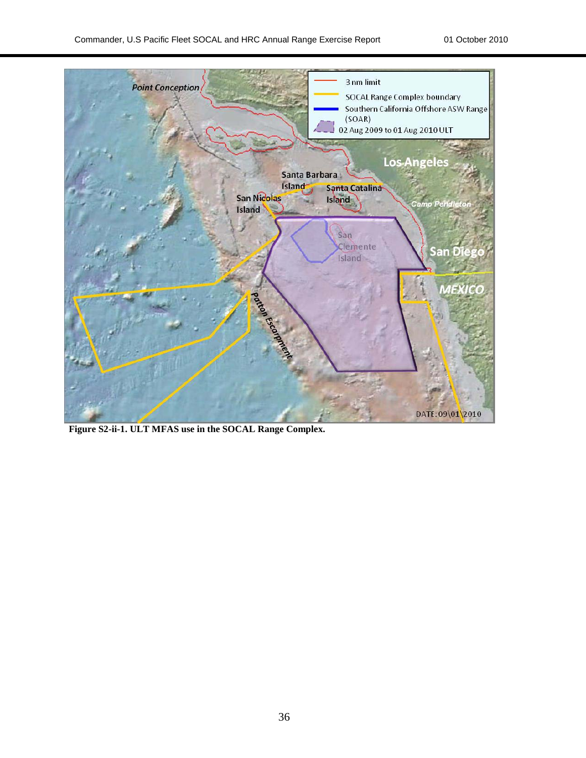**Figure S2-ii-1. ULT MFAS use in the SOCAL Range Complex.**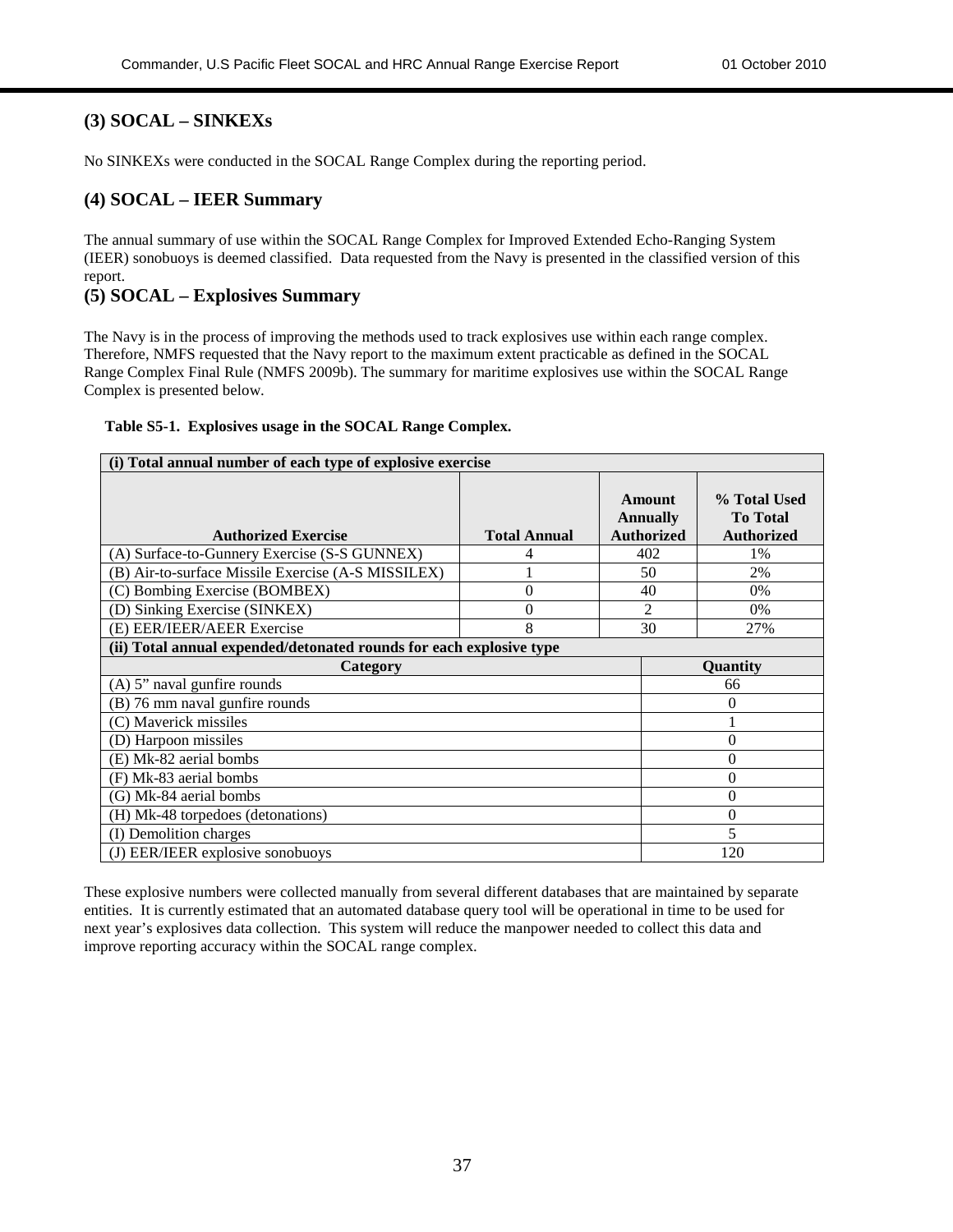## (3) SOCAL – SINKEXs

No SINKEXs were conducted in the SOCAL Range Complex during the reporting period.

## (4) SOCAL – IEER Summary

The annual summary of use within the SOCAL Range Complex for Improved Extended Echo-Ranging System (IEER) sonobuoys is deemed classified. Data requested from the Navy is presented in the classified version of this report.

## (5) SOCAL – Explosives Summary

The Navy is in the process of improving the methods used to track explosives use within each range complex. Therefore, NMFS requested that the Navy report to the maximum extent practicable as defined in the SOCAL Range Complex Final Rule (NMFS 2009b). The summary for maritime explosives use within the SOCAL Range Complex is presented below.

**Table S5-1. Explosives usage in the SOCAL Range Complex.**

| (i) Total annual number of each type of explosive exercise | | | |
|---|---|---|---|
| **Authorized Exercise** | **Total Annual** | **Amount Annually Authorized** | **% Total Used To Total Authorized** |
| (A) Surface-to-Gunnery Exercise (S-S GUNNEX) | 4 | 402 | 1% |
| (B) Air-to-surface Missile Exercise (A-S MISSILEX) | 1 | 50 | 2% |
| (C) Bombing Exercise (BOMBEX) | 0 | 40 | 0% |
| (D) Sinking Exercise (SINKEX) | 0 | 2 | 0% |
| (E) EER/IEER/AEER Exercise | 8 | 30 | 27% |

| (ii) Total annual expended/detonated rounds for each explosive type | |
|---|---|
| **Category** | **Quantity** |
| (A) 5” naval gunfire rounds | 66 |
| (B) 76 mm naval gunfire rounds | 0 |
| (C) Maverick missiles | 1 |
| (D) Harpoon missiles | 0 |
| (E) Mk-82 aerial bombs | 0 |
| (F) Mk-83 aerial bombs | 0 |
| (G) Mk-84 aerial bombs | 0 |
| (H) Mk-48 torpedoes (detonations) | 0 |
| (I) Demolition charges | 5 |
| (J) EER/IEER explosive sonobuoys | 120 |

These explosive numbers were collected manually from several different databases that are maintained by separate entities. It is currently estimated that an automated database query tool will be operational in time to be used for next year’s explosives data collection. This system will reduce the manpower needed to collect this data and improve reporting accuracy within the SOCAL range complex.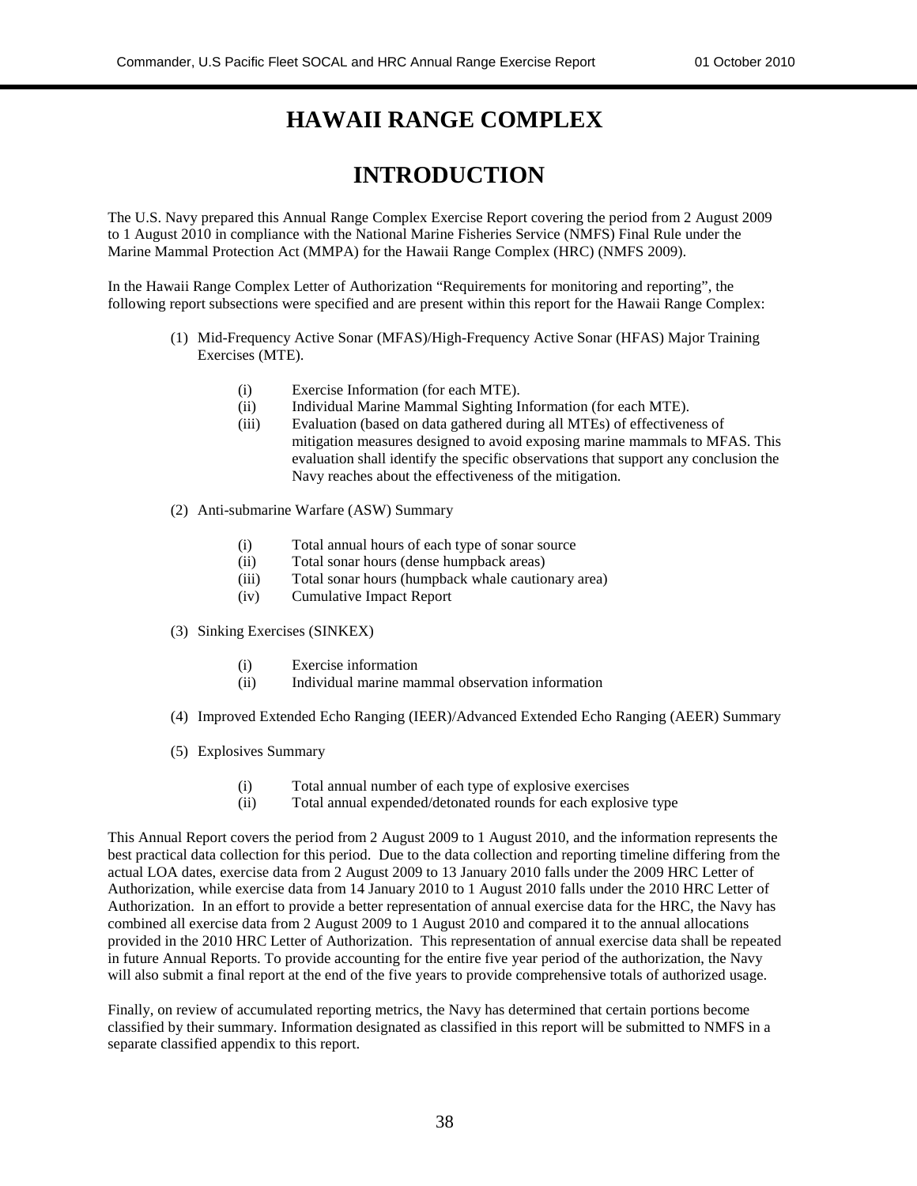# HAWAII RANGE COMPLEX

# INTRODUCTION

The U.S. Navy prepared this Annual Range Complex Exercise Report covering the period from 2 August 2009 to 1 August 2010 in compliance with the National Marine Fisheries Service (NMFS) Final Rule under the Marine Mammal Protection Act (MMPA) for the Hawaii Range Complex (HRC) (NMFS 2009).

In the Hawaii Range Complex Letter of Authorization "Requirements for monitoring and reporting", the following report subsections were specified and are present within this report for the Hawaii Range Complex:

(1) Mid-Frequency Active Sonar (MFAS)/High-Frequency Active Sonar (HFAS) Major Training Exercises (MTE).

- (i) Exercise Information (for each MTE).
- (ii) Individual Marine Mammal Sighting Information (for each MTE).
- (iii) Evaluation (based on data gathered during all MTEs) of effectiveness of mitigation measures designed to avoid exposing marine mammals to MFAS. This evaluation shall identify the specific observations that support any conclusion the Navy reaches about the effectiveness of the mitigation.

(2) Anti-submarine Warfare (ASW) Summary

- (i) Total annual hours of each type of sonar source
- (ii) Total sonar hours (dense humpback areas)
- (iii) Total sonar hours (humpback whale cautionary area)
- (iv) Cumulative Impact Report

(3) Sinking Exercises (SINKEX)

- (i) Exercise information
- (ii) Individual marine mammal observation information

(4) Improved Extended Echo Ranging (IEER)/Advanced Extended Echo Ranging (AEER) Summary

(5) Explosives Summary

- (i) Total annual number of each type of explosive exercises
- (ii) Total annual expended/detonated rounds for each explosive type

This Annual Report covers the period from 2 August 2009 to 1 August 2010, and the information represents the best practical data collection for this period. Due to the data collection and reporting timeline differing from the actual LOA dates, exercise data from 2 August 2009 to 13 January 2010 falls under the 2009 HRC Letter of Authorization, while exercise data from 14 January 2010 to 1 August 2010 falls under the 2010 HRC Letter of Authorization. In an effort to provide a better representation of annual exercise data for the HRC, the Navy has combined all exercise data from 2 August 2009 to 1 August 2010 and compared it to the annual allocations provided in the 2010 HRC Letter of Authorization. This representation of annual exercise data shall be repeated in future Annual Reports. To provide accounting for the entire five year period of the authorization, the Navy will also submit a final report at the end of the five years to provide comprehensive totals of authorized usage.

Finally, on review of accumulated reporting metrics, the Navy has determined that certain portions become classified by their summary. Information designated as classified in this report will be submitted to NMFS in a separate classified appendix to this report.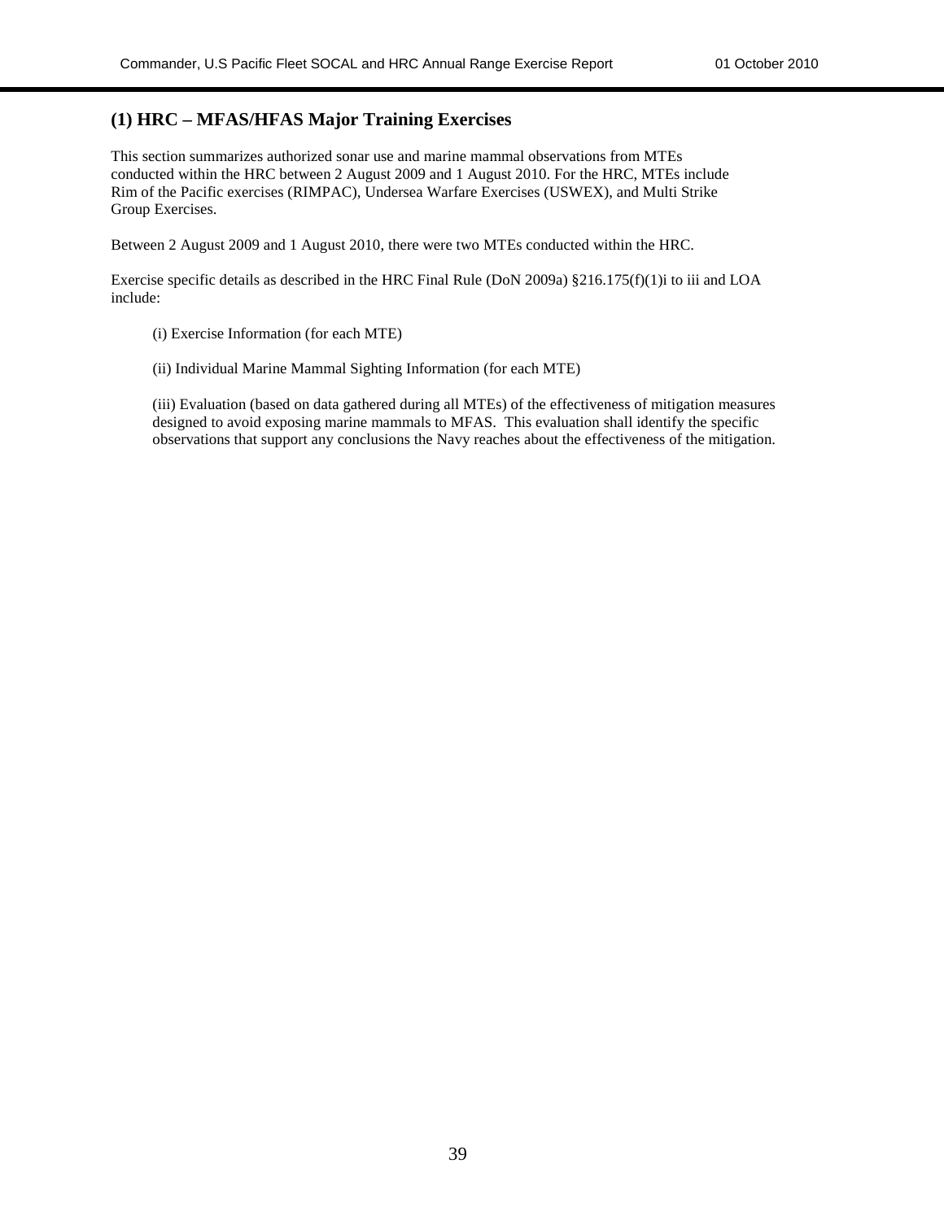## (1) HRC – MFAS/HFAS Major Training Exercises

This section summarizes authorized sonar use and marine mammal observations from MTEs conducted within the HRC between 2 August 2009 and 1 August 2010. For the HRC, MTEs include Rim of the Pacific exercises (RIMPAC), Undersea Warfare Exercises (USWEX), and Multi Strike Group Exercises.

Between 2 August 2009 and 1 August 2010, there were two MTEs conducted within the HRC.

Exercise specific details as described in the HRC Final Rule (DoN 2009a) §216.175(f)(1)i to iii and LOA include:

(i) Exercise Information (for each MTE)

(ii) Individual Marine Mammal Sighting Information (for each MTE)

(iii) Evaluation (based on data gathered during all MTEs) of the effectiveness of mitigation measures designed to avoid exposing marine mammals to MFAS. This evaluation shall identify the specific observations that support any conclusions the Navy reaches about the effectiveness of the mitigation.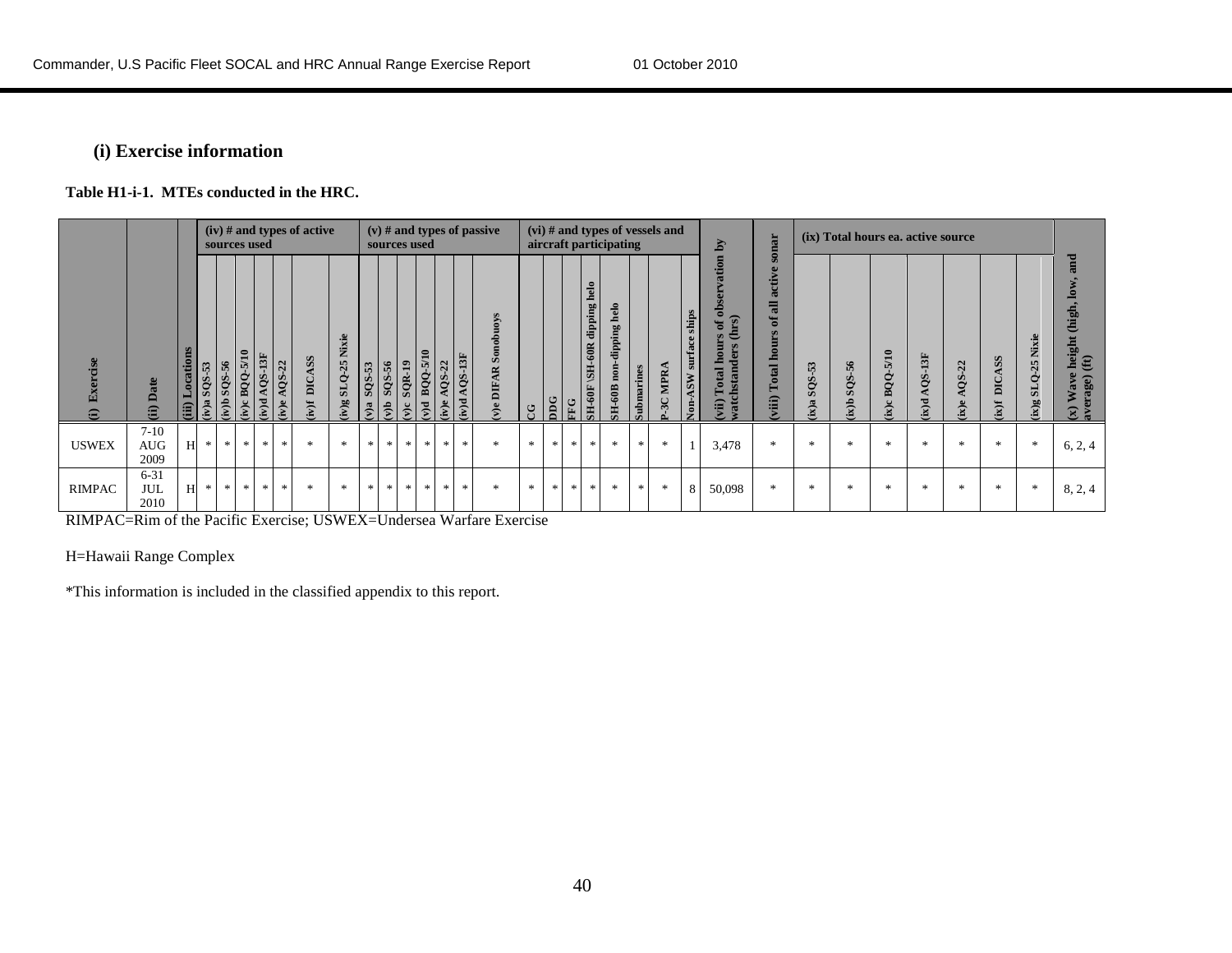### (i) Exercise information

**Table H1-i-1. MTEs conducted in the HRC.**

| (i) Exercise | (ii) Date | (iii) Locations | (iv) # and types of active sources used | | | | | | | (v) # and types of passive sources used | | | | | | | (vi) # and types of vessels and aircraft participating | | | | | | | | (vii) Total hours of observation by watchstanders (hrs) | (viii) Total hours of all active sonar | (ix) Total hours ea. active source | | | | | | | (x) Wave height (high, low, and average) (ft) |
|---|---|---|---|---|---|---|---|---|---|---|---|---|---|---|---|---|---|---|---|---|---|---|---|---|---|---|---|---|---|---|---|---|---|---|
| | | | (iv)a SQS-53 | (iv)b SQS-56 | (iv)c BQQ-5/10 | (iv)d AQS-13F | (iv)e AQS-22 | (iv)f DICASS | (iv)g SLQ-25 Nixie | (v)a SQS-53 | (v)b SQS-56 | (v)c SQR-19 | (v)d BQQ-5/10 | (iv)e AQS-22 | (iv)d AQS-13F | (v)e DIFAR Sonobuoys | CG | DDG | FFG | SH-60F \SH-60R dipping helo | SH-60B non-dipping helo | Submarines | P-3C MPRA | Non-ASW surface ships | | | (ix)a SQS-53 | (ix)b SQS-56 | (ix)c BQQ-5/10 | (ix)d AQS-13F | (ix)e AQS-22 | (ix)f DICASS | (ix)g SLQ-25 Nixie | |
| USWEX | 7-10 AUG 2009 | H | * | * | * | * | * | * | * | * | * | * | * | * | * | * | * | * | * | * | * | * | * | 1 | 3,478 | * | * | * | * | * | * | * | * | 6, 2, 4 |
| RIMPAC | 6-31 JUL 2010 | H | * | * | * | * | * | * | * | * | * | * | * | * | * | * | * | * | * | * | * | * | * | 8 | 50,098 | * | * | * | * | * | * | * | * | 8, 2, 4 |

RIMPAC=Rim of the Pacific Exercise; USWEX=Undersea Warfare Exercise

H=Hawaii Range Complex

*This information is included in the classified appendix to this report.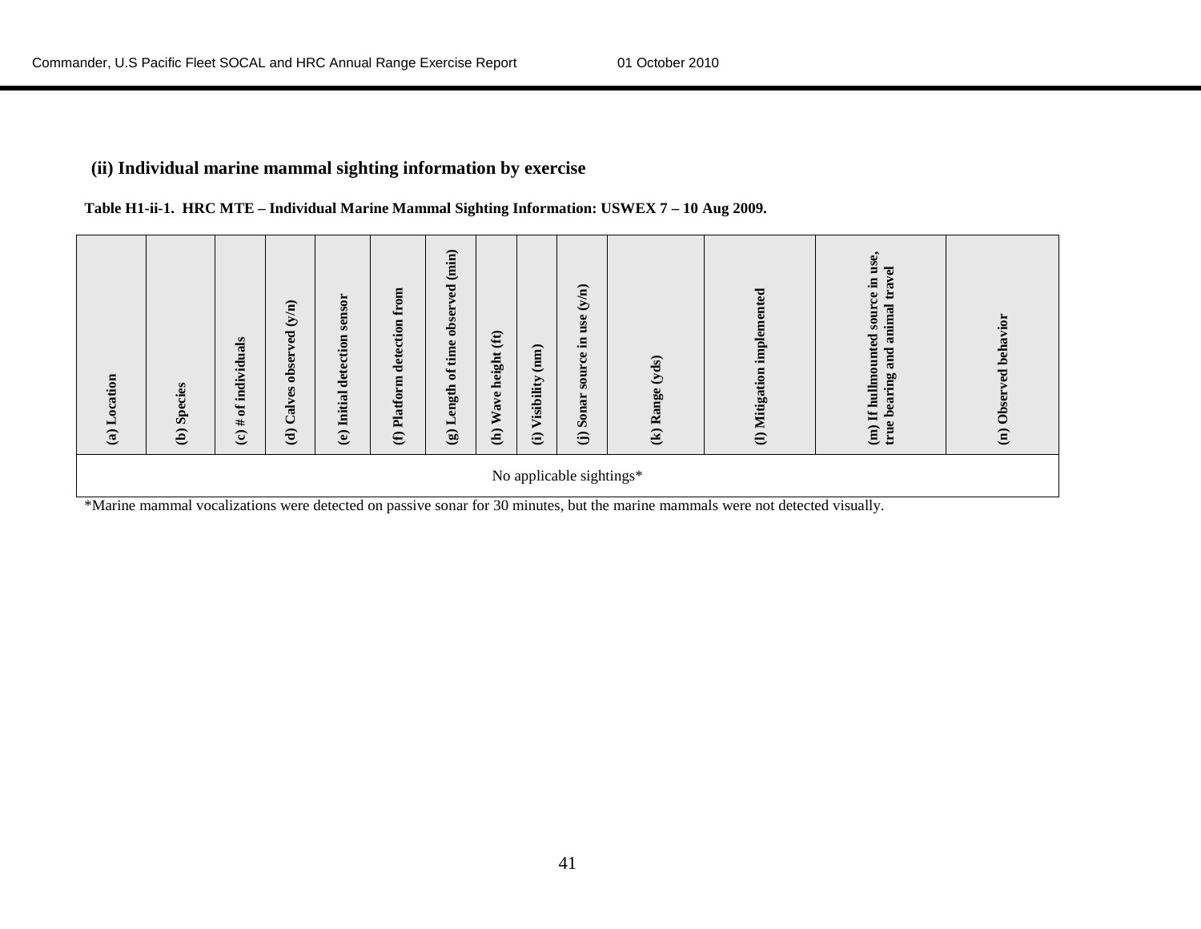### (ii) Individual marine mammal sighting information by exercise

**Table H1-ii-1. HRC MTE – Individual Marine Mammal Sighting Information: USWEX 7 – 10 Aug 2009.**

| (a) Location | (b) Species | (c) # of individuals | (d) Calves observed (y/n) | (e) Initial detection sensor | (f) Platform detection from | (g) Length of time observed (min) | (h) Wave height (ft) | (i) Visibility (nm) | (j) Sonar source in use (y/n) | (k) Range (yds) | (l) Mitigation implemented | (m) If hullmounted source in use, true bearing and animal travel | (n) Observed behavior |
|---|---|---|---|---|---|---|---|---|---|---|---|---|---|
| No applicable sightings* | | | | | | | | | | | | | |

*Marine mammal vocalizations were detected on passive sonar for 30 minutes, but the marine mammals were not detected visually.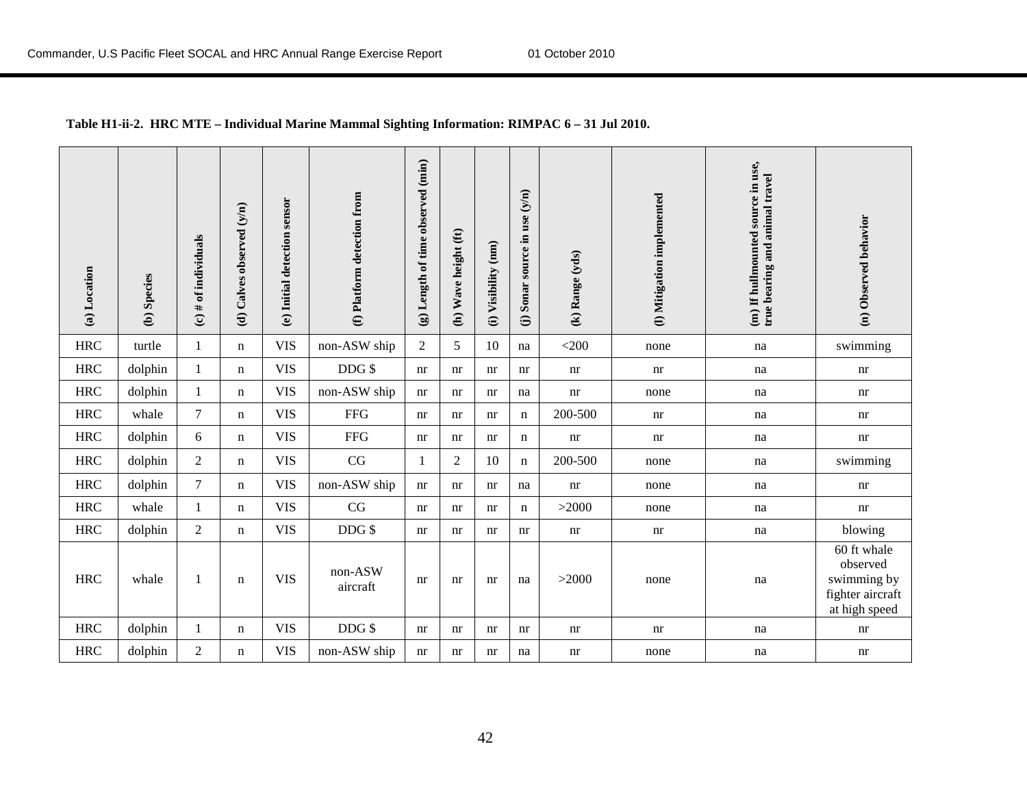**Table H1-ii-2. HRC MTE – Individual Marine Mammal Sighting Information: RIMPAC 6 – 31 Jul 2010.**

| (a) Location | (b) Species | (c) # of individuals | (d) Calves observed (y/n) | (e) Initial detection sensor | (f) Platform detection from | (g) Length of time observed (min) | (h) Wave height (ft) | (i) Visibility (nm) | (j) Sonar source in use (y/n) | (k) Range (yds) | (l) Mitigation implemented | (m) If hullmounted source in use, true bearing and animal travel | (n) Observed behavior |
|---|---|---|---|---|---|---|---|---|---|---|---|---|---|
| HRC | turtle | 1 | n | VIS | non-ASW ship | 2 | 5 | 10 | na | <200 | none | na | swimming |
| HRC | dolphin | 1 | n | VIS | DDG $ | nr | nr | nr | nr | nr | nr | na | nr |
| HRC | dolphin | 1 | n | VIS | non-ASW ship | nr | nr | nr | na | nr | none | na | nr |
| HRC | whale | 7 | n | VIS | FFG | nr | nr | nr | n | 200-500 | nr | na | nr |
| HRC | dolphin | 6 | n | VIS | FFG | nr | nr | nr | n | nr | nr | na | nr |
| HRC | dolphin | 2 | n | VIS | CG | 1 | 2 | 10 | n | 200-500 | none | na | swimming |
| HRC | dolphin | 7 | n | VIS | non-ASW ship | nr | nr | nr | na | nr | none | na | nr |
| HRC | whale | 1 | n | VIS | CG | nr | nr | nr | n | >2000 | none | na | nr |
| HRC | dolphin | 2 | n | VIS | DDG $ | nr | nr | nr | nr | nr | nr | na | blowing |
| HRC | whale | 1 | n | VIS | non-ASW aircraft | nr | nr | nr | na | >2000 | none | na | 60 ft whale observed swimming by fighter aircraft at high speed |
| HRC | dolphin | 1 | n | VIS | DDG $ | nr | nr | nr | nr | nr | nr | na | nr |
| HRC | dolphin | 2 | n | VIS | non-ASW ship | nr | nr | nr | na | nr | none | na | nr |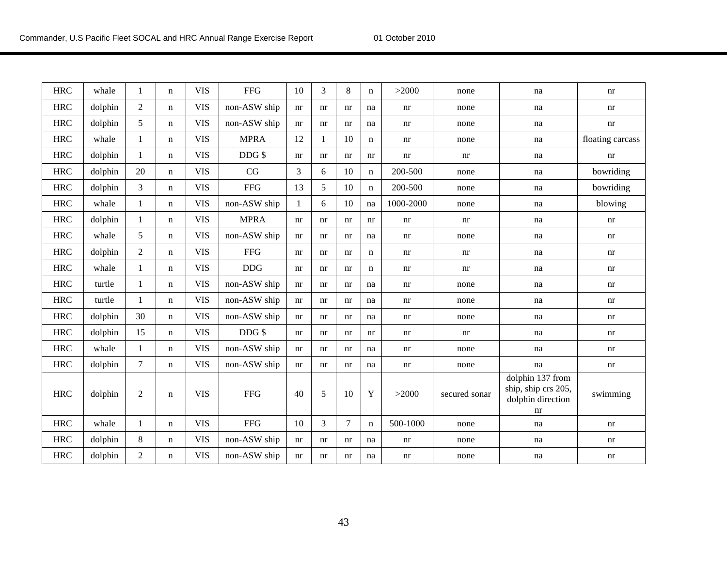| HRC | whale | 1 | n | VIS | FFG | 10 | 3 | 8 | n | >2000 | none | na | nr |
|---|---|---|---|---|---|---|---|---|---|---|---|---|---|
| HRC | dolphin | 2 | n | VIS | non-ASW ship | nr | nr | nr | na | nr | none | na | nr |
| HRC | dolphin | 5 | n | VIS | non-ASW ship | nr | nr | nr | na | nr | none | na | nr |
| HRC | whale | 1 | n | VIS | MPRA | 12 | 1 | 10 | n | nr | none | na | floating carcass |
| HRC | dolphin | 1 | n | VIS | DDG $ | nr | nr | nr | nr | nr | nr | na | nr |
| HRC | dolphin | 20 | n | VIS | CG | 3 | 6 | 10 | n | 200-500 | none | na | bowriding |
| HRC | dolphin | 3 | n | VIS | FFG | 13 | 5 | 10 | n | 200-500 | none | na | bowriding |
| HRC | whale | 1 | n | VIS | non-ASW ship | 1 | 6 | 10 | na | 1000-2000 | none | na | blowing |
| HRC | dolphin | 1 | n | VIS | MPRA | nr | nr | nr | nr | nr | nr | na | nr |
| HRC | whale | 5 | n | VIS | non-ASW ship | nr | nr | nr | na | nr | none | na | nr |
| HRC | dolphin | 2 | n | VIS | FFG | nr | nr | nr | n | nr | nr | na | nr |
| HRC | whale | 1 | n | VIS | DDG | nr | nr | nr | n | nr | nr | na | nr |
| HRC | turtle | 1 | n | VIS | non-ASW ship | nr | nr | nr | na | nr | none | na | nr |
| HRC | turtle | 1 | n | VIS | non-ASW ship | nr | nr | nr | na | nr | none | na | nr |
| HRC | dolphin | 30 | n | VIS | non-ASW ship | nr | nr | nr | na | nr | none | na | nr |
| HRC | dolphin | 15 | n | VIS | DDG $ | nr | nr | nr | nr | nr | nr | na | nr |
| HRC | whale | 1 | n | VIS | non-ASW ship | nr | nr | nr | na | nr | none | na | nr |
| HRC | dolphin | 7 | n | VIS | non-ASW ship | nr | nr | nr | na | nr | none | na | nr |
| HRC | dolphin | 2 | n | VIS | FFG | 40 | 5 | 10 | Y | >2000 | secured sonar | dolphin 137 from ship, ship crs 205, dolphin direction nr | swimming |
| HRC | whale | 1 | n | VIS | FFG | 10 | 3 | 7 | n | 500-1000 | none | na | nr |
| HRC | dolphin | 8 | n | VIS | non-ASW ship | nr | nr | nr | na | nr | none | na | nr |
| HRC | dolphin | 2 | n | VIS | non-ASW ship | nr | nr | nr | na | nr | none | na | nr |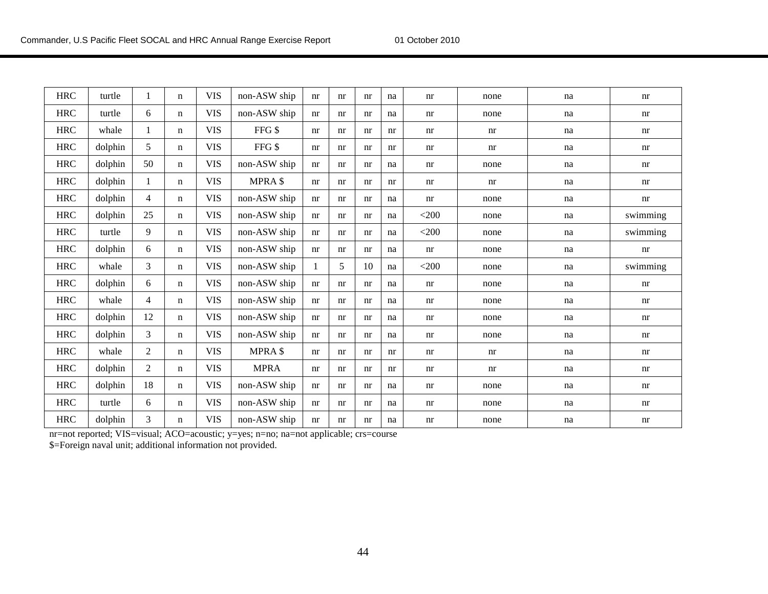| | | | | | | | | | | | | | |
|---|---|---|---|---|---|---|---|---|---|---|---|---|---|
| HRC | turtle | 1 | n | VIS | non-ASW ship | nr | nr | nr | na | nr | none | na | nr |
| HRC | turtle | 6 | n | VIS | non-ASW ship | nr | nr | nr | na | nr | none | na | nr |
| HRC | whale | 1 | n | VIS | FFG $ | nr | nr | nr | nr | nr | nr | na | nr |
| HRC | dolphin | 5 | n | VIS | FFG $ | nr | nr | nr | nr | nr | nr | na | nr |
| HRC | dolphin | 50 | n | VIS | non-ASW ship | nr | nr | nr | na | nr | none | na | nr |
| HRC | dolphin | 1 | n | VIS | MPRA $ | nr | nr | nr | nr | nr | nr | na | nr |
| HRC | dolphin | 4 | n | VIS | non-ASW ship | nr | nr | nr | na | nr | none | na | nr |
| HRC | dolphin | 25 | n | VIS | non-ASW ship | nr | nr | nr | na | <200 | none | na | swimming |
| HRC | turtle | 9 | n | VIS | non-ASW ship | nr | nr | nr | na | <200 | none | na | swimming |
| HRC | dolphin | 6 | n | VIS | non-ASW ship | nr | nr | nr | na | nr | none | na | nr |
| HRC | whale | 3 | n | VIS | non-ASW ship | 1 | 5 | 10 | na | <200 | none | na | swimming |
| HRC | dolphin | 6 | n | VIS | non-ASW ship | nr | nr | nr | na | nr | none | na | nr |
| HRC | whale | 4 | n | VIS | non-ASW ship | nr | nr | nr | na | nr | none | na | nr |
| HRC | dolphin | 12 | n | VIS | non-ASW ship | nr | nr | nr | na | nr | none | na | nr |
| HRC | dolphin | 3 | n | VIS | non-ASW ship | nr | nr | nr | na | nr | none | na | nr |
| HRC | whale | 2 | n | VIS | MPRA $ | nr | nr | nr | nr | nr | nr | na | nr |
| HRC | dolphin | 2 | n | VIS | MPRA | nr | nr | nr | nr | nr | nr | na | nr |
| HRC | dolphin | 18 | n | VIS | non-ASW ship | nr | nr | nr | na | nr | none | na | nr |
| HRC | turtle | 6 | n | VIS | non-ASW ship | nr | nr | nr | na | nr | none | na | nr |
| HRC | dolphin | 3 | n | VIS | non-ASW ship | nr | nr | nr | na | nr | none | na | nr |

nr=not reported; VIS=visual; ACO=acoustic; y=yes; n=no; na=not applicable; crs=course
$=Foreign naval unit; additional information not provided.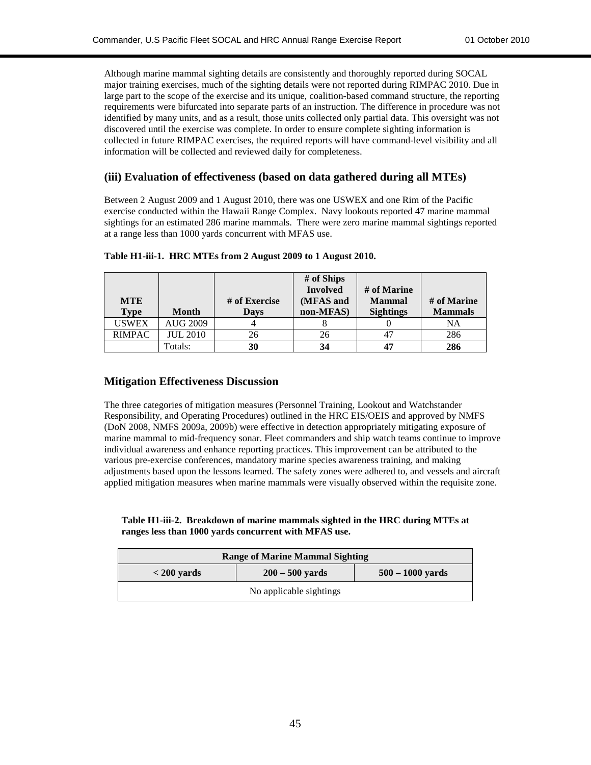Although marine mammal sighting details are consistently and thoroughly reported during SOCAL major training exercises, much of the sighting details were not reported during RIMPAC 2010. Due in large part to the scope of the exercise and its unique, coalition-based command structure, the reporting requirements were bifurcated into separate parts of an instruction. The difference in procedure was not identified by many units, and as a result, those units collected only partial data. This oversight was not discovered until the exercise was complete. In order to ensure complete sighting information is collected in future RIMPAC exercises, the required reports will have command-level visibility and all information will be collected and reviewed daily for completeness.

## (iii) Evaluation of effectiveness (based on data gathered during all MTEs)

Between 2 August 2009 and 1 August 2010, there was one USWEX and one Rim of the Pacific exercise conducted within the Hawaii Range Complex. Navy lookouts reported 47 marine mammal sightings for an estimated 286 marine mammals. There were zero marine mammal sightings reported at a range less than 1000 yards concurrent with MFAS use.

**Table H1-iii-1. HRC MTEs from 2 August 2009 to 1 August 2010.**

| MTE Type | Month | # of Exercise Days | # of Ships Involved (MFAS and non-MFAS) | # of Marine Mammal Sightings | # of Marine Mammals |
|---|---|---|---|---|---|
| USWEX | AUG 2009 | 4 | 8 | 0 | NA |
| RIMPAC | JUL 2010 | 26 | 26 | 47 | 286 |
| | Totals: | **30** | **34** | **47** | **286** |

## Mitigation Effectiveness Discussion

The three categories of mitigation measures (Personnel Training, Lookout and Watchstander Responsibility, and Operating Procedures) outlined in the HRC EIS/OEIS and approved by NMFS (DoN 2008, NMFS 2009a, 2009b) were effective in detection appropriately mitigating exposure of marine mammal to mid-frequency sonar. Fleet commanders and ship watch teams continue to improve individual awareness and enhance reporting practices. This improvement can be attributed to the various pre-exercise conferences, mandatory marine species awareness training, and making adjustments based upon the lessons learned. The safety zones were adhered to, and vessels and aircraft applied mitigation measures when marine mammals were visually observed within the requisite zone.

**Table H1-iii-2. Breakdown of marine mammals sighted in the HRC during MTEs at ranges less than 1000 yards concurrent with MFAS use.**

| Range of Marine Mammal Sighting | | |
|---|---|---|
| < 200 yards | 200 – 500 yards | 500 – 1000 yards |
| No applicable sightings | | |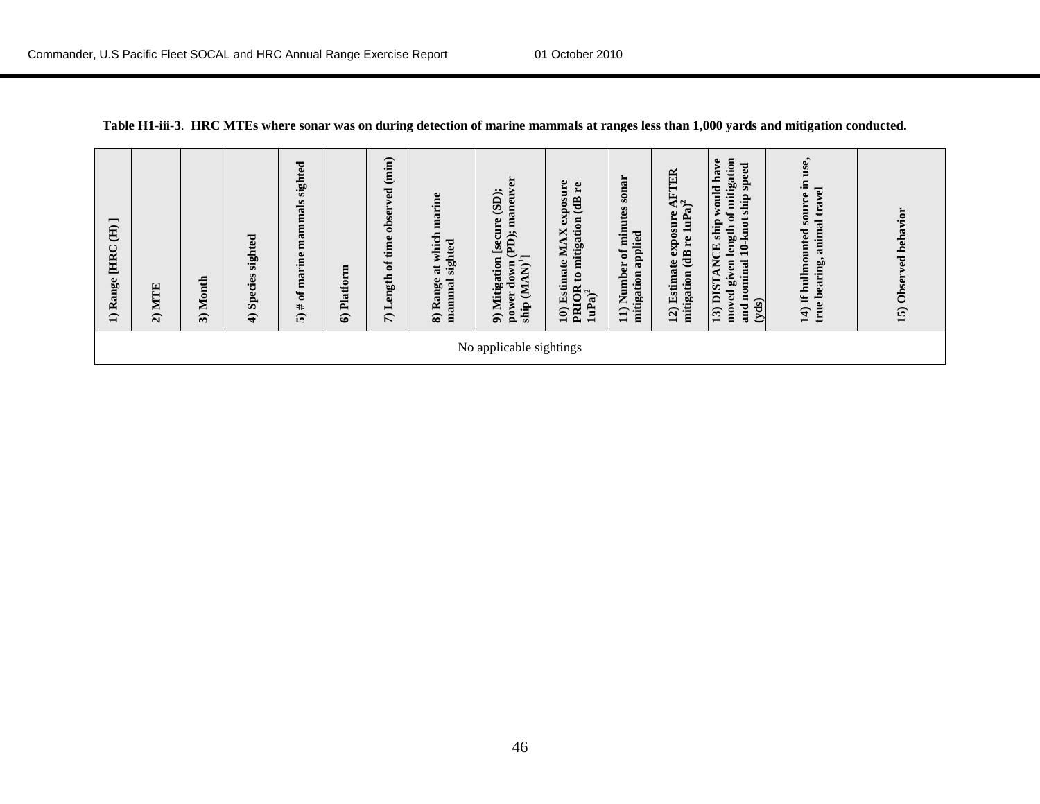**Table H1-iii-3**. **HRC MTEs where sonar was on during detection of marine mammals at ranges less than 1,000 yards and mitigation conducted.**

| 1) Range [HRC (H) ] | 2) MTE | 3) Month | 4) Species sighted | 5) # of marine mammals sighted | 6) Platform | 7) Length of time observed (min) | 8) Range at which marine mammal sighted | 9) Mitigation [secure (SD); power down (PD); maneuver ship (MAN)[1]] | 10) Estimate MAX exposure PRIOR to mitigation (dB re 1uPa)[2] | 11) Number of minutes sonar mitigation applied | 12) Estimate exposure AFTER mitigation (dB re 1uPa)[2] | 13) DISTANCE ship would have moved given length of mitigation and nominal 10-knot ship speed (yds) | 14) If hullmounted source in use, true bearing, animal travel | 15) Observed behavior |
|---|---|---|---|---|---|---|---|---|---|---|---|---|---|---|
| No applicable sightings | | | | | | | | | | | | | | |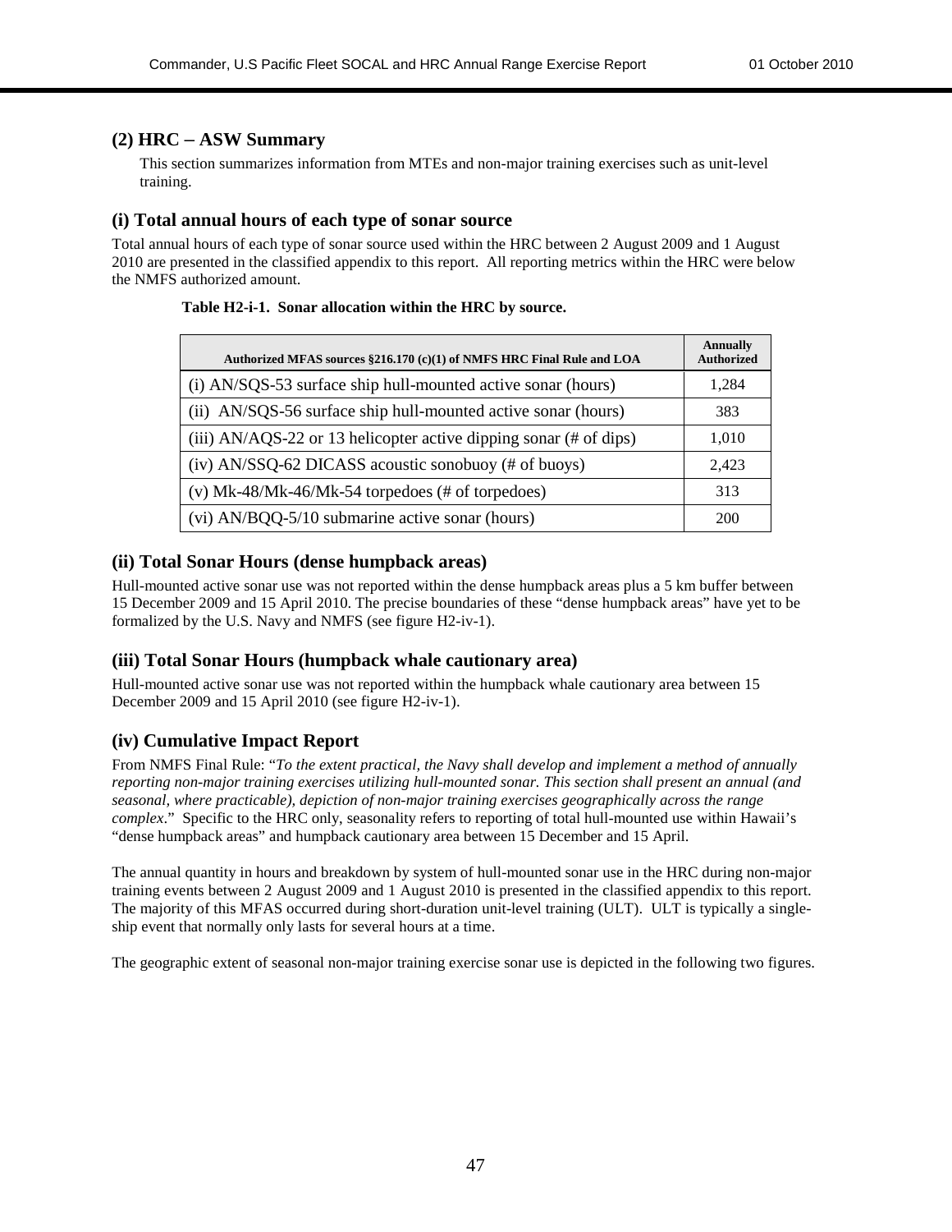### (2) HRC – ASW Summary

This section summarizes information from MTEs and non-major training exercises such as unit-level training.

### (i) Total annual hours of each type of sonar source

Total annual hours of each type of sonar source used within the HRC between 2 August 2009 and 1 August 2010 are presented in the classified appendix to this report. All reporting metrics within the HRC were below the NMFS authorized amount.

**Table H2-i-1. Sonar allocation within the HRC by source.**

| Authorized MFAS sources §216.170 (c)(1) of NMFS HRC Final Rule and LOA | Annually Authorized |
|---|---|
| (i) AN/SQS-53 surface ship hull-mounted active sonar (hours) | 1,284 |
| (ii) AN/SQS-56 surface ship hull-mounted active sonar (hours) | 383 |
| (iii) AN/AQS-22 or 13 helicopter active dipping sonar (# of dips) | 1,010 |
| (iv) AN/SSQ-62 DICASS acoustic sonobuoy (# of buoys) | 2,423 |
| (v) Mk-48/Mk-46/Mk-54 torpedoes (# of torpedoes) | 313 |
| (vi) AN/BQQ-5/10 submarine active sonar (hours) | 200 |

### (ii) Total Sonar Hours (dense humpback areas)

Hull-mounted active sonar use was not reported within the dense humpback areas plus a 5 km buffer between 15 December 2009 and 15 April 2010. The precise boundaries of these "dense humpback areas" have yet to be formalized by the U.S. Navy and NMFS (see figure H2-iv-1).

### (iii) Total Sonar Hours (humpback whale cautionary area)

Hull-mounted active sonar use was not reported within the humpback whale cautionary area between 15 December 2009 and 15 April 2010 (see figure H2-iv-1).

### (iv) Cumulative Impact Report

From NMFS Final Rule: "*To the extent practical, the Navy shall develop and implement a method of annually reporting non-major training exercises utilizing hull-mounted sonar. This section shall present an annual (and seasonal, where practicable), depiction of non-major training exercises geographically across the range complex*." Specific to the HRC only, seasonality refers to reporting of total hull-mounted use within Hawaii's "dense humpback areas" and humpback cautionary area between 15 December and 15 April.

The annual quantity in hours and breakdown by system of hull-mounted sonar use in the HRC during non-major training events between 2 August 2009 and 1 August 2010 is presented in the classified appendix to this report. The majority of this MFAS occurred during short-duration unit-level training (ULT). ULT is typically a single-ship event that normally only lasts for several hours at a time.

The geographic extent of seasonal non-major training exercise sonar use is depicted in the following two figures.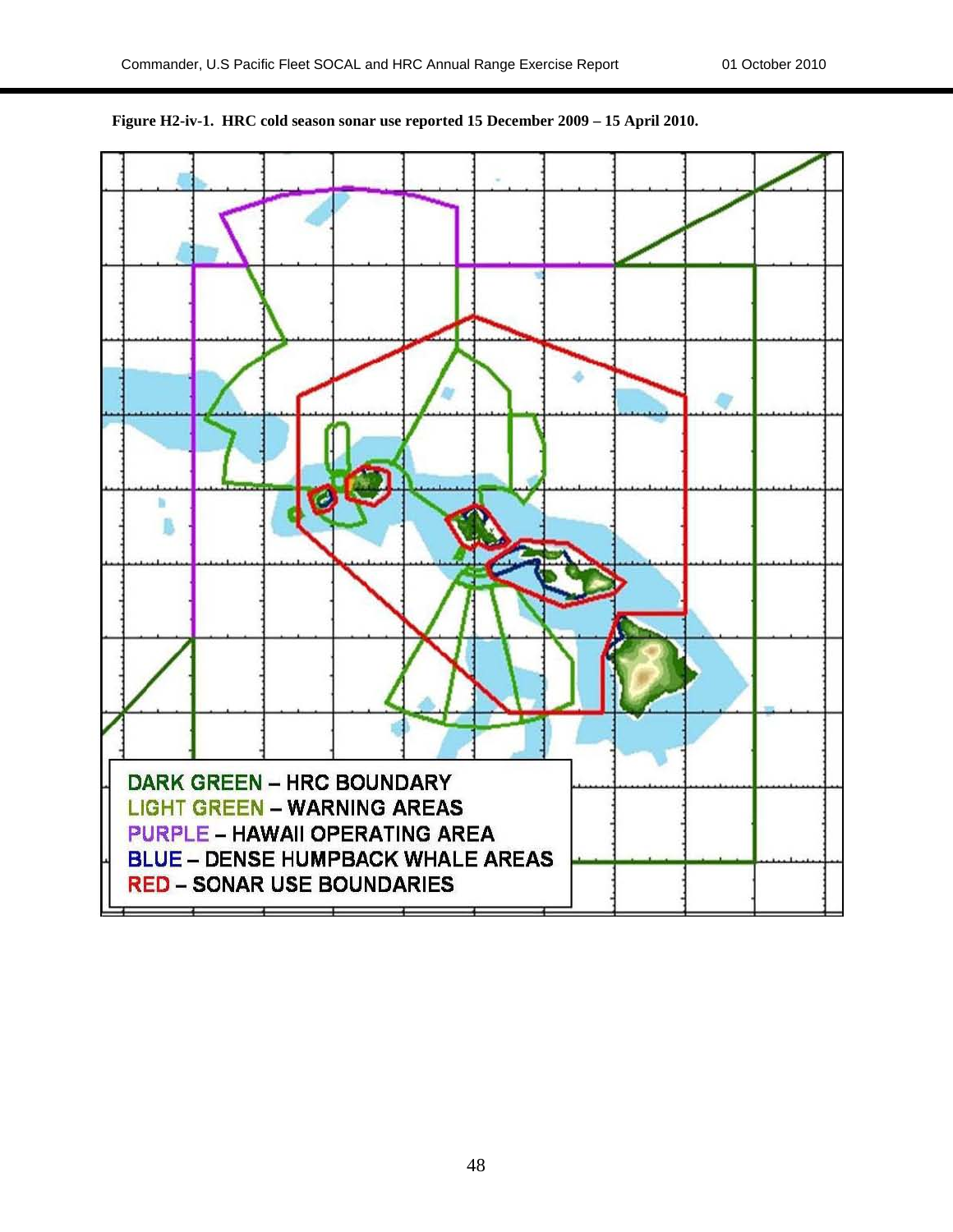**Figure H2-iv-1. HRC cold season sonar use reported 15 December 2009 – 15 April 2010.**

DARK GREEN – HRC BOUNDARY
LIGHT GREEN – WARNING AREAS
PURPLE – HAWAII OPERATING AREA
BLUE – DENSE HUMPBACK WHALE AREAS
RED – SONAR USE BOUNDARIES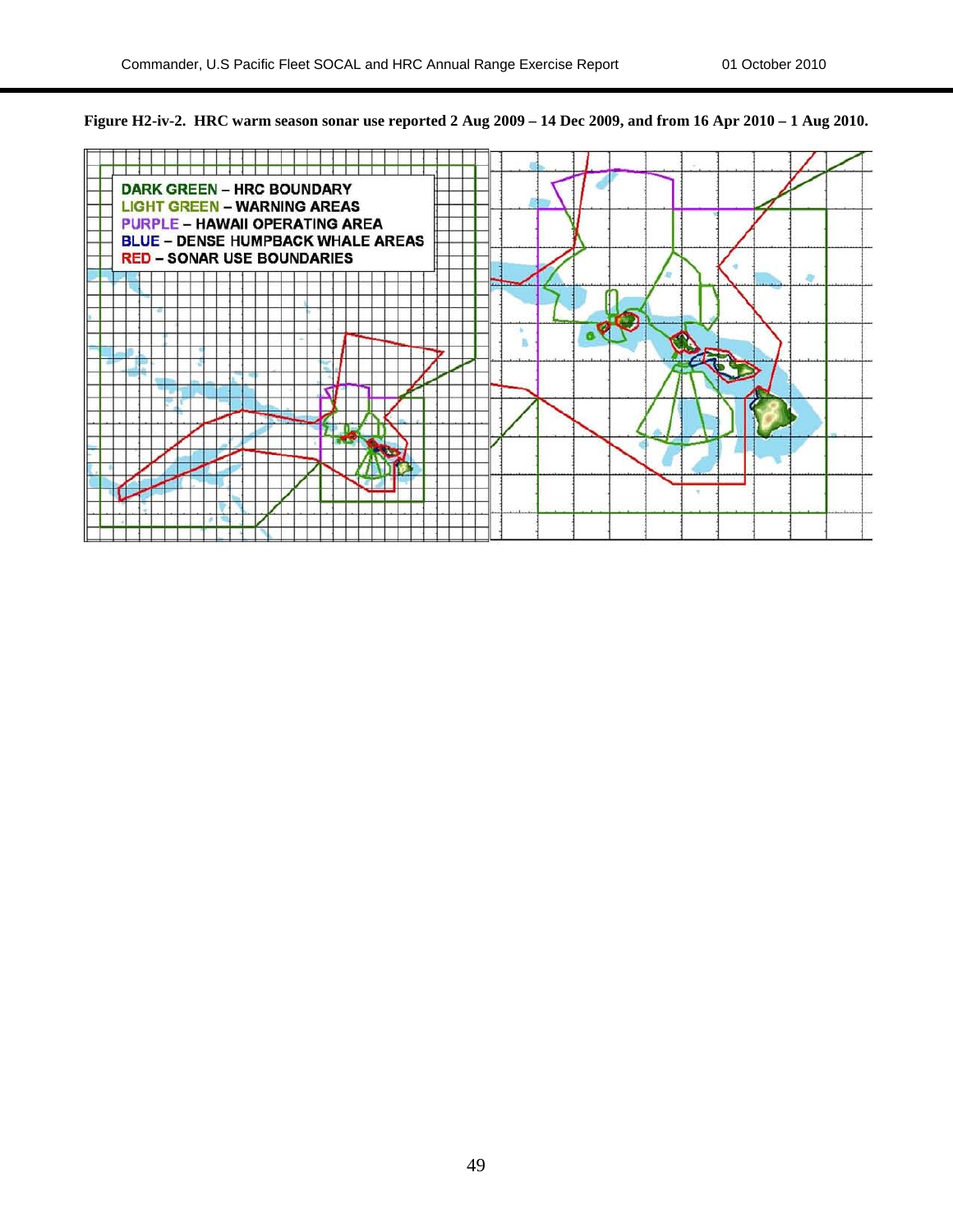**Figure H2-iv-2. HRC warm season sonar use reported 2 Aug 2009 – 14 Dec 2009, and from 16 Apr 2010 – 1 Aug 2010.**

DARK GREEN – HRC BOUNDARY
LIGHT GREEN – WARNING AREAS
PURPLE – HAWAII OPERATING AREA
BLUE – DENSE HUMPBACK WHALE AREAS
RED – SONAR USE BOUNDARIES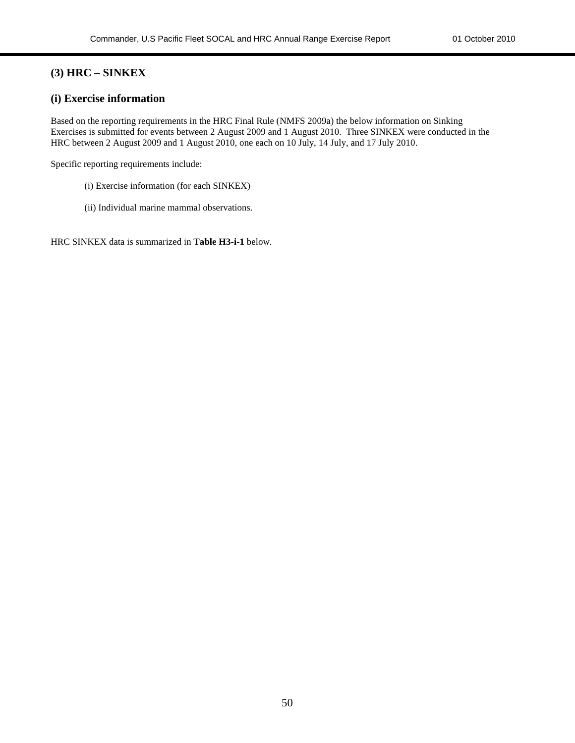## (3) HRC – SINKEX

### (i) Exercise information

Based on the reporting requirements in the HRC Final Rule (NMFS 2009a) the below information on Sinking Exercises is submitted for events between 2 August 2009 and 1 August 2010. Three SINKEX were conducted in the HRC between 2 August 2009 and 1 August 2010, one each on 10 July, 14 July, and 17 July 2010.

Specific reporting requirements include:

(i) Exercise information (for each SINKEX)

(ii) Individual marine mammal observations.

HRC SINKEX data is summarized in **Table H3-i-1** below.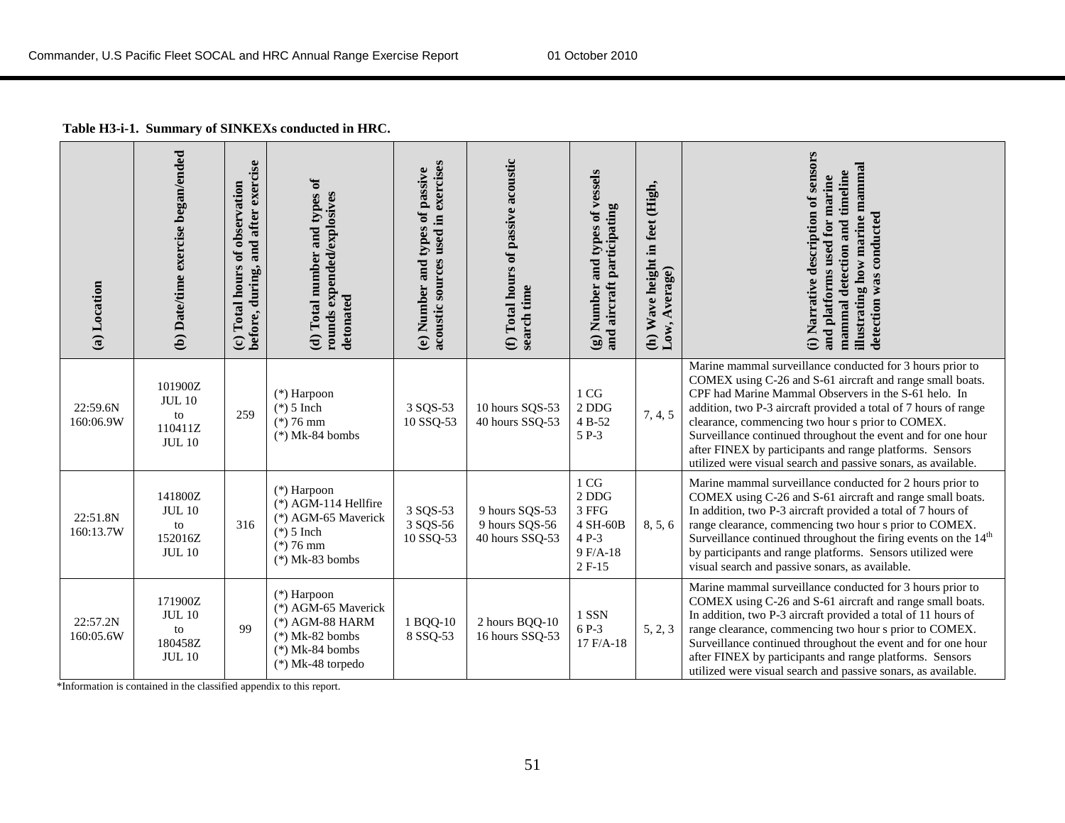**Table H3-i-1. Summary of SINKEXs conducted in HRC.**

| (a) Location | (b) Date/time exercise began/ended | (c) Total hours of observation before, during, and after exercise | (d) Total number and types of rounds expended/explosives detonated | (e) Number and types of passive acoustic sources used in exercises | (f) Total hours of passive acoustic search time | (g) Number and types of vessels and aircraft participating | (h) Wave height in feet (High, Low, Average) | (i) Narrative description of sensors and platforms used for marine mammal detection and timeline illustrating how marine mammal detection was conducted |
|---|---|---|---|---|---|---|---|---|
| 22:59.6N 160:06.9W | 101900Z JUL 10 to 110411Z JUL 10 | 259 | (*) Harpoon<br>(*) 5 Inch<br>(*) 76 mm<br>(*) Mk-84 bombs | 3 SQS-53<br>10 SSQ-53 | 10 hours SQS-53<br>40 hours SSQ-53 | 1 CG<br>2 DDG<br>4 B-52<br>5 P-3 | 7, 4, 5 | Marine mammal surveillance conducted for 3 hours prior to COMEX using C-26 and S-61 aircraft and range small boats. CPF had Marine Mammal Observers in the S-61 helo. In addition, two P-3 aircraft provided a total of 7 hours of range clearance, commencing two hour s prior to COMEX. Surveillance continued throughout the event and for one hour after FINEX by participants and range platforms. Sensors utilized were visual search and passive sonars, as available. |
| 22:51.8N 160:13.7W | 141800Z JUL 10 to 152016Z JUL 10 | 316 | (*) Harpoon<br>(*) AGM-114 Hellfire<br>(*) AGM-65 Maverick<br>(*) 5 Inch<br>(*) 76 mm<br>(*) Mk-83 bombs | 3 SQS-53<br>3 SQS-56<br>10 SSQ-53 | 9 hours SQS-53<br>9 hours SQS-56<br>40 hours SSQ-53 | 1 CG<br>2 DDG<br>3 FFG<br>4 SH-60B<br>4 P-3<br>9 F/A-18<br>2 F-15 | 8, 5, 6 | Marine mammal surveillance conducted for 2 hours prior to COMEX using C-26 and S-61 aircraft and range small boats. In addition, two P-3 aircraft provided a total of 7 hours of range clearance, commencing two hour s prior to COMEX. Surveillance continued throughout the firing events on the 14th by participants and range platforms. Sensors utilized were visual search and passive sonars, as available. |
| 22:57.2N 160:05.6W | 171900Z JUL 10 to 180458Z JUL 10 | 99 | (*) Harpoon<br>(*) AGM-65 Maverick<br>(*) AGM-88 HARM<br>(*) Mk-82 bombs<br>(*) Mk-84 bombs<br>(*) Mk-48 torpedo | 1 BQQ-10<br>8 SSQ-53 | 2 hours BQQ-10<br>16 hours SSQ-53 | 1 SSN<br>6 P-3<br>17 F/A-18 | 5, 2, 3 | Marine mammal surveillance conducted for 3 hours prior to COMEX using C-26 and S-61 aircraft and range small boats. In addition, two P-3 aircraft provided a total of 11 hours of range clearance, commencing two hour s prior to COMEX. Surveillance continued throughout the event and for one hour after FINEX by participants and range platforms. Sensors utilized were visual search and passive sonars, as available. |

*Information is contained in the classified appendix to this report.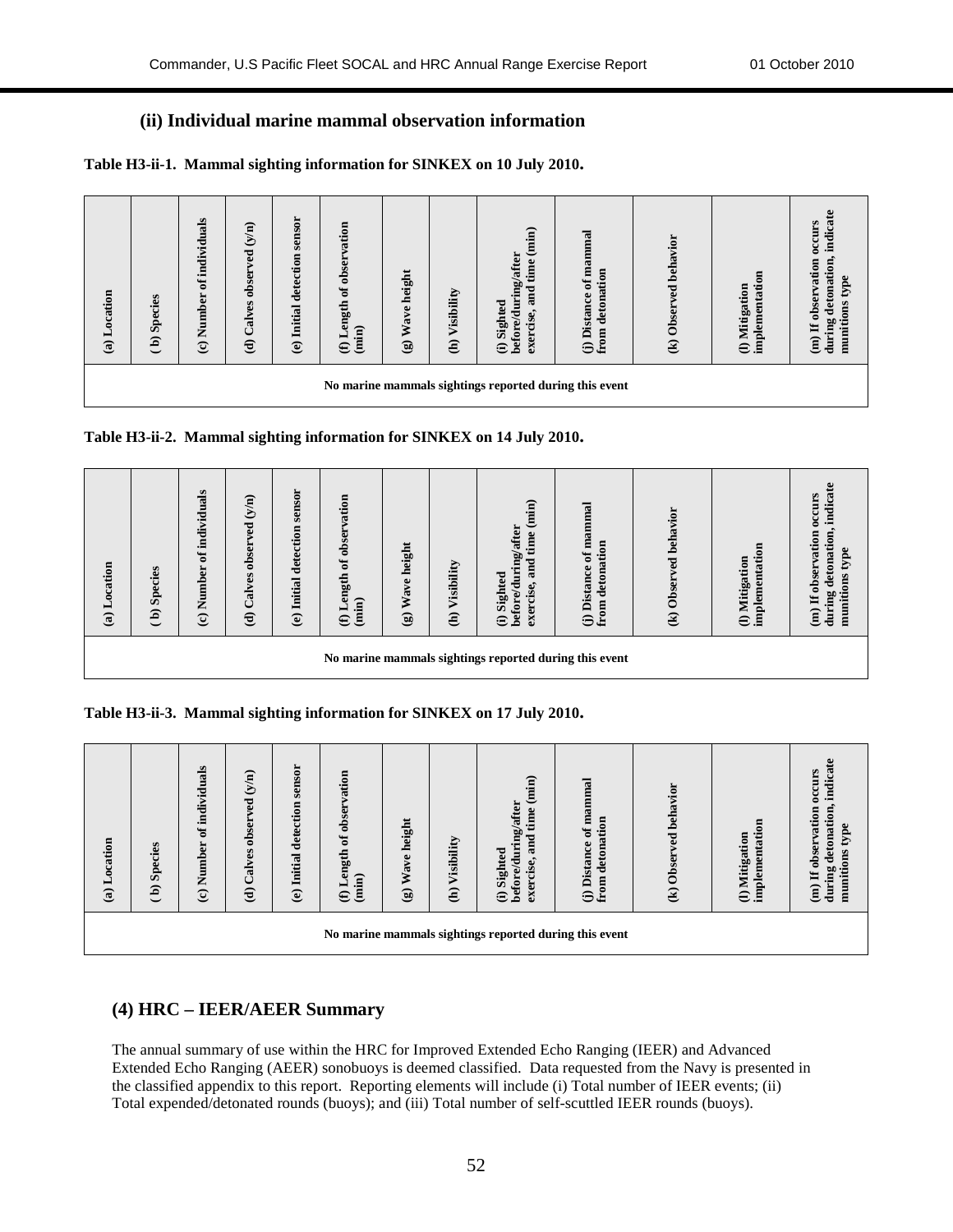### (ii) Individual marine mammal observation information

**Table H3-ii-1. Mammal sighting information for SINKEX on 10 July 2010.**

| (a) Location | ( b) Species | (c) Number of individuals | (d) Calves observed (y/n) | (e) Initial detection sensor | (f) Length of observation (min) | (g) Wave height | (h) Visibility | (i) Sighted before/during/after exercise, and time (min) | (j) Distance of mammal from detonation | (k) Observed behavior | (l) Mitigation implementation | (m) If observation occurs during detonation, indicate munitions type |
|---|---|---|---|---|---|---|---|---|---|---|---|---|
| No marine mammals sightings reported during this event | | | | | | | | | | | | |

**Table H3-ii-2. Mammal sighting information for SINKEX on 14 July 2010.**

| (a) Location | ( b) Species | (c) Number of individuals | (d) Calves observed (y/n) | (e) Initial detection sensor | (f) Length of observation (min) | (g) Wave height | (h) Visibility | (i) Sighted before/during/after exercise, and time (min) | (j) Distance of mammal from detonation | (k) Observed behavior | (l) Mitigation implementation | (m) If observation occurs during detonation, indicate munitions type |
|---|---|---|---|---|---|---|---|---|---|---|---|---|
| No marine mammals sightings reported during this event | | | | | | | | | | | | |

**Table H3-ii-3. Mammal sighting information for SINKEX on 17 July 2010.**

| (a) Location | ( b) Species | (c) Number of individuals | (d) Calves observed (y/n) | (e) Initial detection sensor | (f) Length of observation (min) | (g) Wave height | (h) Visibility | (i) Sighted before/during/after exercise, and time (min) | (j) Distance of mammal from detonation | (k) Observed behavior | (l) Mitigation implementation | (m) If observation occurs during detonation, indicate munitions type |
|---|---|---|---|---|---|---|---|---|---|---|---|---|
| No marine mammals sightings reported during this event | | | | | | | | | | | | |

## (4) HRC – IEER/AEER Summary

The annual summary of use within the HRC for Improved Extended Echo Ranging (IEER) and Advanced Extended Echo Ranging (AEER) sonobuoys is deemed classified. Data requested from the Navy is presented in the classified appendix to this report. Reporting elements will include (i) Total number of IEER events; (ii) Total expended/detonated rounds (buoys); and (iii) Total number of self-scuttled IEER rounds (buoys).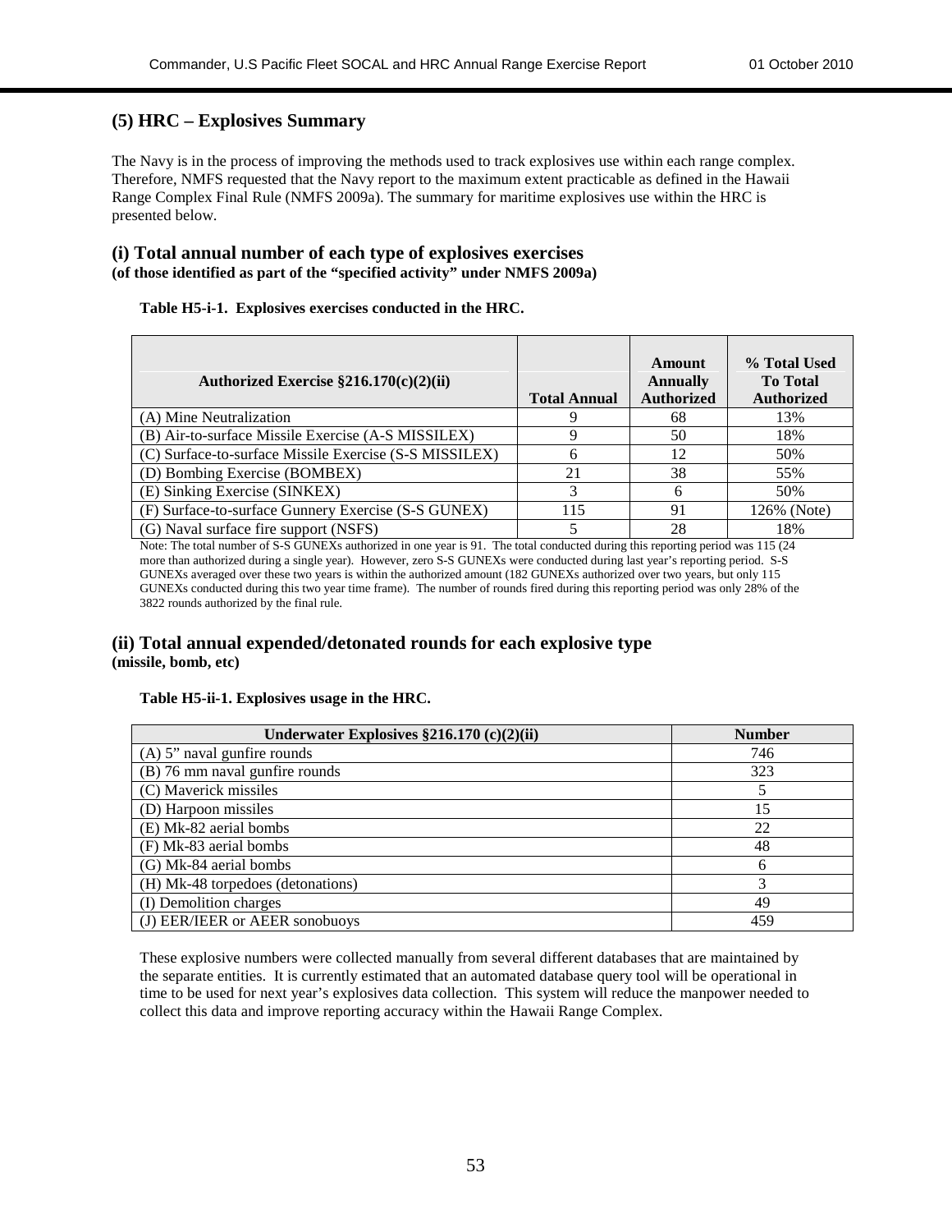## (5) HRC – Explosives Summary

The Navy is in the process of improving the methods used to track explosives use within each range complex. Therefore, NMFS requested that the Navy report to the maximum extent practicable as defined in the Hawaii Range Complex Final Rule (NMFS 2009a). The summary for maritime explosives use within the HRC is presented below.

### (i) Total annual number of each type of explosives exercises
**(of those identified as part of the "specified activity" under NMFS 2009a)**

**Table H5-i-1. Explosives exercises conducted in the HRC.**

| Authorized Exercise §216.170(c)(2)(ii) | Total Annual | Amount Annually Authorized | % Total Used To Total Authorized |
|---|---|---|---|
| (A) Mine Neutralization | 9 | 68 | 13% |
| (B) Air-to-surface Missile Exercise (A-S MISSILEX) | 9 | 50 | 18% |
| (C) Surface-to-surface Missile Exercise (S-S MISSILEX) | 6 | 12 | 50% |
| (D) Bombing Exercise (BOMBEX) | 21 | 38 | 55% |
| (E) Sinking Exercise (SINKEX) | 3 | 6 | 50% |
| (F) Surface-to-surface Gunnery Exercise (S-S GUNEX) | 115 | 91 | 126% (Note) |
| (G) Naval surface fire support (NSFS) | 5 | 28 | 18% |

Note: The total number of S-S GUNEXs authorized in one year is 91. The total conducted during this reporting period was 115 (24 more than authorized during a single year). However, zero S-S GUNEXs were conducted during last year's reporting period. S-S GUNEXs averaged over these two years is within the authorized amount (182 GUNEXs authorized over two years, but only 115 GUNEXs conducted during this two year time frame). The number of rounds fired during this reporting period was only 28% of the 3822 rounds authorized by the final rule.

### (ii) Total annual expended/detonated rounds for each explosive type
**(missile, bomb, etc)**

**Table H5-ii-1. Explosives usage in the HRC.**

| Underwater Explosives §216.170 (c)(2)(ii) | Number |
|---|---|
| (A) 5" naval gunfire rounds | 746 |
| (B) 76 mm naval gunfire rounds | 323 |
| (C) Maverick missiles | 5 |
| (D) Harpoon missiles | 15 |
| (E) Mk-82 aerial bombs | 22 |
| (F) Mk-83 aerial bombs | 48 |
| (G) Mk-84 aerial bombs | 6 |
| (H) Mk-48 torpedoes (detonations) | 3 |
| (I) Demolition charges | 49 |
| (J) EER/IEER or AEER sonobuoys | 459 |

These explosive numbers were collected manually from several different databases that are maintained by the separate entities. It is currently estimated that an automated database query tool will be operational in time to be used for next year's explosives data collection. This system will reduce the manpower needed to collect this data and improve reporting accuracy within the Hawaii Range Complex.